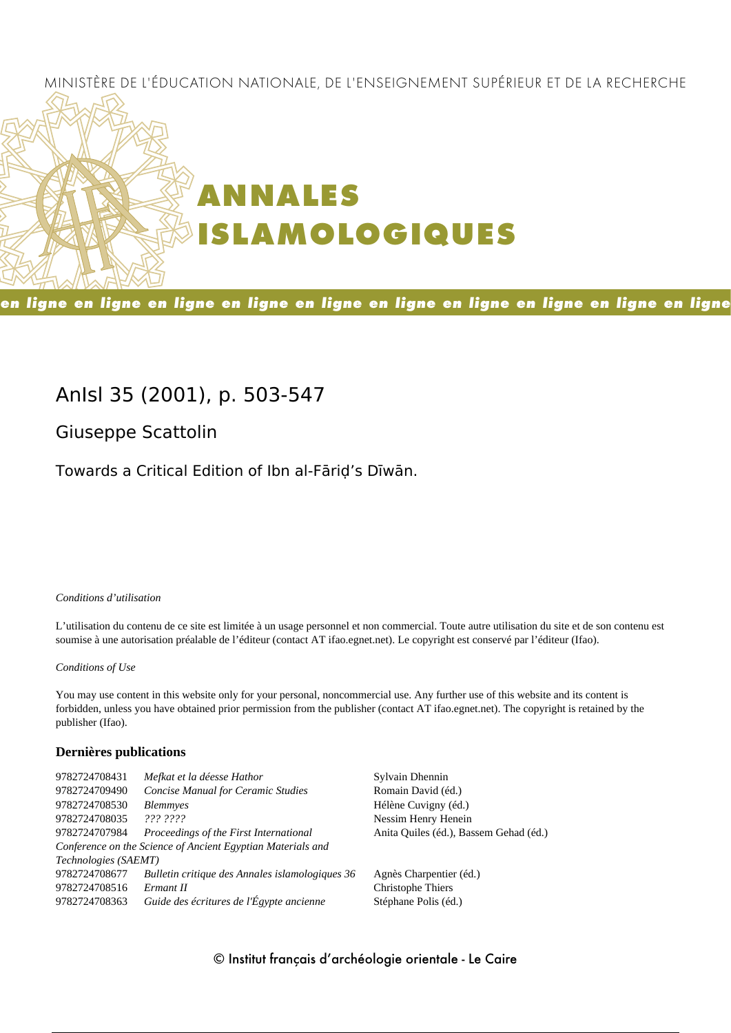MINISTÈRE DE L'ÉDUCATION NATIONALE, DE L'ENSEIGNEMENT SUPÉRIEUR ET DE LA RECHERCHE

# ANNALES ISLAMOLOGIQUES

**en ligne en ligne en ligne en ligne en ligne en ligne en ligne en ligne en ligne en ligne**

## AnIsl 35 (2001), p. 503-547

### Giuseppe Scattolin

### Towards a Critical Edition of Ibn al-Fāriḍ's Dīwān.

*Conditions d'utilisation*

L'utilisation du contenu de ce site est limitée à un usage personnel et non commercial. Toute autre utilisation du site et de son contenu est soumise à une autorisation préalable de l'éditeur (contact AT ifao.egnet.net). Le copyright est conservé par l'éditeur (Ifao).

*Conditions of Use*

You may use content in this website only for your personal, noncommercial use. Any further use of this website and its content is forbidden, unless you have obtained prior permission from the publisher (contact AT ifao.egnet.net). The copyright is retained by the publisher (Ifao).

**Dernières publications**

| | | |
|---|---|---|
| 9782724708431 | *Mefkat et la déesse Hathor* | Sylvain Dhennin |
| 9782724709490 | *Concise Manual for Ceramic Studies* | Romain David (éd.) |
| 9782724708530 | *Blemmyes* | Hélène Cuvigny (éd.) |
| 9782724708035 | *??? ????* | Nessim Henry Henein |
| 9782724707984 | *Proceedings of the First International Conference on the Science of Ancient Egyptian Materials and Technologies (SAEMT)* | Anita Quiles (éd.), Bassem Gehad (éd.) |
| 9782724708677 | *Bulletin critique des Annales islamologiques 36* | Agnès Charpentier (éd.) |
| 9782724708516 | *Ermant II* | Christophe Thiers |
| 9782724708363 | *Guide des écritures de l'Égypte ancienne* | Stéphane Polis (éd.) |

© Institut français d'archéologie orientale - Le Caire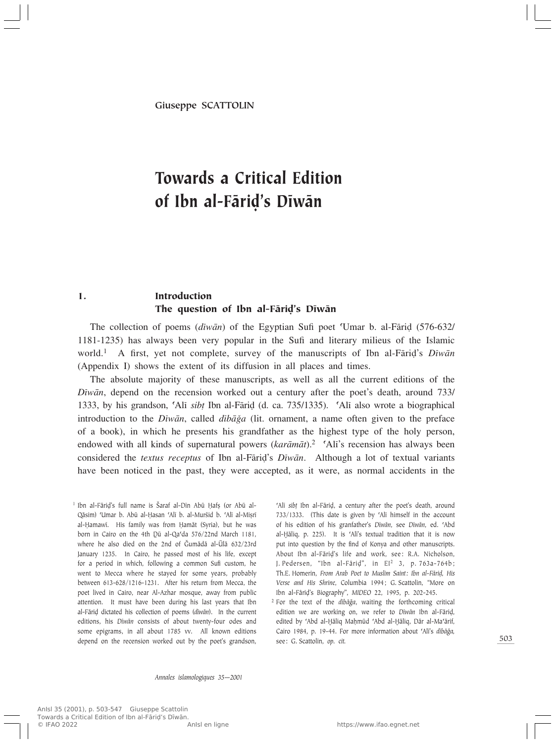Giuseppe SCATTOLIN

# Towards a Critical Edition of Ibn al-Fāriḍ's Dīwān

## 1. Introduction
### The question of Ibn al-Fāriḍ's Dīwān

The collection of poems (*dīwān*) of the Egyptian Sufi poet ʿUmar b. al-Fāriḍ (576-632/1181-1235) has always been very popular in the Sufi and literary milieus of the Islamic world.[1] A first, yet not complete, survey of the manuscripts of Ibn al-Fāriḍ's *Dīwān* (Appendix I) shows the extent of its diffusion in all places and times.

The absolute majority of these manuscripts, as well as all the current editions of the *Dīwān*, depend on the recension worked out a century after the poet's death, around 733/1333, by his grandson, ʿAlī *sibṭ* Ibn al-Fāriḍ (d. ca. 735/1335). ʿAlī also wrote a biographical introduction to the *Dīwān*, called *dībāğa* (lit. ornament, a name often given to the preface of a book), in which he presents his grandfather as the highest type of the holy person, endowed with all kinds of supernatural powers (*karāmāt*).[2] ʿAlī's recension has always been considered the *textus receptus* of Ibn al-Fāriḍ's *Dīwān*. Although a lot of textual variants have been noticed in the past, they were accepted, as it were, as normal accidents in the

[1] Ibn al-Fāriḍ's full name is Šaraf al-Dīn Abū Ḥafṣ (or Abū al-Qāsim) ʿUmar b. Abū al-Ḥasan ʿAlī b. al-Muršid b. ʿAlī al-Miṣrī al-Ḥamawī. His family was from Ḥamāt (Syria), but he was born in Cairo on the 4th Ḏū al-Qaʿda 576/22nd March 1181, where he also died on the 2nd of Ğumādā al-Ūlā 632/23rd January 1235. In Cairo, he passed most of his life, except for a period in which, following a common Sufi custom, he went to Mecca where he stayed for some years, probably between 613-628/1216-1231. After his return from Mecca, the poet lived in Cairo, near Al-Azhar mosque, away from public attention. It must have been during his last years that Ibn al-Fāriḍ dictated his collection of poems (*dīwān*). In the current editions, his *Dīwān* consists of about twenty-four odes and some epigrams, in all about 1785 vv. All known editions depend on the recension worked out by the poet's grandson, ʿAlī *sibṭ* Ibn al-Fāriḍ, a century after the poet's death, around 733/1333. (This date is given by ʿAlī himself in the account of his edition of his granfather's *Dīwān*, see *Dīwān*, ed. ʿAbd al-Ḫāliq, p. 225). It is ʿAlī's textual tradition that it is now put into question by the find of Konya and other manuscripts. About Ibn al-Fāriḍ's life and work, see: R.A. Nicholson, J. Pedersen, "Ibn al-Fāriḍ", in EI[2] 3, p. 763a-764b; Th.E. Homerin, *From Arab Poet to Muslim Saint: Ibn al-Fāriḍ, His Verse and His Shrine*, Columbia 1994; G. Scattolin, "More on Ibn al-Fāriḍ's Biography", *MIDEO* 22, 1995, p. 202-245.

[2] For the text of the *dībāğa*, waiting the forthcoming critical edition we are working on, we refer to *Dīwān* Ibn al-Fāriḍ, edited by ʿAbd al-Ḫāliq Maḥmūd ʿAbd al-Ḫāliq, Dār al-Maʿārif, Cairo 1984, p. 19-44. For more information about ʿAlī's *dībāğa*, see: G. Scattolin, *op. cit.*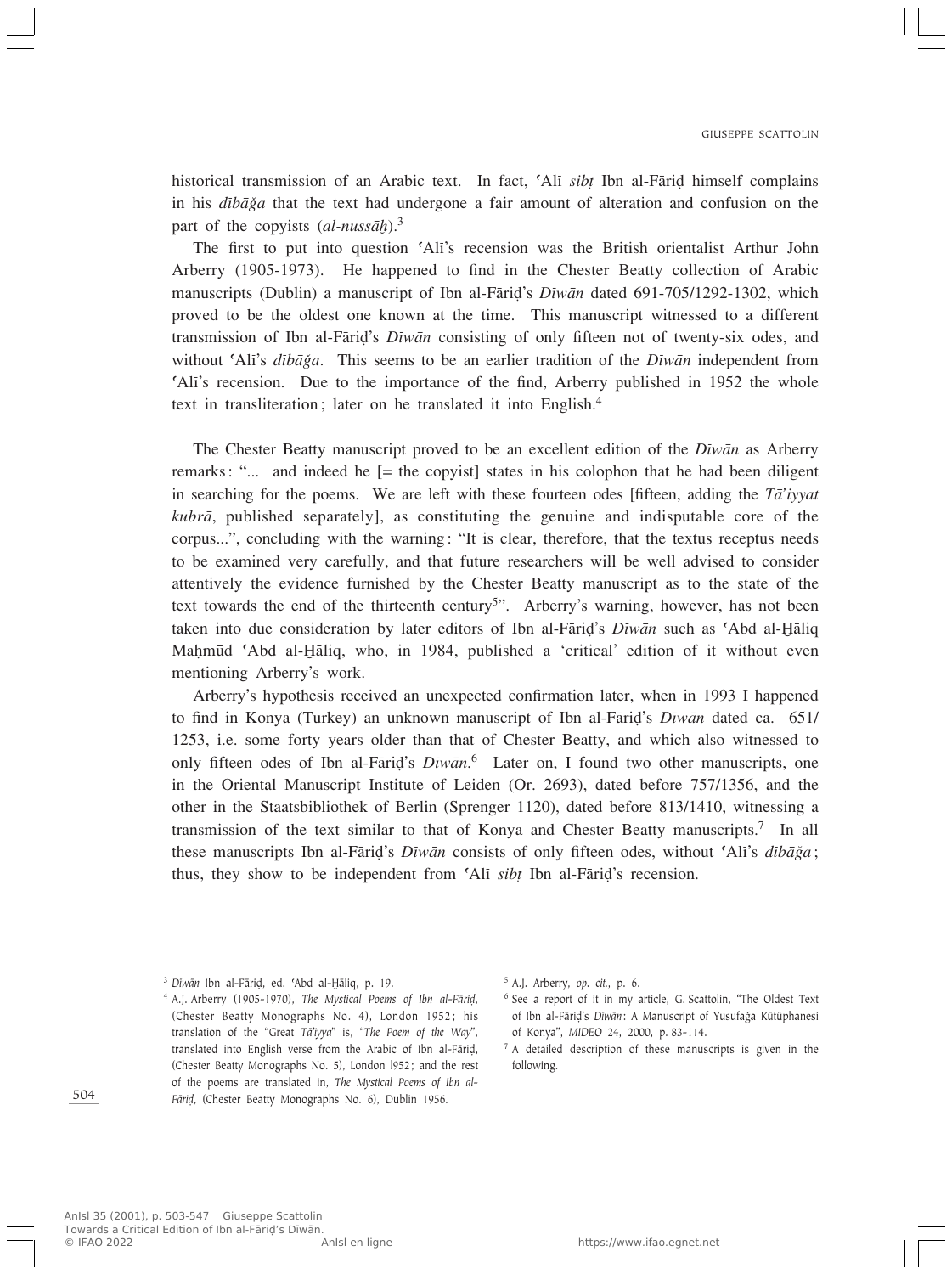historical transmission of an Arabic text. In fact, ʿAlī *sibṭ* Ibn al-Fāriḍ himself complains in his *dībāǧa* that the text had undergone a fair amount of alteration and confusion on the part of the copyists (*al-nussāḫ*).[3]

The first to put into question ʿAlī's recension was the British orientalist Arthur John Arberry (1905-1973). He happened to find in the Chester Beatty collection of Arabic manuscripts (Dublin) a manuscript of Ibn al-Fāriḍ's *Dīwān* dated 691-705/1292-1302, which proved to be the oldest one known at the time. This manuscript witnessed to a different transmission of Ibn al-Fāriḍ's *Dīwān* consisting of only fifteen not of twenty-six odes, and without ʿAlī's *dībāǧa*. This seems to be an earlier tradition of the *Dīwān* independent from ʿAlī's recension. Due to the importance of the find, Arberry published in 1952 the whole text in transliteration ; later on he translated it into English.[4]

The Chester Beatty manuscript proved to be an excellent edition of the *Dīwān* as Arberry remarks : "... and indeed he [= the copyist] states in his colophon that he had been diligent in searching for the poems. We are left with these fourteen odes [fifteen, adding the *Tā'iyyat kubrā*, published separately], as constituting the genuine and indisputable core of the corpus...", concluding with the warning : "It is clear, therefore, that the textus receptus needs to be examined very carefully, and that future researchers will be well advised to consider attentively the evidence furnished by the Chester Beatty manuscript as to the state of the text towards the end of the thirteenth century[5]". Arberry's warning, however, has not been taken into due consideration by later editors of Ibn al-Fāriḍ's *Dīwān* such as ʿAbd al-Ḫāliq Maḥmūd ʿAbd al-Ḫāliq, who, in 1984, published a 'critical' edition of it without even mentioning Arberry's work.

Arberry's hypothesis received an unexpected confirmation later, when in 1993 I happened to find in Konya (Turkey) an unknown manuscript of Ibn al-Fāriḍ's *Dīwān* dated ca. 651/1253, i.e. some forty years older than that of Chester Beatty, and which also witnessed to only fifteen odes of Ibn al-Fāriḍ's *Dīwān*.[6] Later on, I found two other manuscripts, one in the Oriental Manuscript Institute of Leiden (Or. 2693), dated before 757/1356, and the other in the Staatsbibliothek of Berlin (Sprenger 1120), dated before 813/1410, witnessing a transmission of the text similar to that of Konya and Chester Beatty manuscripts.[7] In all these manuscripts Ibn al-Fāriḍ's *Dīwān* consists of only fifteen odes, without ʿAlī's *dībāǧa* ; thus, they show to be independent from ʿAlī *sibṭ* Ibn al-Fāriḍ's recension.

---

[3] *Dīwān* Ibn al-Fāriḍ, ed. ʿAbd al-Ḫāliq, p. 19.

[4] A.J. Arberry (1905-1970), *The Mystical Poems of Ibn al-Fāriḍ*, (Chester Beatty Monographs No. 4), London 1952 ; his translation of the "Great *Tā'iyya*" is, "*The Poem of the Way*", translated into English verse from the Arabic of Ibn al-Fāriḍ, (Chester Beatty Monographs No. 5), London l952 ; and the rest of the poems are translated in, *The Mystical Poems of Ibn al-Fāriḍ*, (Chester Beatty Monographs No. 6), Dublin 1956.

[5] A.J. Arberry, *op. cit.*, p. 6.

[6] See a report of it in my article, G. Scattolin, "The Oldest Text of Ibn al-Fāriḍ's *Dīwān* : A Manuscript of Yusufağa Kütüphanesi of Konya", *MIDEO* 24, 2000, p. 83-114.

[7] A detailed description of these manuscripts is given in the following.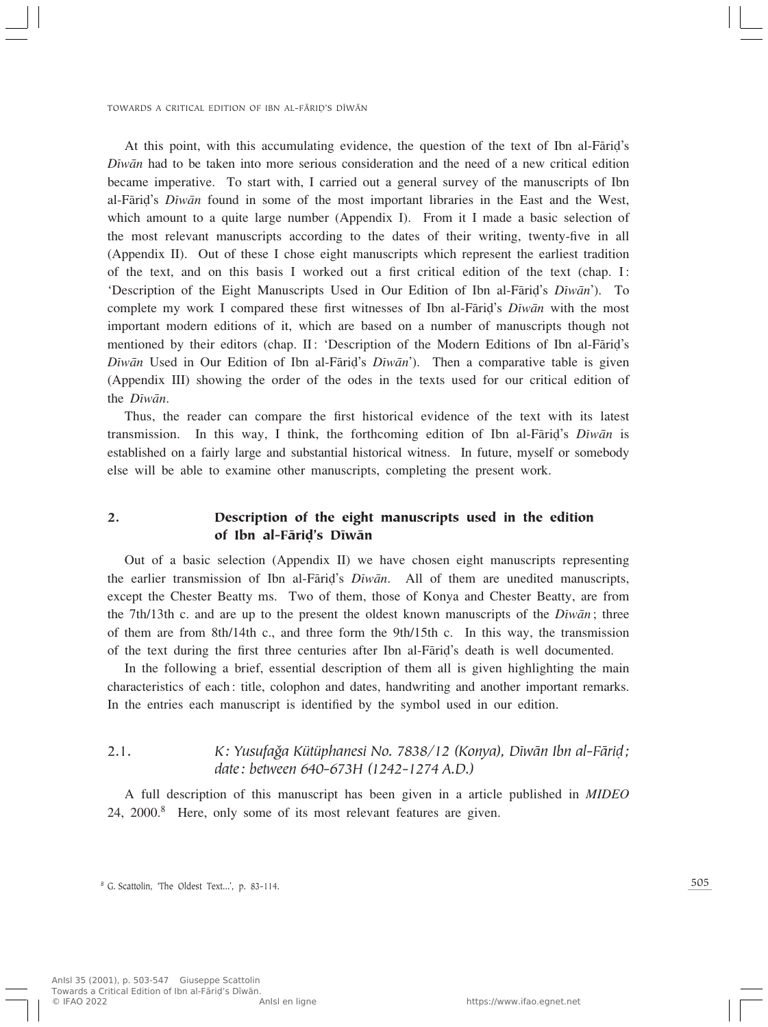At this point, with this accumulating evidence, the question of the text of Ibn al-Fāriḍ's *Dīwān* had to be taken into more serious consideration and the need of a new critical edition became imperative. To start with, I carried out a general survey of the manuscripts of Ibn al-Fāriḍ's *Dīwān* found in some of the most important libraries in the East and the West, which amount to a quite large number (Appendix I). From it I made a basic selection of the most relevant manuscripts according to the dates of their writing, twenty-five in all (Appendix II). Out of these I chose eight manuscripts which represent the earliest tradition of the text, and on this basis I worked out a first critical edition of the text (chap. I: 'Description of the Eight Manuscripts Used in Our Edition of Ibn al-Fāriḍ's *Dīwān*'). To complete my work I compared these first witnesses of Ibn al-Fāriḍ's *Dīwān* with the most important modern editions of it, which are based on a number of manuscripts though not mentioned by their editors (chap. II: 'Description of the Modern Editions of Ibn al-Fāriḍ's *Dīwān* Used in Our Edition of Ibn al-Fāriḍ's *Dīwān*'). Then a comparative table is given (Appendix III) showing the order of the odes in the texts used for our critical edition of the *Dīwān*.

Thus, the reader can compare the first historical evidence of the text with its latest transmission. In this way, I think, the forthcoming edition of Ibn al-Fāriḍ's *Dīwān* is established on a fairly large and substantial historical witness. In future, myself or somebody else will be able to examine other manuscripts, completing the present work.

## 2. Description of the eight manuscripts used in the edition of Ibn al-Fāriḍ's Dīwān

Out of a basic selection (Appendix II) we have chosen eight manuscripts representing the earlier transmission of Ibn al-Fāriḍ's *Dīwān*. All of them are unedited manuscripts, except the Chester Beatty ms. Two of them, those of Konya and Chester Beatty, are from the 7th/13th c. and are up to the present the oldest known manuscripts of the *Dīwān*; three of them are from 8th/14th c., and three form the 9th/15th c. In this way, the transmission of the text during the first three centuries after Ibn al-Fāriḍ's death is well documented.

In the following a brief, essential description of them all is given highlighting the main characteristics of each: title, colophon and dates, handwriting and another important remarks. In the entries each manuscript is identified by the symbol used in our edition.

### 2.1. *K: Yusufağa Kütüphanesi No. 7838/12 (Konya), Dīwān Ibn al-Fāriḍ; date: between 640-673H (1242-1274 A.D.)*

A full description of this manuscript has been given in a article published in *MIDEO* 24, 2000.[8] Here, only some of its most relevant features are given.

[8] G. Scattolin, 'The Oldest Text...', p. 83-114.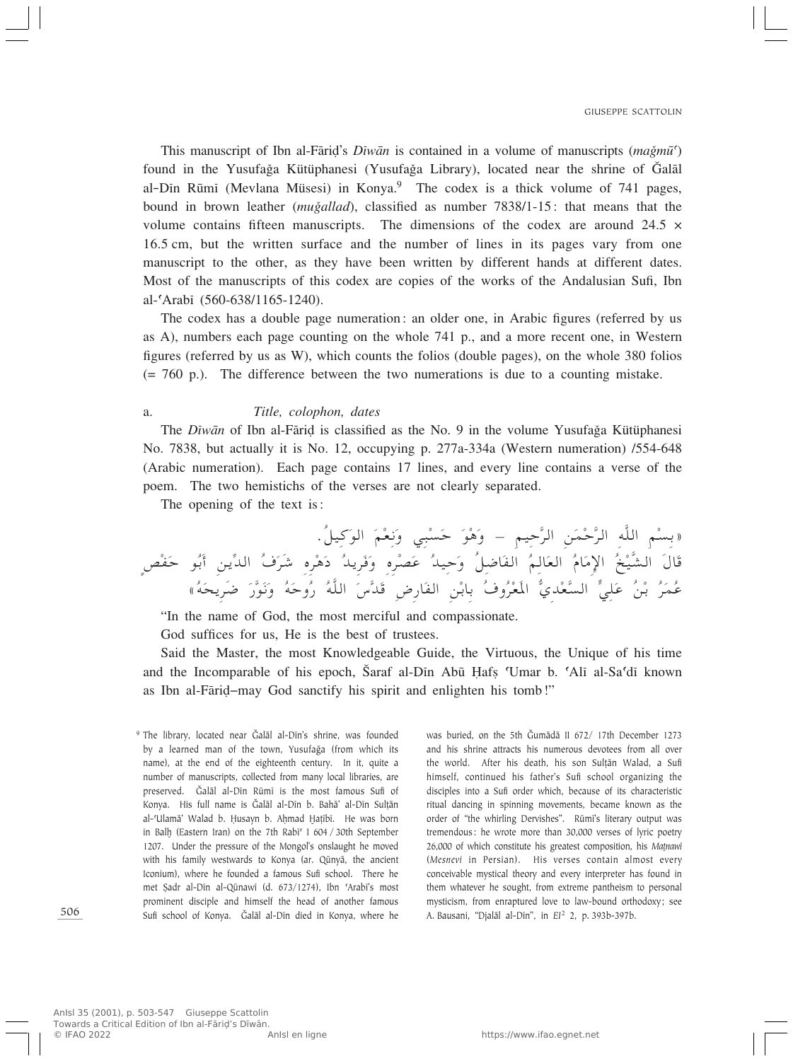This manuscript of Ibn al-Fāriḍ's *Dīwān* is contained in a volume of manuscripts (*maǧmūʿ*) found in the Yusufağa Kütüphanesi (Yusufağa Library), located near the shrine of Ǧalāl al-Dīn Rūmī (Mevlana Müsesi) in Konya.[9] The codex is a thick volume of 741 pages, bound in brown leather (*muǧallad*), classified as number 7838/1-15 : that means that the volume contains fifteen manuscripts. The dimensions of the codex are around 24.5 × 16.5 cm, but the written surface and the number of lines in its pages vary from one manuscript to the other, as they have been written by different hands at different dates. Most of the manuscripts of this codex are copies of the works of the Andalusian Sufi, Ibn al-ʿArabī (560-638/1165-1240).

The codex has a double page numeration : an older one, in Arabic figures (referred by us as A), numbers each page counting on the whole 741 p., and a more recent one, in Western figures (referred by us as W), which counts the folios (double pages), on the whole 380 folios (= 760 p.). The difference between the two numerations is due to a counting mistake.

### a. *Title, colophon, dates*

The *Dīwān* of Ibn al-Fāriḍ is classified as the No. 9 in the volume Yusufağa Kütüphanesi No. 7838, but actually it is No. 12, occupying p. 277a-334a (Western numeration) /554-648 (Arabic numeration). Each page contains 17 lines, and every line contains a verse of the poem. The two hemistichs of the verses are not clearly separated.

The opening of the text is :

«بِسْمِ اللَّهِ الرَّحْمَنِ الرَّحِيمِ – وَهْوَ حَسْبِي وَنِعْمَ الوَكِيلُ.
قَالَ الشَّيْخُ الإِمَامُ العَالِمُ الفَاضِلُ وَحِيدُ عَصْرِهِ وَفَرِيدُ دَهْرِهِ شَرَفُ الدِّينِ أَبُو حَفْصٍ
عُمَرُ بْنُ عَلِيٍّ السَّعْدِيُّ المَعْرُوفُ بِابْنِ الفَارِضِ قَدَّسَ اللَّهُ رُوحَهُ وَنَوَّرَ ضَرِيحَهُ»

"In the name of God, the most merciful and compassionate.
God suffices for us, He is the best of trustees.
Said the Master, the most Knowledgeable Guide, the Virtuous, the Unique of his time and the Incomparable of his epoch, Šaraf al-Dīn Abū Ḥafṣ ʿUmar b. ʿAlī al-Saʿdī known as Ibn al-Fāriḍ–may God sanctify his spirit and enlighten his tomb !"

[9] The library, located near Ǧalāl al-Dīn's shrine, was founded by a learned man of the town, Yusufağa (from which its name), at the end of the eighteenth century. In it, quite a number of manuscripts, collected from many local libraries, are preserved. Ǧalāl al-Dīn Rūmī is the most famous Sufi of Konya. His full name is Ǧalāl al-Dīn b. Bahā' al-Dīn Sulṭān al-ʿUlamā' Walad b. Ḥusayn b. Aḥmad Ḫaṭībī. He was born in Balḫ (Eastern Iran) on the 7th Rabīʿ I 604 / 30th September 1207. Under the pressure of the Mongol's onslaught he moved with his family westwards to Konya (ar. Qūnyā, the ancient Iconium), where he founded a famous Sufi school. There he met Ṣadr al-Dīn al-Qūnawī (d. 673/1274), Ibn ʿArabī's most prominent disciple and himself the head of another famous Sufi school of Konya. Ǧalāl al-Dīn died in Konya, where he was buried, on the 5th Ǧumādā II 672/ 17th December 1273 and his shrine attracts his numerous devotees from all over the world. After his death, his son Sulṭān Walad, a Sufi himself, continued his father's Sufi school organizing the disciples into a Sufi order which, because of its characteristic ritual dancing in spinning movements, became known as the order of "the whirling Dervishes". Rūmī's literary output was tremendous : he wrote more than 30,000 verses of lyric poetry 26,000 of which constitute his greatest composition, his *Maṯnawī* (*Mesnevi* in Persian). His verses contain almost every conceivable mystical theory and every interpreter has found in them whatever he sought, from extreme pantheism to personal mysticism, from enraptured love to law-bound orthodoxy; see A. Bausani, "Djalāl al-Dīn", in *EI*² 2, p. 393b-397b.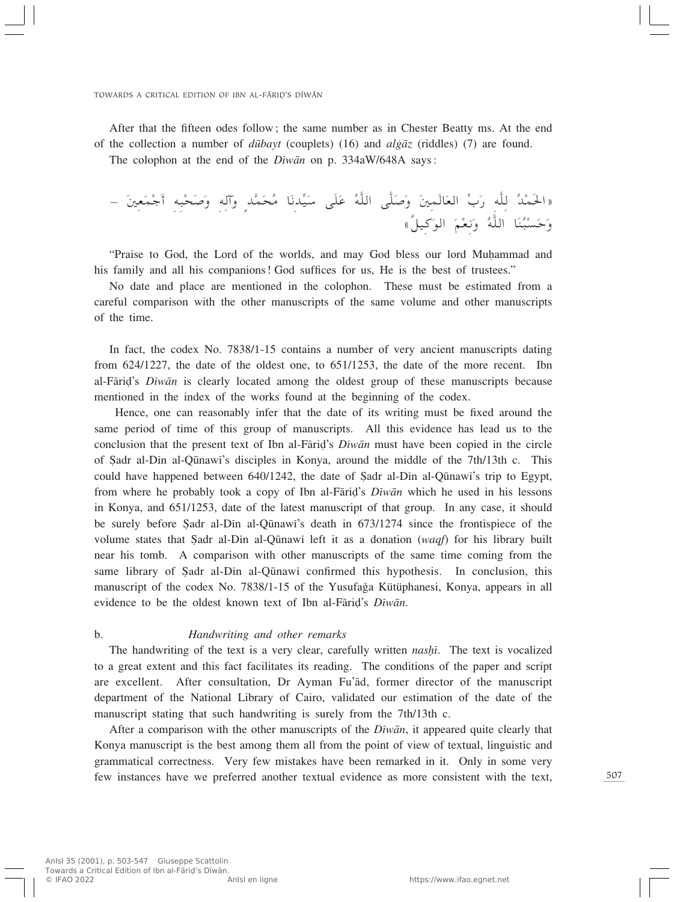After that the fifteen odes follow; the same number as in Chester Beatty ms. At the end of the collection a number of *dūbayt* (couplets) (16) and *alġāz* (riddles) (7) are found.

The colophon at the end of the *Dīwān* on p. 334aW/648A says:

«الحَمْدُ لِلَّهِ رَبِّ العَالَمِينَ وَصَلَّى اللَّهُ عَلَى سَيِّدِنَا مُحَمَّدٍ وآلِهِ وَصَحْبِهِ أَجْمَعِينَ – وَحَسْبُنَا اللَّهُ وَنِعْمَ الوَكِيلُ»

"Praise to God, the Lord of the worlds, and may God bless our lord Muḥammad and his family and all his companions! God suffices for us, He is the best of trustees."

No date and place are mentioned in the colophon. These must be estimated from a careful comparison with the other manuscripts of the same volume and other manuscripts of the time.

In fact, the codex No. 7838/1-15 contains a number of very ancient manuscripts dating from 624/1227, the date of the oldest one, to 651/1253, the date of the more recent. Ibn al-Fāriḍ's *Dīwān* is clearly located among the oldest group of these manuscripts because mentioned in the index of the works found at the beginning of the codex.

Hence, one can reasonably infer that the date of its writing must be fixed around the same period of time of this group of manuscripts. All this evidence has lead us to the conclusion that the present text of Ibn al-Fāriḍ's *Dīwān* must have been copied in the circle of Ṣadr al-Dīn al-Qūnawī's disciples in Konya, around the middle of the 7th/13th c. This could have happened between 640/1242, the date of Ṣadr al-Dīn al-Qūnawī's trip to Egypt, from where he probably took a copy of Ibn al-Fāriḍ's *Dīwān* which he used in his lessons in Konya, and 651/1253, date of the latest manuscript of that group. In any case, it should be surely before Ṣadr al-Dīn al-Qūnawī's death in 673/1274 since the frontispiece of the volume states that Ṣadr al-Dīn al-Qūnawī left it as a donation (*waqf*) for his library built near his tomb. A comparison with other manuscripts of the same time coming from the same library of Ṣadr al-Dīn al-Qūnawī confirmed this hypothesis. In conclusion, this manuscript of the codex No. 7838/1-15 of the Yusufağa Kütüphanesi, Konya, appears in all evidence to be the oldest known text of Ibn al-Fāriḍ's *Dīwān*.

### b. *Handwriting and other remarks*

The handwriting of the text is a very clear, carefully written *nasḫī*. The text is vocalized to a great extent and this fact facilitates its reading. The conditions of the paper and script are excellent. After consultation, Dr Ayman Fu'ād, former director of the manuscript department of the National Library of Cairo, validated our estimation of the date of the manuscript stating that such handwriting is surely from the 7th/13th c.

After a comparison with the other manuscripts of the *Dīwān*, it appeared quite clearly that Konya manuscript is the best among them all from the point of view of textual, linguistic and grammatical correctness. Very few mistakes have been remarked in it. Only in some very few instances have we preferred another textual evidence as more consistent with the text,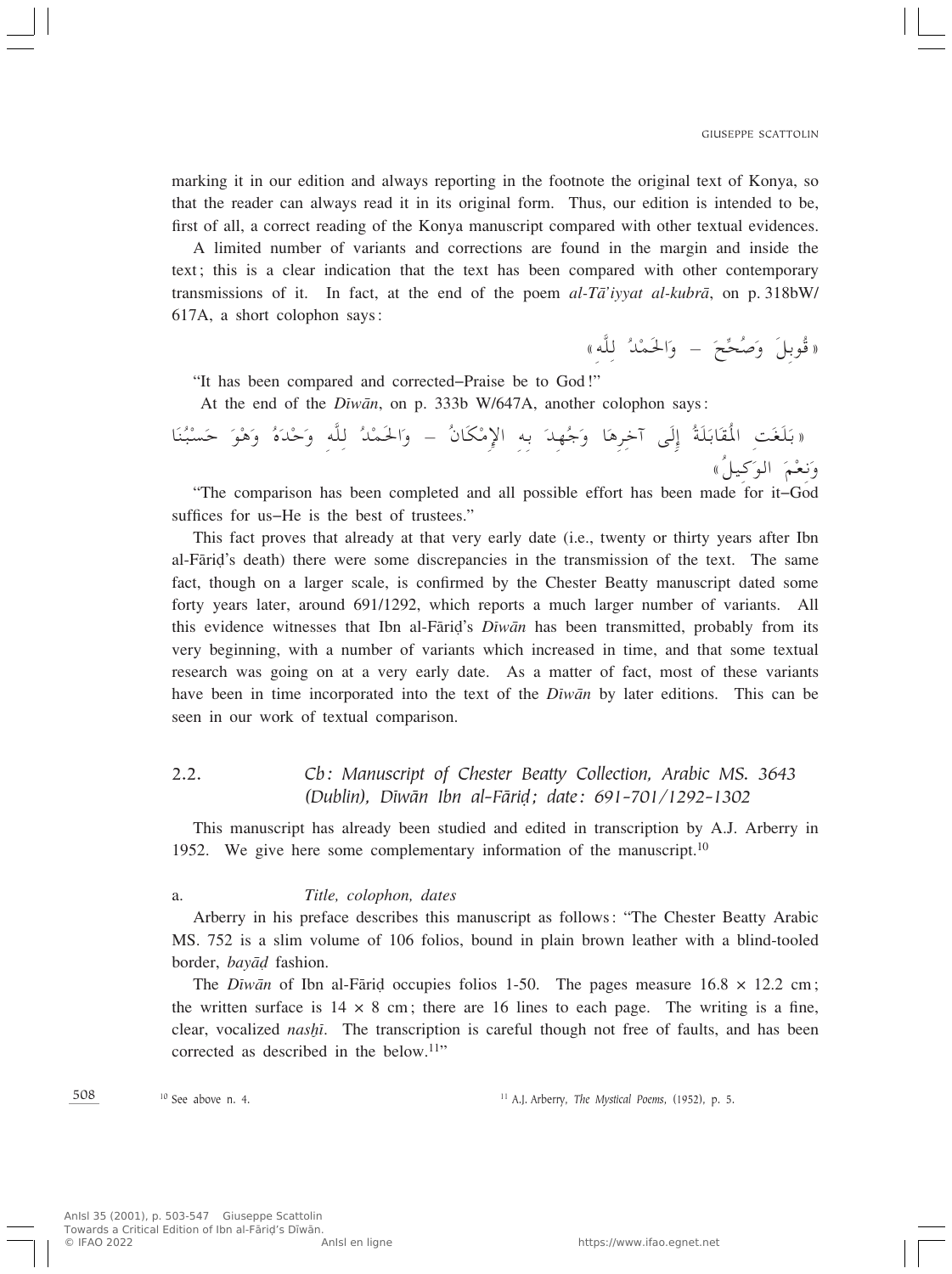marking it in our edition and always reporting in the footnote the original text of Konya, so that the reader can always read it in its original form. Thus, our edition is intended to be, first of all, a correct reading of the Konya manuscript compared with other textual evidences.

A limited number of variants and corrections are found in the margin and inside the text; this is a clear indication that the text has been compared with other contemporary transmissions of it. In fact, at the end of the poem *al-Tā'iyyat al-kubrā*, on p. 318bW/617A, a short colophon says:

«قُوبِلَ وَصُحِّحَ – وَالحَمْدُ لِلَّهِ»

"It has been compared and corrected–Praise be to God!"

At the end of the *Dīwān*, on p. 333b W/647A, another colophon says:

«بَلَغَتِ المُقَابَلَةُ إِلَى آخِرِهَا وَجُهِدَ بِهِ الإِمْكَانُ – وَالحَمْدُ لِلَّهِ وَحْدَهُ وَهْوَ حَسْبُنَا وَنِعْمَ الوَكِيلُ»

"The comparison has been completed and all possible effort has been made for it–God suffices for us–He is the best of trustees."

This fact proves that already at that very early date (i.e., twenty or thirty years after Ibn al-Fāriḍ's death) there were some discrepancies in the transmission of the text. The same fact, though on a larger scale, is confirmed by the Chester Beatty manuscript dated some forty years later, around 691/1292, which reports a much larger number of variants. All this evidence witnesses that Ibn al-Fāriḍ's *Dīwān* has been transmitted, probably from its very beginning, with a number of variants which increased in time, and that some textual research was going on at a very early date. As a matter of fact, most of these variants have been in time incorporated into the text of the *Dīwān* by later editions. This can be seen in our work of textual comparison.

### 2.2. *Cb: Manuscript of Chester Beatty Collection, Arabic MS. 3643 (Dublin), Dīwān Ibn al-Fāriḍ; date: 691-701/1292-1302*

This manuscript has already been studied and edited in transcription by A.J. Arberry in 1952. We give here some complementary information of the manuscript.[10]

#### a. *Title, colophon, dates*

Arberry in his preface describes this manuscript as follows: "The Chester Beatty Arabic MS. 752 is a slim volume of 106 folios, bound in plain brown leather with a blind-tooled border, *bayāḍ* fashion.

The *Dīwān* of Ibn al-Fāriḍ occupies folios 1-50. The pages measure 16.8 × 12.2 cm; the written surface is 14 × 8 cm; there are 16 lines to each page. The writing is a fine, clear, vocalized *nasḫī*. The transcription is careful though not free of faults, and has been corrected as described in the below.[11]"

[10] See above n. 4.

[11] A.J. Arberry, *The Mystical Poems*, (1952), p. 5.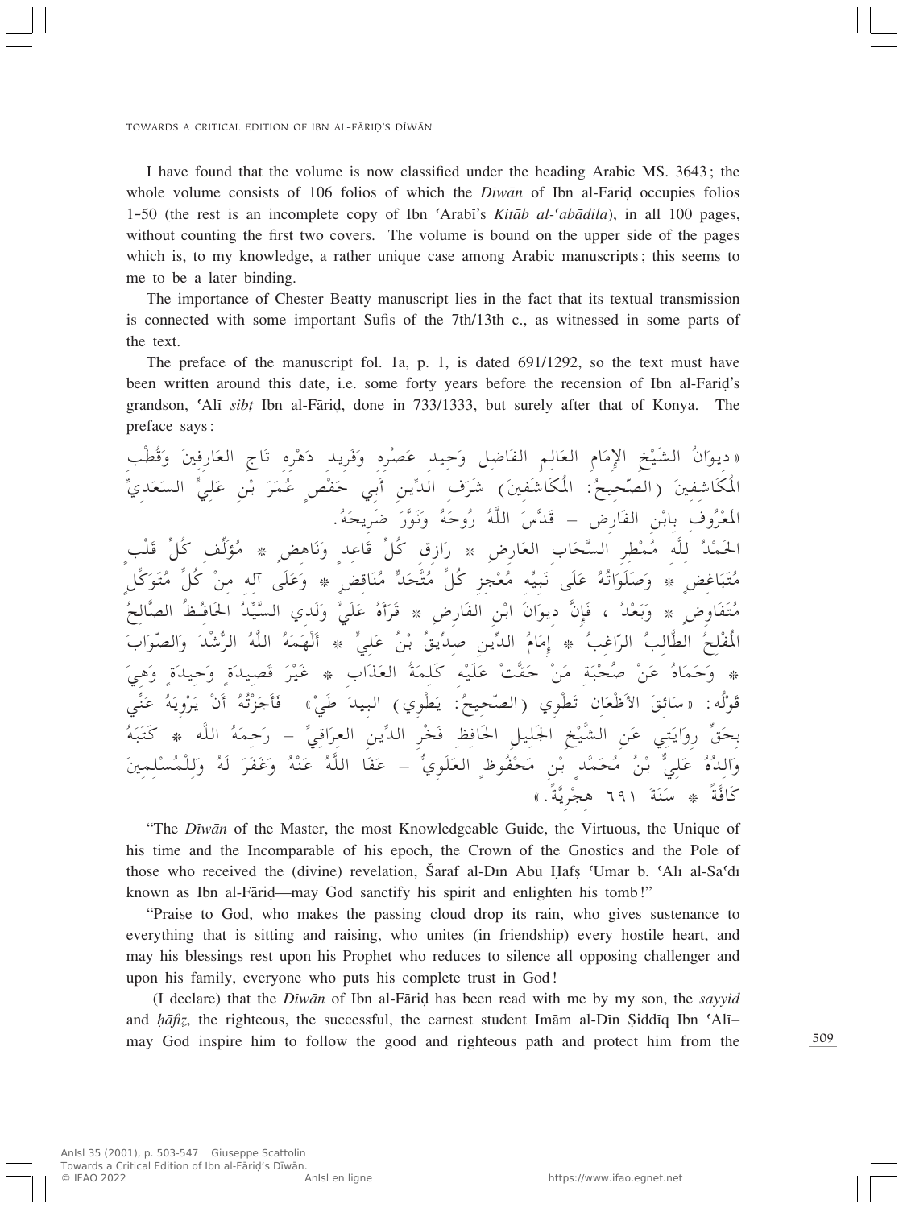I have found that the volume is now classified under the heading Arabic MS. 3643; the whole volume consists of 106 folios of which the *Dīwān* of Ibn al-Fāriḍ occupies folios 1-50 (the rest is an incomplete copy of Ibn ʿArabī's *Kitāb al-ʿabādila*), in all 100 pages, without counting the first two covers. The volume is bound on the upper side of the pages which is, to my knowledge, a rather unique case among Arabic manuscripts; this seems to me to be a later binding.

The importance of Chester Beatty manuscript lies in the fact that its textual transmission is connected with some important Sufis of the 7th/13th c., as witnessed in some parts of the text.

The preface of the manuscript fol. 1a, p. 1, is dated 691/1292, so the text must have been written around this date, i.e. some forty years before the recension of Ibn al-Fāriḍ's grandson, ʿAlī *sibṭ* Ibn al-Fāriḍ, done in 733/1333, but surely after that of Konya. The preface says:

«دِيوَانُ الشَّيْخِ الإِمَامِ العَالِمِ الفَاضِلِ وَحِيدِ عَصْرِهِ وَفَرِيدِ دَهْرِهِ تَاجِ العَارِفِينَ وَقُطْبِ المُكَاشِفِينَ (الصّحيحُ: المُكَاشَفِينَ) شَرَفِ الدِّينِ أَبِي حَفْصٍ عُمَرَ بْنِ عَلِيٍّ السَعَدِيِّ المَعْرُوفِ بِابْنِ الفَارِضِ – قَدَّسَ اللَّهُ رُوحَهُ وَنَوَّرَ ضَرِيحَهُ.

الحَمْدُ لِلَّهِ مُمْطِرِ السَّحَابِ العَارِضِ * رَازِقِ كُلِّ قَاعِدٍ وَنَاهِضٍ * مُؤَلِّفِ كُلِّ قَلْبٍ مُتَبَاغِضٍ * وَصَلَوَاتُهُ عَلَى نَبِيِّهِ مُعْجِزِ كُلِّ مُتَّحَدٍّ مُنَاقِضٍ * وَعَلَى آلِهِ مِنْ كُلِّ مُتَوَكِّلٍ مُتَفَاوِضٍ * وَبَعْدُ ، فَإِنَّ دِيوَانَ ابْنِ الفَارِضِ * قَرَأَهُ عَلَيَّ وَلَدِي السَّيِّدُ الحَافِظُ الصَّالِحُ المُفْلِحُ الطَّالِبُ الرَّاغِبُ * إِمَامُ الدِّينِ صِدِّيقُ بْنُ عَلِيٍّ * أَلْهَمَهُ اللَّهُ الرُّشْدَ وَالصَّوَابَ * وَحَمَاهُ عَنْ صُحْبَةِ مَنْ حَقَّتْ عَلَيْهِ كَلِمَةُ العَذَابِ * غَيْرَ قَصِيدَةٍ وَحِيدَةٍ وَهِيَ قَوْلُهُ: «سَائِقَ الأَظْعَانِ تَطْوِي (الصّحيحُ: يَطْوِي) البِيدَ طَيْ» فَأَجَزْتُهُ أَنْ يَرْوِيَهُ عَنِّي بِحَقِّ رِوَايَتِي عَنِ الشَّيْخِ الجَلِيلِ الحَافِظِ فَخْرِ الدِّينِ العِرَاقِيِّ – رَحِمَهُ اللَّهُ * كَتَبَهُ وَالِدُهُ عَلِيُّ بْنُ مُحَمَّدِ بْنِ مَحْفُوظٍ العَلَوِيُّ – عَفَا اللَّهُ عَنْهُ وَغَفَرَ لَهُ وَلِلْمُسْلِمِينَ كَافَّةً * سَنَةَ ٦٩١ هِجْرِيَّةً.»

"The *Dīwān* of the Master, the most Knowledgeable Guide, the Virtuous, the Unique of his time and the Incomparable of his epoch, the Crown of the Gnostics and the Pole of those who received the (divine) revelation, Šaraf al-Dīn Abū Ḥafṣ ʿUmar b. ʿAlī al-Saʿdī known as Ibn al-Fāriḍ—may God sanctify his spirit and enlighten his tomb!"

"Praise to God, who makes the passing cloud drop its rain, who gives sustenance to everything that is sitting and raising, who unites (in friendship) every hostile heart, and may his blessings rest upon his Prophet who reduces to silence all opposing challenger and upon his family, everyone who puts his complete trust in God!

(I declare) that the *Dīwān* of Ibn al-Fāriḍ has been read with me by my son, the *sayyid* and *ḥāfiẓ*, the righteous, the successful, the earnest student Imām al-Dīn Ṣiddīq Ibn ʿAlī– may God inspire him to follow the good and righteous path and protect him from the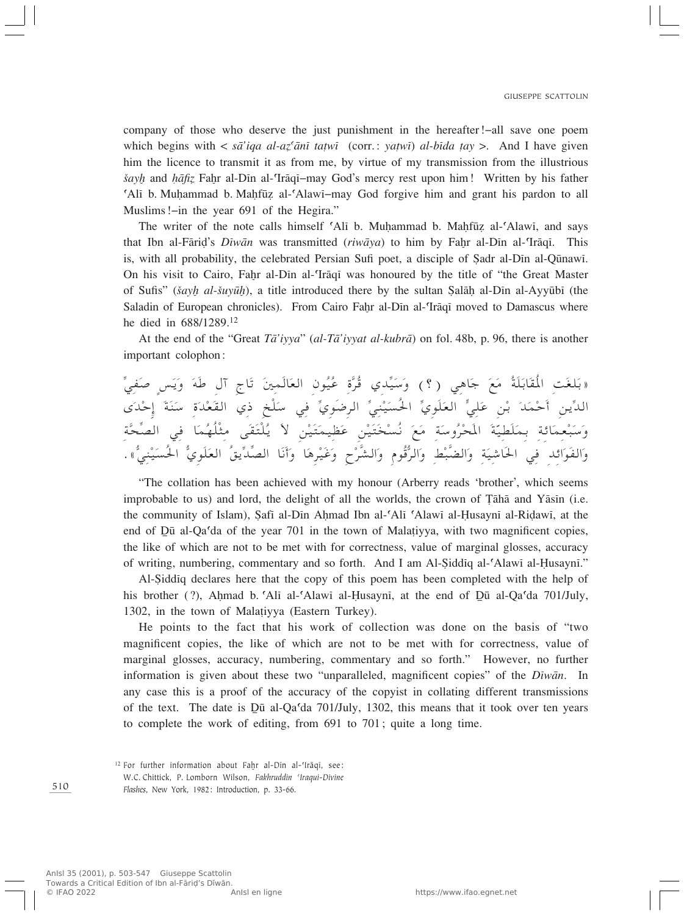company of those who deserve the just punishment in the hereafter!–all save one poem which begins with < *sā'iqa al-aẓ'ānī taṭwī* (corr.: *yaṭwī*) *al-bīda ṭay* >. And I have given him the licence to transmit it as from me, by virtue of my transmission from the illustrious *šayḫ* and *ḥāfiẓ* Faḫr al-Dīn al-'Irāqī–may God's mercy rest upon him! Written by his father 'Alī b. Muḥammad b. Maḥfūẓ al-'Alawī–may God forgive him and grant his pardon to all Muslims!–in the year 691 of the Hegira."

The writer of the note calls himself 'Alī b. Muḥammad b. Maḥfūẓ al-'Alawī, and says that Ibn al-Fāriḍ's *Dīwān* was transmitted (*riwāya*) to him by Faḫr al-Dīn al-'Irāqī. This is, with all probability, the celebrated Persian Sufi poet, a disciple of Ṣadr al-Dīn al-Qūnawī. On his visit to Cairo, Faḫr al-Dīn al-'Irāqī was honoured by the title of "the Great Master of Sufis" (*šayḫ al-šuyūḫ*), a title introduced there by the sultan Ṣalāḥ al-Dīn al-Ayyūbī (the Saladin of European chronicles). From Cairo Faḫr al-Dīn al-'Irāqī moved to Damascus where he died in 688/1289.[12]

At the end of the "Great *Tā'iyya*" (*al-Tā'iyyat al-kubrā*) on fol. 48b, p. 96, there is another important colophon:

«بَلغَتِ المُقَابَلَةُ مَعَ جَاهِي (؟) وَسَيِّدِي قُرَّة عُيُونِ العَالَمِينَ تَاجِ آلِ طَهَ وَيَس صَفِيِّ الدِّين أَحْمَدَ بْن عَلِيٍّ العَلَوِيِّ الحُسَيْنِيِّ الرضَوِيِّ فِي سَلْخِ ذِي القَعْدَة سَنَةَ إِحْدَى وَسَبْعِمَائة بِمَلَطيّة المَحْرُوسَة مَعَ نُسْخَتَيْنِ عَظِيمَتَيْنِ لاَ يُلْتَقَى مِثْلُهُمَا فِي الصِّحَّة وَالفَوَائد فِي الحَاشِيَة وَالضَّبْطِ وَالرُّقُوم وَالشَّرْحِ وَغَيْرِهَا وَأَنَا الصِّدِّيقُ العَلَوِيُّ الحُسَيْنِيُّ».

"The collation has been achieved with my honour (Arberry reads 'brother', which seems improbable to us) and lord, the delight of all the worlds, the crown of Ṭāhā and Yāsīn (i.e. the community of Islam), Ṣafī al-Dīn Aḥmad Ibn al-'Alī 'Alawī al-Ḥusaynī al-Riḍawī, at the end of Ḏū al-Qa'da of the year 701 in the town of Malaṭiyya, with two magnificent copies, the like of which are not to be met with for correctness, value of marginal glosses, accuracy of writing, numbering, commentary and so forth. And I am Al-Ṣiddīq al-'Alawī al-Ḥusaynī."

Al-Ṣiddīq declares here that the copy of this poem has been completed with the help of his brother (?), Aḥmad b. 'Alī al-'Alawī al-Ḥusaynī, at the end of Ḏū al-Qa'da 701/July, 1302, in the town of Malaṭiyya (Eastern Turkey).

He points to the fact that his work of collection was done on the basis of "two magnificent copies, the like of which are not to be met with for correctness, value of marginal glosses, accuracy, numbering, commentary and so forth." However, no further information is given about these two "unparalleled, magnificent copies" of the *Dīwān*. In any case this is a proof of the accuracy of the copyist in collating different transmissions of the text. The date is Ḏū al-Qa'da 701/July, 1302, this means that it took over ten years to complete the work of editing, from 691 to 701; quite a long time.

[12] For further information about Faḫr al-Dīn al-'Irāqī, see: W.C. Chittick, P. Lomborn Wilson, *Fakhruddin 'Iraqui-Divine Flashes*, New York, 1982: Introduction, p. 33-66.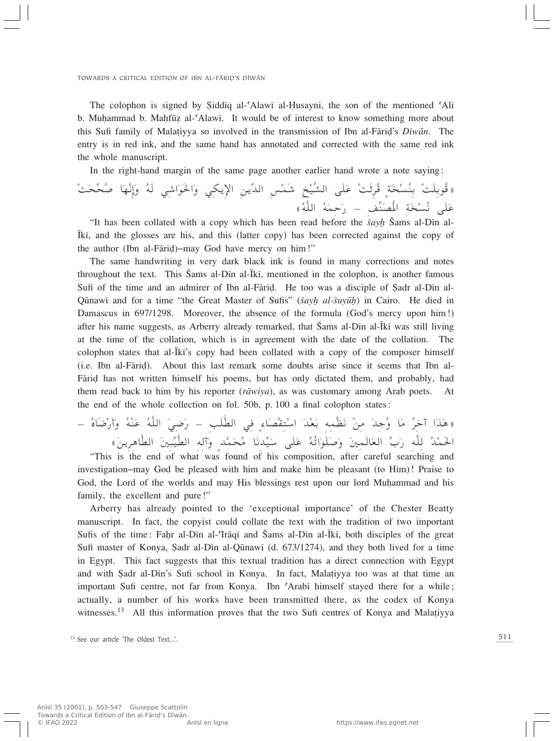The colophon is signed by Ṣiddīq al-ʿAlawī al-Ḥusaynī, the son of the mentioned ʿAlī b. Muḥammad b. Maḥfūẓ al-ʿAlawī. It would be of interest to know something more about this Sufi family of Malaṭiyya so involved in the transmission of Ibn al-Fāriḍ's *Dīwān*. The entry is in red ink, and the same hand has annotated and corrected with the same red ink the whole manuscript.

In the right-hand margin of the same page another earlier hand wrote a note saying:

«قُوبِلَتْ بِنُسْخَةٍ قُرِئَتْ عَلَى الشَّيْخِ شَمْسِ الدِّينِ الإِيكِي وَالحَوَاشِي لَهُ وَإِنَّهَا صُحِّحَتْ عَلَى نُسْخَةِ الْمُصَنِّف – رَحِمَهُ اللَّهُ»

"It has been collated with a copy which has been read before the *šayḫ* Šams al-Dīn al-Īkī, and the glosses are his, and this (latter copy) has been corrected against the copy of the author (Ibn al-Fāriḍ)–may God have mercy on him!"

The same handwriting in very dark black ink is found in many corrections and notes throughout the text. This Šams al-Dīn al-Īkī, mentioned in the colophon, is another famous Sufi of the time and an admirer of Ibn al-Fāriḍ. He too was a disciple of Ṣadr al-Dīn al-Qūnawī and for a time "the Great Master of Sufis" (*šayḫ al-šuyūḫ*) in Cairo. He died in Damascus in 697/1298. Moreover, the absence of the formula (God's mercy upon him!) after his name suggests, as Arberry already remarked, that Šams al-Dīn al-Īkī was still living at the time of the collation, which is in agreement with the date of the collation. The colophon states that al-Īkī's copy had been collated with a copy of the composer himself (i.e. Ibn al-Fāriḍ). About this last remark some doubts arise since it seems that Ibn al-Fāriḍ has not written himself his poems, but has only dictated them, and probably, had them read back to him by his reporter (*rāwiya*), as was customary among Arab poets. At the end of the whole collection on fol. 50b, p. 100 a final colophon states:

«هَذَا آخِرُ مَا وُجِدَ مِنْ نَظْمِه بَعْدَ اسْتِقْصَاءٍ فِي الطَّلَبِ – رَضِيَ اللَّهُ عَنْهُ وَأَرْضَاهُ – الحَمْدُ لِلَّه رَبِّ العَالَمِينَ وَصَلَوَاتُهُ عَلَى سَيِّدِنَا مُحَمَّدٍ وَآله الطَّيِّبِينَ الطَّاهِرِينَ»

"This is the end of what was found of his composition, after careful searching and investigation–may God be pleased with him and make him be pleasant (to Him)! Praise to God, the Lord of the worlds and may His blessings rest upon our lord Muḥammad and his family, the excellent and pure!"

Arberry has already pointed to the 'exceptional importance' of the Chester Beatty manuscript. In fact, the copyist could collate the text with the tradition of two important Sufis of the time: Faḫr al-Dīn al-ʿIrāqī and Šams al-Dīn al-Īkī, both disciples of the great Sufi master of Konya, Ṣadr al-Dīn al-Qūnawī (d. 673/1274), and they both lived for a time in Egypt. This fact suggests that this textual tradition has a direct connection with Egypt and with Ṣadr al-Dīn's Sufi school in Konya. In fact, Malaṭiyya too was at that time an important Sufi centre, not far from Konya. Ibn ʿArabī himself stayed there for a while; actually, a number of his works have been transmitted there, as the codex of Konya witnesses.[13] All this information proves that the two Sufi centres of Konya and Malaṭiyya

[13] See our article 'The Oldest Text...'.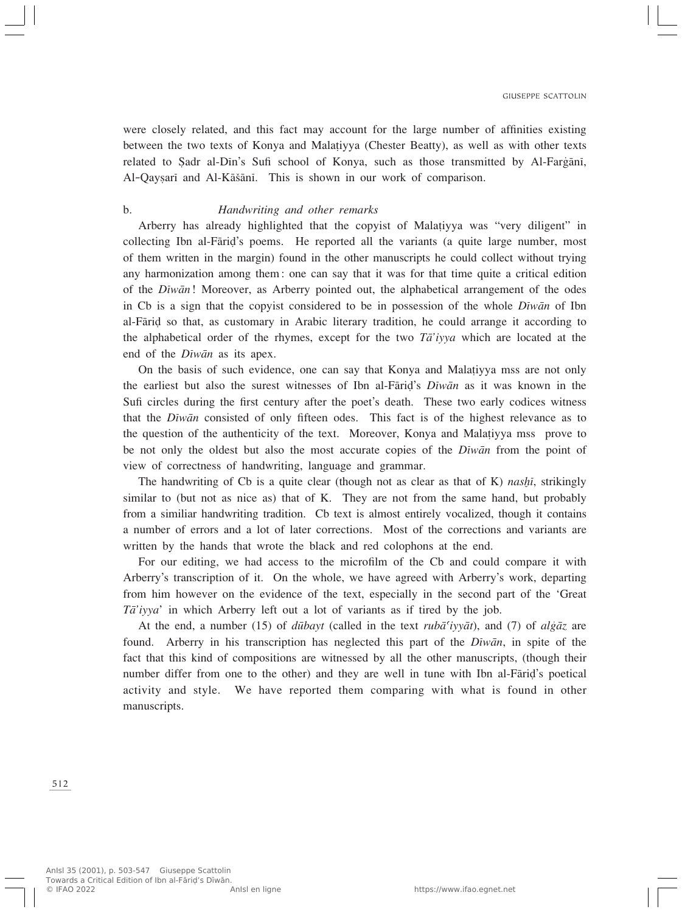were closely related, and this fact may account for the large number of affinities existing between the two texts of Konya and Malaṭiyya (Chester Beatty), as well as with other texts related to Ṣadr al-Dīn's Sufi school of Konya, such as those transmitted by Al-Farġānī, Al-Qayṣarī and Al-Kāšānī. This is shown in our work of comparison.

b. *Handwriting and other remarks*

Arberry has already highlighted that the copyist of Malaṭiyya was "very diligent" in collecting Ibn al-Fāriḍ's poems. He reported all the variants (a quite large number, most of them written in the margin) found in the other manuscripts he could collect without trying any harmonization among them : one can say that it was for that time quite a critical edition of the *Dīwān* ! Moreover, as Arberry pointed out, the alphabetical arrangement of the odes in Cb is a sign that the copyist considered to be in possession of the whole *Dīwān* of Ibn al-Fāriḍ so that, as customary in Arabic literary tradition, he could arrange it according to the alphabetical order of the rhymes, except for the two *Tā'iyya* which are located at the end of the *Dīwān* as its apex.

On the basis of such evidence, one can say that Konya and Malaṭiyya mss are not only the earliest but also the surest witnesses of Ibn al-Fāriḍ's *Dīwān* as it was known in the Sufi circles during the first century after the poet's death. These two early codices witness that the *Dīwān* consisted of only fifteen odes. This fact is of the highest relevance as to the question of the authenticity of the text. Moreover, Konya and Malaṭiyya mss prove to be not only the oldest but also the most accurate copies of the *Dīwān* from the point of view of correctness of handwriting, language and grammar.

The handwriting of Cb is a quite clear (though not as clear as that of K) *nasḫī*, strikingly similar to (but not as nice as) that of K. They are not from the same hand, but probably from a similiar handwriting tradition. Cb text is almost entirely vocalized, though it contains a number of errors and a lot of later corrections. Most of the corrections and variants are written by the hands that wrote the black and red colophons at the end.

For our editing, we had access to the microfilm of the Cb and could compare it with Arberry's transcription of it. On the whole, we have agreed with Arberry's work, departing from him however on the evidence of the text, especially in the second part of the 'Great *Tā'iyya*' in which Arberry left out a lot of variants as if tired by the job.

At the end, a number (15) of *dūbayt* (called in the text *rubā'iyyāt*), and (7) of *alġāz* are found. Arberry in his transcription has neglected this part of the *Dīwān*, in spite of the fact that this kind of compositions are witnessed by all the other manuscripts, (though their number differ from one to the other) and they are well in tune with Ibn al-Fāriḍ's poetical activity and style. We have reported them comparing with what is found in other manuscripts.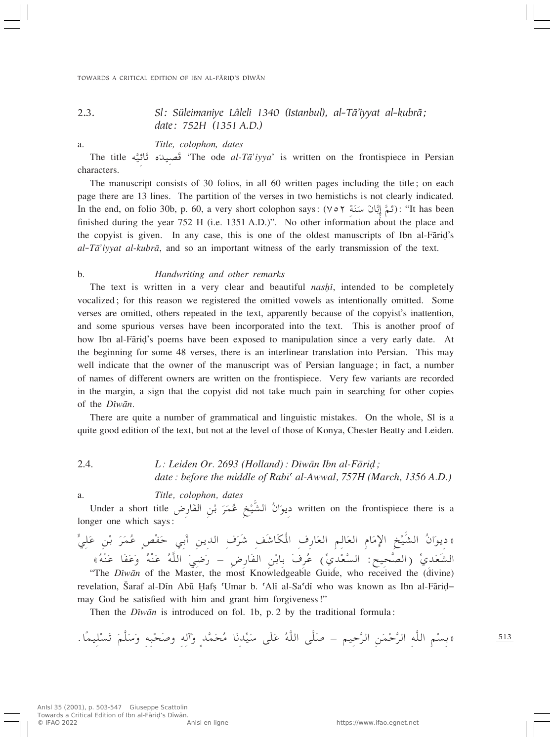## 2.3. *Sl: Süleimaniye Lâleli 1340 (Istanbul), al-Tā'iyyat al-kubrā; date: 752H (1351 A.D.)*

a. *Title, colophon, dates*

The title قَصِيدَه تَائِيَّه 'The ode *al-Tā'iyya*' is written on the frontispiece in Persian characters.

The manuscript consists of 30 folios, in all 60 written pages including the title; on each page there are 13 lines. The partition of the verses in two hemistichs is not clearly indicated. In the end, on folio 30b, p. 60, a very short colophon says: (تَمَّ إِبَّانَ سَنَةِ ٧٥٢): "It has been finished during the year 752 H (i.e. 1351 A.D.)". No other information about the place and the copyist is given. In any case, this is one of the oldest manuscripts of Ibn al-Fāriḍ's *al-Tā'iyyat al-kubrā*, and so an important witness of the early transmission of the text.

b. *Handwriting and other remarks*

The text is written in a very clear and beautiful *nasḫī*, intended to be completely vocalized; for this reason we registered the omitted vowels as intentionally omitted. Some verses are omitted, others repeated in the text, apparently because of the copyist's inattention, and some spurious verses have been incorporated into the text. This is another proof of how Ibn al-Fāriḍ's poems have been exposed to manipulation since a very early date. At the beginning for some 48 verses, there is an interlinear translation into Persian. This may well indicate that the owner of the manuscript was of Persian language; in fact, a number of names of different owners are written on the frontispiece. Very few variants are recorded in the margin, a sign that the copyist did not take much pain in searching for other copies of the *Dīwān*.

There are quite a number of grammatical and linguistic mistakes. On the whole, Sl is a quite good edition of the text, but not at the level of those of Konya, Chester Beatty and Leiden.

## 2.4. *L: Leiden Or. 2693 (Holland): Dīwān Ibn al-Fāriḍ; date: before the middle of Rabīʿ al-Awwal, 757H (March, 1356 A.D.)*

a. *Title, colophon, dates*

Under a short title دِيوَانُ الشَّيْخِ عُمَرَ بْنِ الفَارِض written on the frontispiece there is a longer one which says:

«دِيوَانُ الشَّيْخِ الإِمَامِ العَالِمِ العَارِفِ المُكَاشَفِ شَرَفِ الدينِ أَبِي حَفْصٍ عُمَرَ بْنِ عَلِيٍّ الشَعَدِيِّ (الصَّحيح: السَّعْدِيِّ) عُرِفَ بابْنِ الفَارِضِ – رَضِيَ اللَّهُ عَنْهُ وَعَفَا عَنْهُ»

"The *Dīwān* of the Master, the most Knowledgeable Guide, who received the (divine) revelation, Šaraf al-Dīn Abū Ḥafṣ ʿUmar b. ʿAlī al-Saʿdī who was known as Ibn al-Fāriḍ– may God be satisfied with him and grant him forgiveness!"

Then the *Dīwān* is introduced on fol. 1b, p. 2 by the traditional formula:

«بِسْمِ اللَّهِ الرَّحْمَنِ الرَّحِيم – صَلَّى اللَّهُ عَلَى سَيِّدِنَا مُحَمَّدٍ وآلِهِ وصَحْبِهِ وَسَلَّمَ تَسْلِيمًا.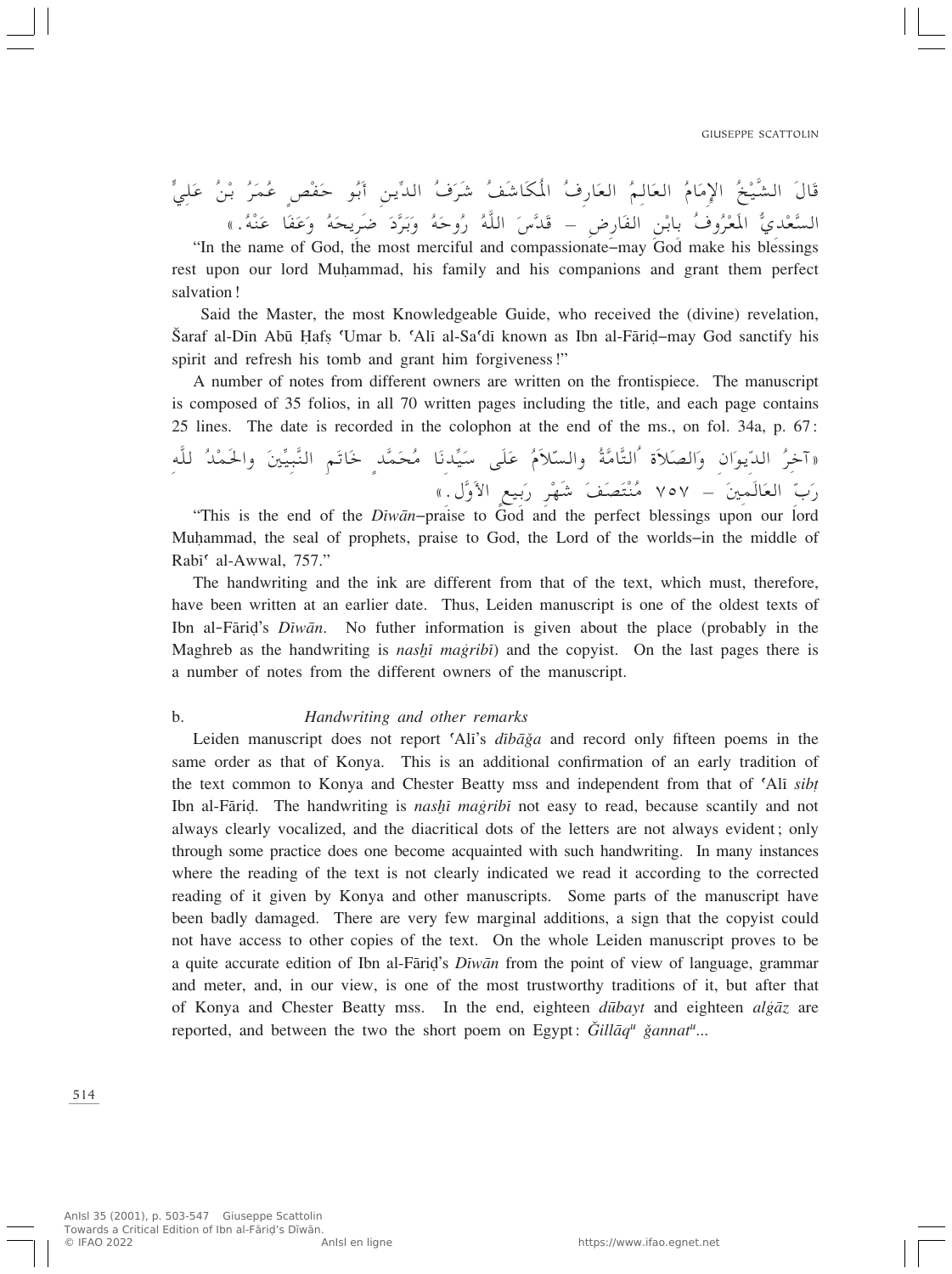قَالَ الشَّيْخُ الإِمَامُ العَالِمُ العَارِفُ المُكَاشَفُ شَرَفُ الدِّينِ أَبُو حَفْصٍ عُمَرُ بْنُ عَلِيٍّ السَّعْدِيُّ المَعْرُوفُ بابْنِ الفَارِضِ – قَدَّسَ اللَّهُ رُوحَهُ وَبَرَّدَ ضَرِيحَهُ وَعَفَا عَنْهُ.»

"In the name of God, the most merciful and compassionate–may God make his blessings rest upon our lord Muḥammad, his family and his companions and grant them perfect salvation!

Said the Master, the most Knowledgeable Guide, who received the (divine) revelation, Šaraf al-Dīn Abū Ḥafṣ ʿUmar b. ʿAlī al-Saʿdī known as Ibn al-Fāriḍ–may God sanctify his spirit and refresh his tomb and grant him forgiveness!"

A number of notes from different owners are written on the frontispiece. The manuscript is composed of 35 folios, in all 70 written pages including the title, and each page contains 25 lines. The date is recorded in the colophon at the end of the ms., on fol. 34a, p. 67:

«آخِرُ الدِّيوَانِ وَالصَلاَةُ التَّامَّةُ والسَّلاَمُ عَلَى سَيِّدِنَا مُحَمَّدٍ خَاتَمِ النَّبِيِّينَ والحَمْدُ للَّهِ رَبِّ العَالَمِينَ – ٧٥٧ مُنْتَصَفَ شَهْرِ رَبِيعٍ الأَوَّل.»

"This is the end of the *Dīwān*–praise to God and the perfect blessings upon our lord Muḥammad, the seal of prophets, praise to God, the Lord of the worlds–in the middle of Rabīʿ al-Awwal, 757."

The handwriting and the ink are different from that of the text, which must, therefore, have been written at an earlier date. Thus, Leiden manuscript is one of the oldest texts of Ibn al-Fāriḍ's *Dīwān*. No futher information is given about the place (probably in the Maghreb as the handwriting is *nasḫī maġribī*) and the copyist. On the last pages there is a number of notes from the different owners of the manuscript.

b. *Handwriting and other remarks*

Leiden manuscript does not report ʿAlī's *dībāǧa* and record only fifteen poems in the same order as that of Konya. This is an additional confirmation of an early tradition of the text common to Konya and Chester Beatty mss and independent from that of ʿAlī *sibṭ* Ibn al-Fāriḍ. The handwriting is *nasḫī maġribī* not easy to read, because scantily and not always clearly vocalized, and the diacritical dots of the letters are not always evident; only through some practice does one become acquainted with such handwriting. In many instances where the reading of the text is not clearly indicated we read it according to the corrected reading of it given by Konya and other manuscripts. Some parts of the manuscript have been badly damaged. There are very few marginal additions, a sign that the copyist could not have access to other copies of the text. On the whole Leiden manuscript proves to be a quite accurate edition of Ibn al-Fāriḍ's *Dīwān* from the point of view of language, grammar and meter, and, in our view, is one of the most trustworthy traditions of it, but after that of Konya and Chester Beatty mss. In the end, eighteen *dūbayt* and eighteen *alġāz* are reported, and between the two the short poem on Egypt: *Ǧillāq*[u] *ǧannat*[u]...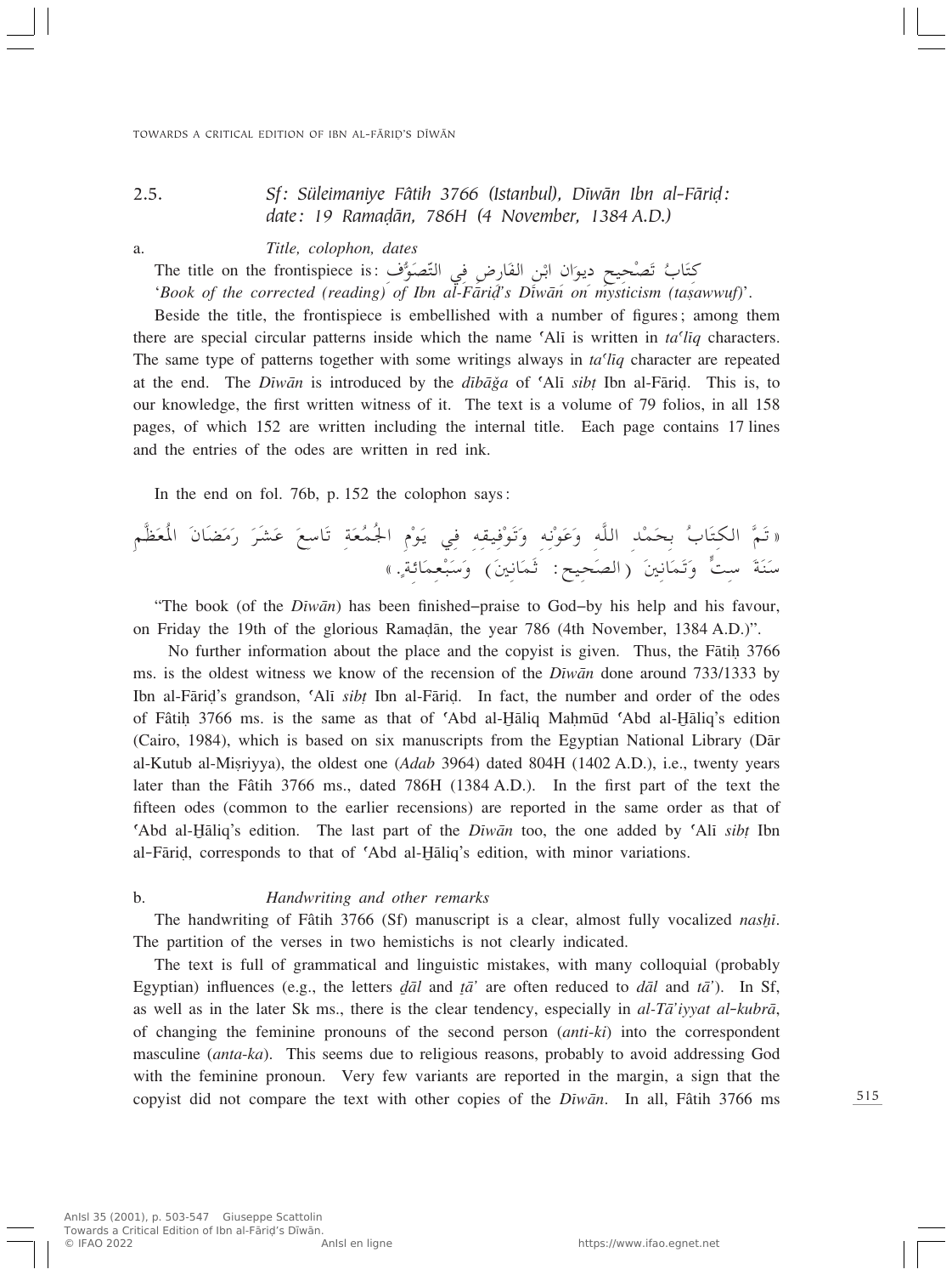## 2.5. *Sf: Süleimaniye Fâtih 3766 (Istanbul), Dīwān Ibn al-Fāriḍ: date: 19 Ramaḍān, 786H (4 November, 1384 A.D.)*

### a. *Title, colophon, dates*

The title on the frontispiece is: كِتَابُ تَصْحِيحِ دِيوَانِ ابْنِ الفَارِضِ فِي التَّصَوُّف '*Book of the corrected (reading) of Ibn al-Fāriḍ's Dīwān on mysticism (taṣawwuf)*'.

Beside the title, the frontispiece is embellished with a number of figures; among them there are special circular patterns inside which the name ʿAlī is written in *taʿlīq* characters. The same type of patterns together with some writings always in *taʿlīq* character are repeated at the end. The *Dīwān* is introduced by the *dībāǧa* of ʿAlī *sibṭ* Ibn al-Fāriḍ. This is, to our knowledge, the first written witness of it. The text is a volume of 79 folios, in all 158 pages, of which 152 are written including the internal title. Each page contains 17 lines and the entries of the odes are written in red ink.

In the end on fol. 76b, p. 152 the colophon says:

«تَمَّ الكِتَابُ بِحَمْدِ اللَّهِ وَعَوْنِهِ وَتَوْفِيقِهِ فِي يَوْمِ الجُمُعَةِ تَاسِعَ عَشَرَ رَمَضَانَ الْمُعَظَّمِ سَنَةَ سِتٍّ وَثَمَانِينَ (الصَحِيح: ثَمَانِينَ) وَسَبْعِمائةٍ.»

"The book (of the *Dīwān*) has been finished–praise to God–by his help and his favour, on Friday the 19th of the glorious Ramaḍān, the year 786 (4th November, 1384 A.D.)".

No further information about the place and the copyist is given. Thus, the Fātiḥ 3766 ms. is the oldest witness we know of the recension of the *Dīwān* done around 733/1333 by Ibn al-Fāriḍ's grandson, ʿAlī *sibṭ* Ibn al-Fāriḍ. In fact, the number and order of the odes of Fâtiḥ 3766 ms. is the same as that of ʿAbd al-Ḫāliq Maḥmūd ʿAbd al-Ḫāliq's edition (Cairo, 1984), which is based on six manuscripts from the Egyptian National Library (Dār al-Kutub al-Miṣriyya), the oldest one (*Adab* 3964) dated 804H (1402 A.D.), i.e., twenty years later than the Fâtih 3766 ms., dated 786H (1384 A.D.). In the first part of the text the fifteen odes (common to the earlier recensions) are reported in the same order as that of ʿAbd al-Ḫāliq's edition. The last part of the *Dīwān* too, the one added by ʿAlī *sibṭ* Ibn al-Fāriḍ, corresponds to that of ʿAbd al-Ḫāliq's edition, with minor variations.

### b. *Handwriting and other remarks*

The handwriting of Fâtih 3766 (Sf) manuscript is a clear, almost fully vocalized *nasḫī*. The partition of the verses in two hemistichs is not clearly indicated.

The text is full of grammatical and linguistic mistakes, with many colloquial (probably Egyptian) influences (e.g., the letters *ḏāl* and *ṯā'* are often reduced to *dāl* and *tā'*). In Sf, as well as in the later Sk ms., there is the clear tendency, especially in *al-Tā'iyyat al-kubrā*, of changing the feminine pronouns of the second person (*anti-ki*) into the correspondent masculine (*anta-ka*). This seems due to religious reasons, probably to avoid addressing God with the feminine pronoun. Very few variants are reported in the margin, a sign that the copyist did not compare the text with other copies of the *Dīwān*. In all, Fâtih 3766 ms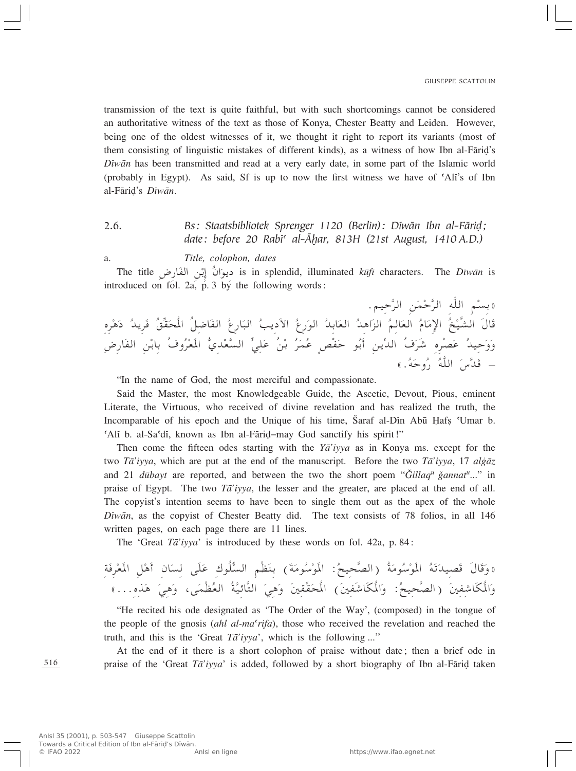transmission of the text is quite faithful, but with such shortcomings cannot be considered an authoritative witness of the text as those of Konya, Chester Beatty and Leiden. However, being one of the oldest witnesses of it, we thought it right to report its variants (most of them consisting of linguistic mistakes of different kinds), as a witness of how Ibn al-Fāriḍ's *Dīwān* has been transmitted and read at a very early date, in some part of the Islamic world (probably in Egypt). As said, Sf is up to now the first witness we have of ʿAlī's of Ibn al-Fāriḍ's *Dīwān*.

### 2.6. *Bs: Staatsbibliotek Sprenger 1120 (Berlin): Dīwān Ibn al-Fāriḍ; date: before 20 Rabīʿ al-Āḫar, 813H (21st August, 1410 A.D.)*

a. *Title, colophon, dates*

The title دِيوَانُ إِبْنِ الفَارِضِ is in splendid, illuminated *kūfī* characters. The *Dīwān* is introduced on fol. 2a, p. 3 by the following words:

«بِسْمِ اللَّهِ الرَّحْمَنِ الرَّحِيمِ.
قَالَ الشَّيْخُ الإِمَامُ العَالِمُ الزَاهِدُ العَابِدُ الوَرِعُ الأَدِيبُ البَارِعُ الفَاضِلُ المُحَقِّقُ فَرِيدُ دَهْرِهِ وَوَحِيدُ عَصْرِهِ شَرَفُ الدِّينِ أَبُو حَفْصٍ عُمَرُ بْنُ عَلِيٍّ السَّعْدِيُّ المَعْرُوفُ بِابْنِ الفَارِضِ – قَدَّسَ اللَّهُ رُوحَهُ.»

"In the name of God, the most merciful and compassionate.

Said the Master, the most Knowledgeable Guide, the Ascetic, Devout, Pious, eminent Literate, the Virtuous, who received of divine revelation and has realized the truth, the Incomparable of his epoch and the Unique of his time, Šaraf al-Dīn Abū Ḥafṣ ʿUmar b. ʿAlī b. al-Saʿdī, known as Ibn al-Fāriḍ–may God sanctify his spirit!"

Then come the fifteen odes starting with the *Yā'iyya* as in Konya ms. except for the two *Tā'iyya*, which are put at the end of the manuscript. Before the two *Tā'iyya*, 17 *alġāz* and 21 *dūbayt* are reported, and between the two the short poem "*Ǧillaq*[u] *ǧannat*[u]..." in praise of Egypt. The two *Tā'iyya*, the lesser and the greater, are placed at the end of all. The copyist's intention seems to have been to single them out as the apex of the whole *Dīwān*, as the copyist of Chester Beatty did. The text consists of 78 folios, in all 146 written pages, on each page there are 11 lines.

The 'Great *Tā'iyya*' is introduced by these words on fol. 42a, p. 84:

«وَقَالَ قَصِيدَتَهُ المَوْسُومَةُ (الصَّحِيحُ: المَوْسُومَةَ) بِنَظْمِ السُّلُوكِ عَلَى لِسَانِ أَهْلِ المَعْرِفَةِ وَالمُكَاشِفِينَ (الصَّحِيحُ: وَالمُكَاشَفِينَ) المُحَقِّقِينَ وَهِيَ التَّائِيَّةُ العُظْمَى، وَهِيَ هَذِهِ...»

"He recited his ode designated as 'The Order of the Way', (composed) in the tongue of the people of the gnosis (*ahl al-maʿrifa*), those who received the revelation and reached the truth, and this is the 'Great *Tā'iyya*', which is the following ..."

At the end of it there is a short colophon of praise without date; then a brief ode in praise of the 'Great *Tā'iyya*' is added, followed by a short biography of Ibn al-Fāriḍ taken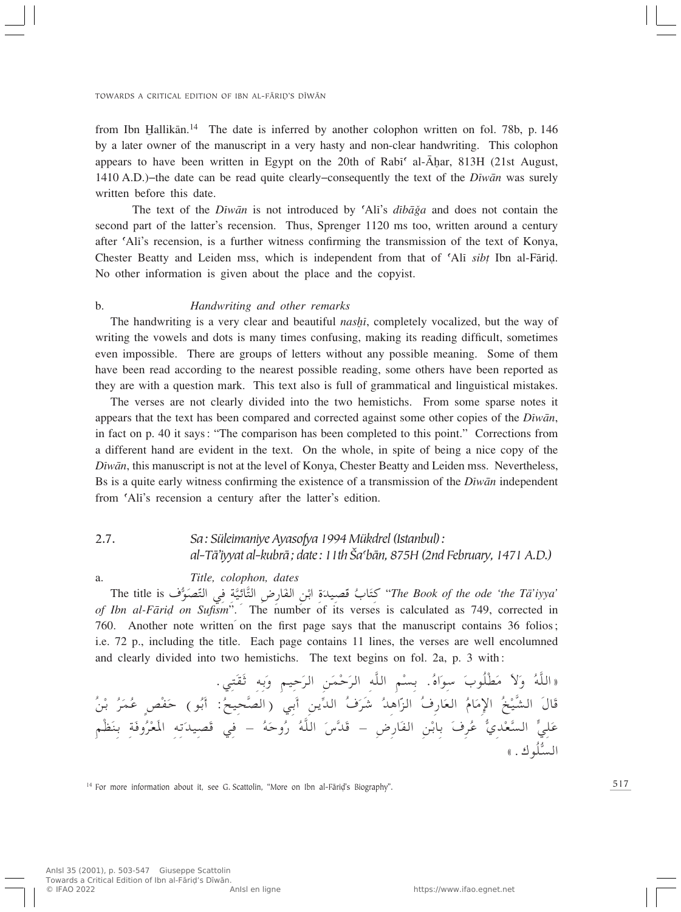from Ibn Ḫallikān.[14] The date is inferred by another colophon written on fol. 78b, p. 146 by a later owner of the manuscript in a very hasty and non-clear handwriting. This colophon appears to have been written in Egypt on the 20th of Rabīʿ al-Āḫar, 813H (21st August, 1410 A.D.)–the date can be read quite clearly–consequently the text of the *Dīwān* was surely written before this date.

The text of the *Dīwān* is not introduced by ʿAlī's *dībāǧa* and does not contain the second part of the latter's recension. Thus, Sprenger 1120 ms too, written around a century after ʿAlī's recension, is a further witness confirming the transmission of the text of Konya, Chester Beatty and Leiden mss, which is independent from that of ʿAlī *sibṭ* Ibn al-Fāriḍ. No other information is given about the place and the copyist.

### b. *Handwriting and other remarks*

The handwriting is a very clear and beautiful *nasḫī*, completely vocalized, but the way of writing the vowels and dots is many times confusing, making its reading difficult, sometimes even impossible. There are groups of letters without any possible meaning. Some of them have been read according to the nearest possible reading, some others have been reported as they are with a question mark. This text also is full of grammatical and linguistical mistakes.

The verses are not clearly divided into the two hemistichs. From some sparse notes it appears that the text has been compared and corrected against some other copies of the *Dīwān*, in fact on p. 40 it says: "The comparison has been completed to this point." Corrections from a different hand are evident in the text. On the whole, in spite of being a nice copy of the *Dīwān*, this manuscript is not at the level of Konya, Chester Beatty and Leiden mss. Nevertheless, Bs is a quite early witness confirming the existence of a transmission of the *Dīwān* independent from ʿAlī's recension a century after the latter's edition.

## 2.7. *Sa: Süleimaniye Ayasofya 1994 Mükdrel (Istanbul): al-Tā'iyyat al-kubrā; date: 11th Šaʿbān, 875H (2nd February, 1471 A.D.)*

### a. *Title, colophon, dates*

The title is كِتَابُ قَصِيدَةِ ابْنِ الفَارِضِ التَّائِيَّةِ فِي التَّصَوُّف "*The Book of the ode 'the Tā'iyya' of Ibn al-Fāriḍ on Sufism*". The number of its verses is calculated as 749, corrected in 760. Another note written on the first page says that the manuscript contains 36 folios; i.e. 72 p., including the title. Each page contains 11 lines, the verses are well encolumned and clearly divided into two hemistichs. The text begins on fol. 2a, p. 3 with:

«اللَّهُ وَلاَ مَطْلُوبَ سِوَاهُ. بِسْمِ اللَّهِ الرَحْمَنِ الرَحِيمِ وَبِهِ ثِقَتِي. قَالَ الشَّيْخُ الإِمَامُ العَارِفُ الزَّاهِدُ شَرَفُ الدِّينِ أَبِي (الصَّحِيحُ: أَبُو) حَفْصٍ عُمَرُ بْنُ عَلِيٍّ السَّعْدِيُّ عُرِفَ بِابْنِ الفَارِضِ – قَدَّسَ اللَّهُ رُوحَهُ – فِي قَصِيدَتِهِ المَعْرُوفَةِ بِنَظْمِ السُّلُوك.»

[14] For more information about it, see G. Scattolin, "More on Ibn al-Fāriḍ's Biography".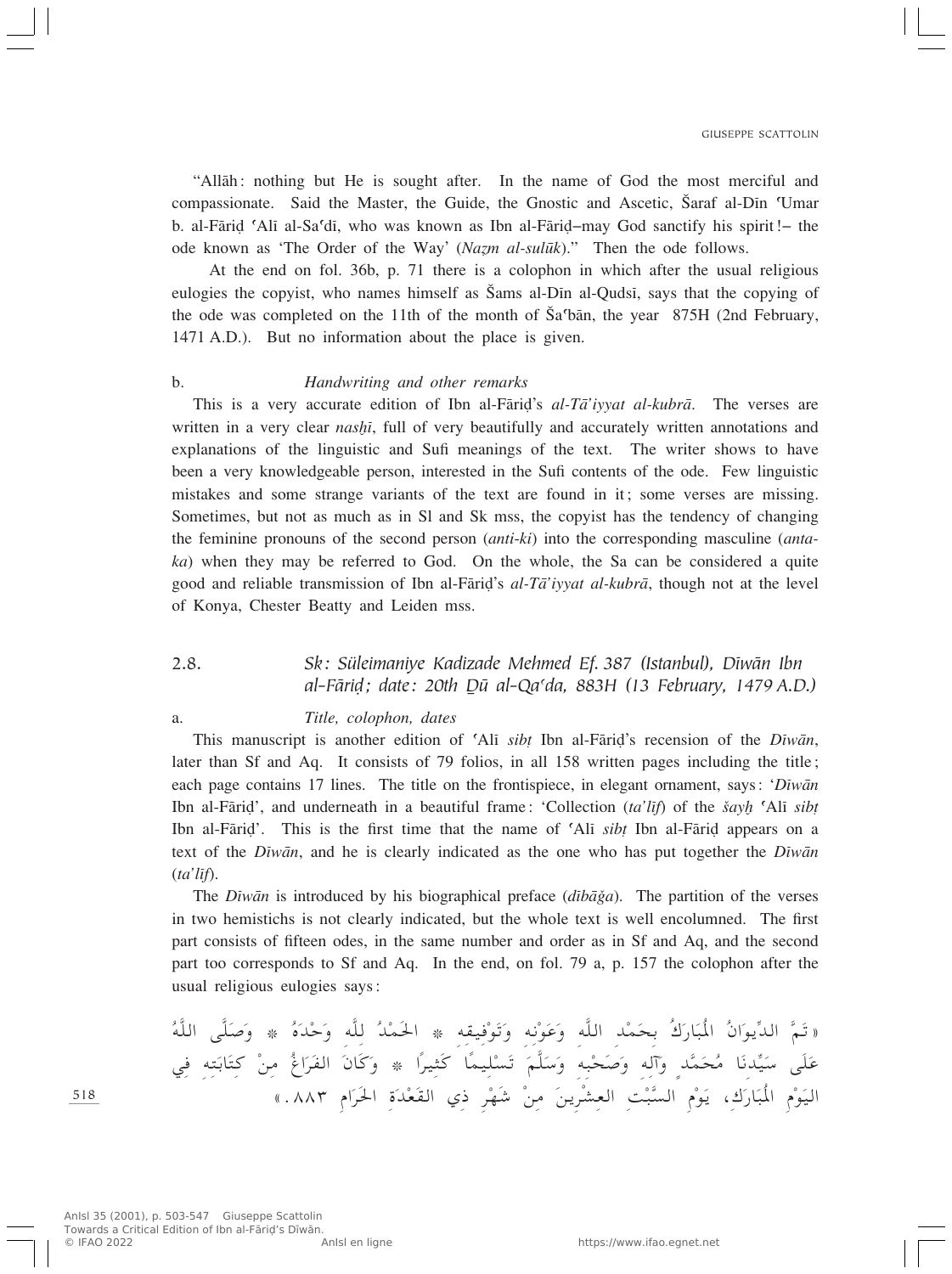"Allāh: nothing but He is sought after. In the name of God the most merciful and compassionate. Said the Master, the Guide, the Gnostic and Ascetic, Šaraf al-Dīn ʿUmar b. al-Fāriḍ ʿAlī al-Saʿdī, who was known as Ibn al-Fāriḍ–may God sanctify his spirit!– the ode known as 'The Order of the Way' (*Naẓm al-sulūk*)." Then the ode follows.

At the end on fol. 36b, p. 71 there is a colophon in which after the usual religious eulogies the copyist, who names himself as Šams al-Dīn al-Qudsī, says that the copying of the ode was completed on the 11th of the month of Šaʿbān, the year 875H (2nd February, 1471 A.D.). But no information about the place is given.

b. *Handwriting and other remarks*

This is a very accurate edition of Ibn al-Fāriḍ's *al-Tā'iyyat al-kubrā*. The verses are written in a very clear *nasḫī*, full of very beautifully and accurately written annotations and explanations of the linguistic and Sufi meanings of the text. The writer shows to have been a very knowledgeable person, interested in the Sufi contents of the ode. Few linguistic mistakes and some strange variants of the text are found in it; some verses are missing. Sometimes, but not as much as in Sl and Sk mss, the copyist has the tendency of changing the feminine pronouns of the second person (*anti-ki*) into the corresponding masculine (*anta-ka*) when they may be referred to God. On the whole, the Sa can be considered a quite good and reliable transmission of Ibn al-Fāriḍ's *al-Tā'iyyat al-kubrā*, though not at the level of Konya, Chester Beatty and Leiden mss.

## 2.8. *Sk: Süleimaniye Kadizade Mehmed Ef. 387 (Istanbul), Dīwān Ibn al-Fāriḍ; date: 20th Ḏū al-Qaʿda, 883H (13 February, 1479 A.D.)*

a. *Title, colophon, dates*

This manuscript is another edition of ʿAlī *sibṭ* Ibn al-Fāriḍ's recension of the *Dīwān*, later than Sf and Aq. It consists of 79 folios, in all 158 written pages including the title; each page contains 17 lines. The title on the frontispiece, in elegant ornament, says: '*Dīwān* Ibn al-Fāriḍ', and underneath in a beautiful frame: 'Collection (*ta'līf*) of the *šayḫ* ʿAlī *sibṭ* Ibn al-Fāriḍ'. This is the first time that the name of ʿAlī *sibṭ* Ibn al-Fāriḍ appears on a text of the *Dīwān*, and he is clearly indicated as the one who has put together the *Dīwān* (*ta'līf*).

The *Dīwān* is introduced by his biographical preface (*dībāǧa*). The partition of the verses in two hemistichs is not clearly indicated, but the whole text is well encolumned. The first part consists of fifteen odes, in the same number and order as in Sf and Aq, and the second part too corresponds to Sf and Aq. In the end, on fol. 79 a, p. 157 the colophon after the usual religious eulogies says:

«تَمَّ الدِّيوَانُ المُبَارَكُ بِحَمْدِ اللَّه وَعَوْنِه وَتَوْفِيقِه * الحَمْدُ لِلَّه وَحْدَهُ * وَصَلَّى اللَّهُ عَلَى سَيِّدِنَا مُحَمَّدٍ وَآلِه وَصَحْبِه وَسَلَّمَ تَسْلِيمًا كَثِيرًا * وَكَانَ الفَرَاغُ مِنْ كِتَابَتِه فِي اليَوْمِ المُبَارَكِ، يَوْمِ السَّبْتِ العِشْرِينَ مِنْ شَهْرِ ذِي القَعْدَةِ الحَرَامِ ٨٨٣.»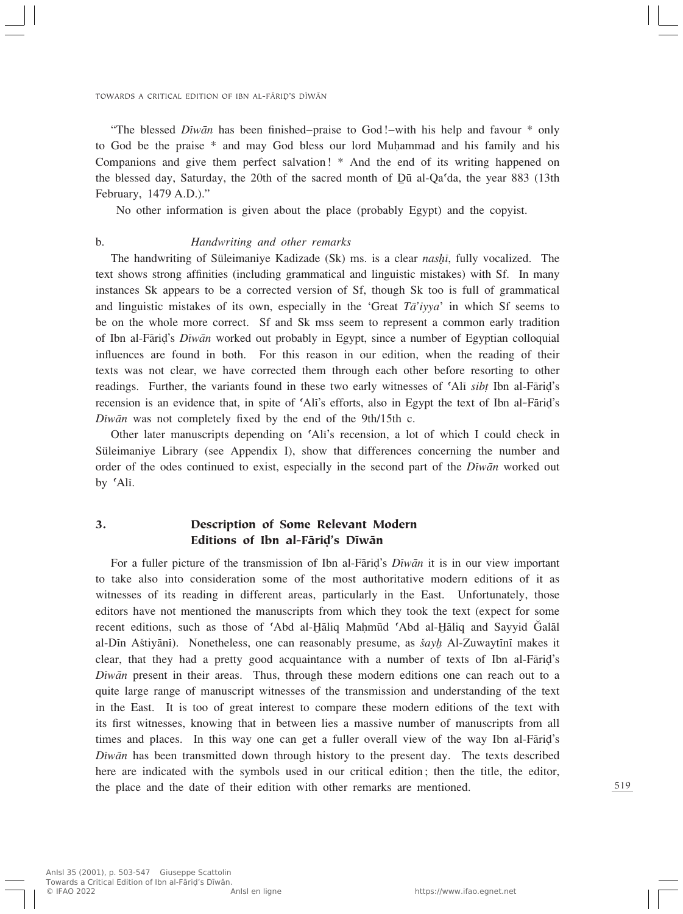"The blessed *Dīwān* has been finished–praise to God!–with his help and favour * only to God be the praise * and may God bless our lord Muḥammad and his family and his Companions and give them perfect salvation! * And the end of its writing happened on the blessed day, Saturday, the 20th of the sacred month of Ḏū al-Qaʿda, the year 883 (13th February, 1479 A.D.)."

No other information is given about the place (probably Egypt) and the copyist.

b. *Handwriting and other remarks*

The handwriting of Süleimaniye Kadizade (Sk) ms. is a clear *nasḫī*, fully vocalized. The text shows strong affinities (including grammatical and linguistic mistakes) with Sf. In many instances Sk appears to be a corrected version of Sf, though Sk too is full of grammatical and linguistic mistakes of its own, especially in the 'Great *Tā'iyya*' in which Sf seems to be on the whole more correct. Sf and Sk mss seem to represent a common early tradition of Ibn al-Fāriḍ's *Dīwān* worked out probably in Egypt, since a number of Egyptian colloquial influences are found in both. For this reason in our edition, when the reading of their texts was not clear, we have corrected them through each other before resorting to other readings. Further, the variants found in these two early witnesses of ʿAlī *sibṭ* Ibn al-Fāriḍ's recension is an evidence that, in spite of ʿAlī's efforts, also in Egypt the text of Ibn al-Fāriḍ's *Dīwān* was not completely fixed by the end of the 9th/15th c.

Other later manuscripts depending on ʿAlī's recension, a lot of which I could check in Süleimaniye Library (see Appendix I), show that differences concerning the number and order of the odes continued to exist, especially in the second part of the *Dīwān* worked out by ʿAlī.

## 3. Description of Some Relevant Modern Editions of Ibn al-Fāriḍ's Dīwān

For a fuller picture of the transmission of Ibn al-Fāriḍ's *Dīwān* it is in our view important to take also into consideration some of the most authoritative modern editions of it as witnesses of its reading in different areas, particularly in the East. Unfortunately, those editors have not mentioned the manuscripts from which they took the text (expect for some recent editions, such as those of ʿAbd al-Ḫāliq Maḥmūd ʿAbd al-Ḫāliq and Sayyid Ǧalāl al-Dīn Aštiyānī). Nonetheless, one can reasonably presume, as *šayḫ* Al-Zuwaytīnī makes it clear, that they had a pretty good acquaintance with a number of texts of Ibn al-Fāriḍ's *Dīwān* present in their areas. Thus, through these modern editions one can reach out to a quite large range of manuscript witnesses of the transmission and understanding of the text in the East. It is too of great interest to compare these modern editions of the text with its first witnesses, knowing that in between lies a massive number of manuscripts from all times and places. In this way one can get a fuller overall view of the way Ibn al-Fāriḍ's *Dīwān* has been transmitted down through history to the present day. The texts described here are indicated with the symbols used in our critical edition; then the title, the editor, the place and the date of their edition with other remarks are mentioned.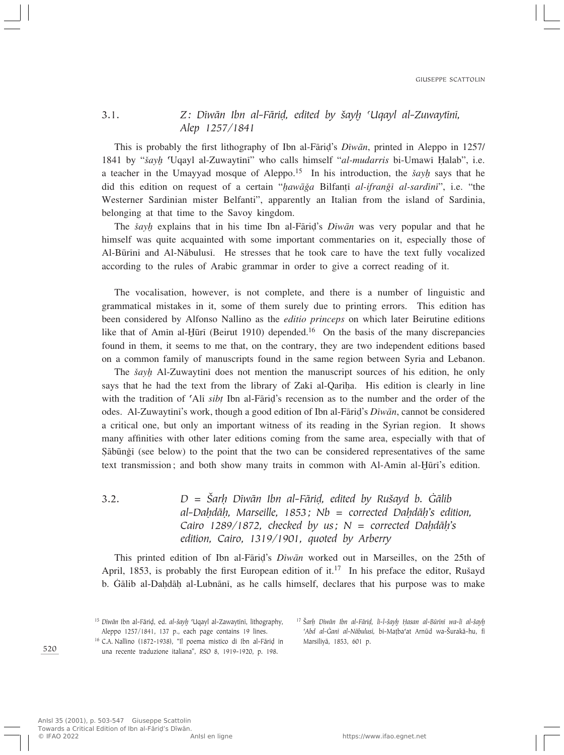### 3.1. *Z: Dīwān Ibn al-Fāriḍ, edited by šayḫ ʿUqayl al-Zuwaytīnī, Alep 1257/1841*

This is probably the first lithography of Ibn al-Fāriḍ's *Dīwān*, printed in Aleppo in 1257/1841 by "*šayḫ* ʿUqayl al-Zuwaytīnī" who calls himself "*al-mudarris* bi-Umawī Ḥalab", i.e. a teacher in the Umayyad mosque of Aleppo.[15] In his introduction, the *šayḫ* says that he did this edition on request of a certain "*ḫawāǧa* Bilfanṭī *al-ifranǧī al-sardīnī*", i.e. "the Westerner Sardinian mister Belfanti", apparently an Italian from the island of Sardinia, belonging at that time to the Savoy kingdom.

The *šayḫ* explains that in his time Ibn al-Fāriḍ's *Dīwān* was very popular and that he himself was quite acquainted with some important commentaries on it, especially those of Al-Būrīnī and Al-Nābulusī. He stresses that he took care to have the text fully vocalized according to the rules of Arabic grammar in order to give a correct reading of it.

The vocalisation, however, is not complete, and there is a number of linguistic and grammatical mistakes in it, some of them surely due to printing errors. This edition has been considered by Alfonso Nallino as the *editio princeps* on which later Beirutine editions like that of Amīn al-Ḫūrī (Beirut 1910) depended.[16] On the basis of the many discrepancies found in them, it seems to me that, on the contrary, they are two independent editions based on a common family of manuscripts found in the same region between Syria and Lebanon.

The *šayḫ* Al-Zuwaytīnī does not mention the manuscript sources of his edition, he only says that he had the text from the library of Zakī al-Qarīḥa. His edition is clearly in line with the tradition of ʿAlī *sibṭ* Ibn al-Fāriḍ's recension as to the number and the order of the odes. Al-Zuwaytīnī's work, though a good edition of Ibn al-Fāriḍ's *Dīwān*, cannot be considered a critical one, but only an important witness of its reading in the Syrian region. It shows many affinities with other later editions coming from the same area, especially with that of Ṣābūnǧī (see below) to the point that the two can be considered representatives of the same text transmission; and both show many traits in common with Al-Amīn al-Ḫūrī's edition.

### 3.2. *D = Šarḥ Dīwān Ibn al-Fāriḍ, edited by Rušayd b. Ġālib al-Daḥdāḥ, Marseille, 1853; Nb = corrected Daḥdāḥ's edition, Cairo 1289/1872, checked by us; N = corrected Daḥdāḥ's edition, Cairo, 1319/1901, quoted by Arberry*

This printed edition of Ibn al-Fāriḍ's *Dīwān* worked out in Marseilles, on the 25th of April, 1853, is probably the first European edition of it.[17] In his preface the editor, Rušayd b. Ġālib al-Daḥdāḥ al-Lubnānī, as he calls himself, declares that his purpose was to make

---

[15] *Dīwān* Ibn al-Fāriḍ, ed. *al-šayḫ* ʿUqayl al-Zawaytīnī, lithography, Aleppo 1257/1841, 137 p., each page contains 19 lines.

[16] C.A. Nallino (1872-1938), "Il poema mistico di Ibn al-Fāriḍ in una recente traduzione italiana", *RSO* 8, 1919-1920, p. 198.

[17] *Šarḥ Dīwān Ibn al-Fāriḍ, li-l-šayḫ Ḥasan al-Būrīnī wa-li al-šayḫ ʿAbd al-Ġanī al-Nābulusī*, bi-Maṭbaʿat Arnūd wa-Šurakā-hu, fī Marsiliyā, 1853, 601 p.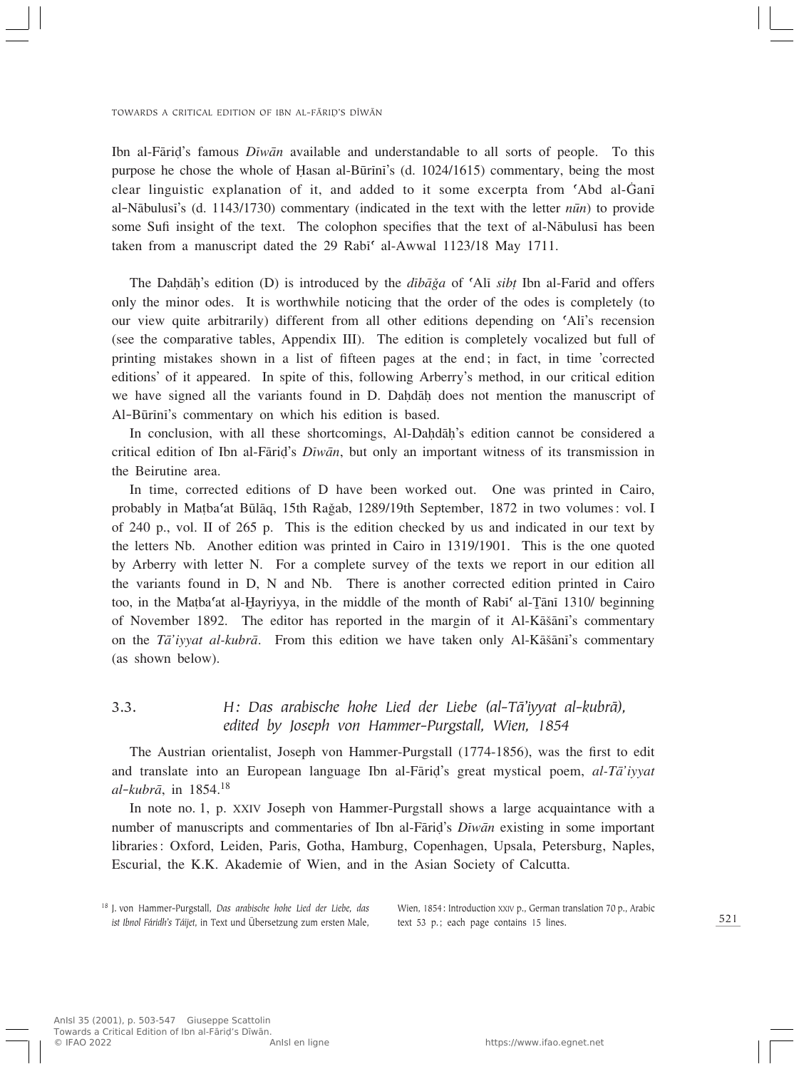Ibn al-Fāriḍ's famous *Dīwān* available and understandable to all sorts of people. To this purpose he chose the whole of Ḥasan al-Būrīnī's (d. 1024/1615) commentary, being the most clear linguistic explanation of it, and added to it some excerpta from ʿAbd al-Ġanī al-Nābulusī's (d. 1143/1730) commentary (indicated in the text with the letter *nūn*) to provide some Sufi insight of the text. The colophon specifies that the text of al-Nābulusī has been taken from a manuscript dated the 29 Rabīʿ al-Awwal 1123/18 May 1711.

The Daḥdāḥ's edition (D) is introduced by the *dībāǧa* of ʿAlī *sibṭ* Ibn al-Farīd and offers only the minor odes. It is worthwhile noticing that the order of the odes is completely (to our view quite arbitrarily) different from all other editions depending on ʿAlī's recension (see the comparative tables, Appendix III). The edition is completely vocalized but full of printing mistakes shown in a list of fifteen pages at the end; in fact, in time 'corrected editions' of it appeared. In spite of this, following Arberry's method, in our critical edition we have signed all the variants found in D. Daḥdāḥ does not mention the manuscript of Al-Būrīnī's commentary on which his edition is based.

In conclusion, with all these shortcomings, Al-Daḥdāḥ's edition cannot be considered a critical edition of Ibn al-Fāriḍ's *Dīwān*, but only an important witness of its transmission in the Beirutine area.

In time, corrected editions of D have been worked out. One was printed in Cairo, probably in Maṭbaʿat Būlāq, 15th Raǧab, 1289/19th September, 1872 in two volumes: vol. I of 240 p., vol. II of 265 p. This is the edition checked by us and indicated in our text by the letters Nb. Another edition was printed in Cairo in 1319/1901. This is the one quoted by Arberry with letter N. For a complete survey of the texts we report in our edition all the variants found in D, N and Nb. There is another corrected edition printed in Cairo too, in the Maṭbaʿat al-Ḫayriyya, in the middle of the month of Rabīʿ al-Ṯānī 1310/ beginning of November 1892. The editor has reported in the margin of it Al-Kāšānī's commentary on the *Tā'iyyat al-kubrā*. From this edition we have taken only Al-Kāšānī's commentary (as shown below).

### 3.3. *H: Das arabische hohe Lied der Liebe (al-Tā'iyyat al-kubrā), edited by Joseph von Hammer-Purgstall, Wien, 1854*

The Austrian orientalist, Joseph von Hammer-Purgstall (1774-1856), was the first to edit and translate into an European language Ibn al-Fāriḍ's great mystical poem, *al-Tā'iyyat al-kubrā*, in 1854.[18]

In note no. 1, p. XXIV Joseph von Hammer-Purgstall shows a large acquaintance with a number of manuscripts and commentaries of Ibn al-Fāriḍ's *Dīwān* existing in some important libraries: Oxford, Leiden, Paris, Gotha, Hamburg, Copenhagen, Upsala, Petersburg, Naples, Escurial, the K.K. Akademie of Wien, and in the Asian Society of Calcutta.

[18] J. von Hammer-Purgstall, *Das arabische hohe Lied der Liebe, das ist Ibnol Fáridh's Táïjet*, in Text und Übersetzung zum ersten Male, Wien, 1854: Introduction XXIV p., German translation 70 p., Arabic text 53 p.; each page contains 15 lines.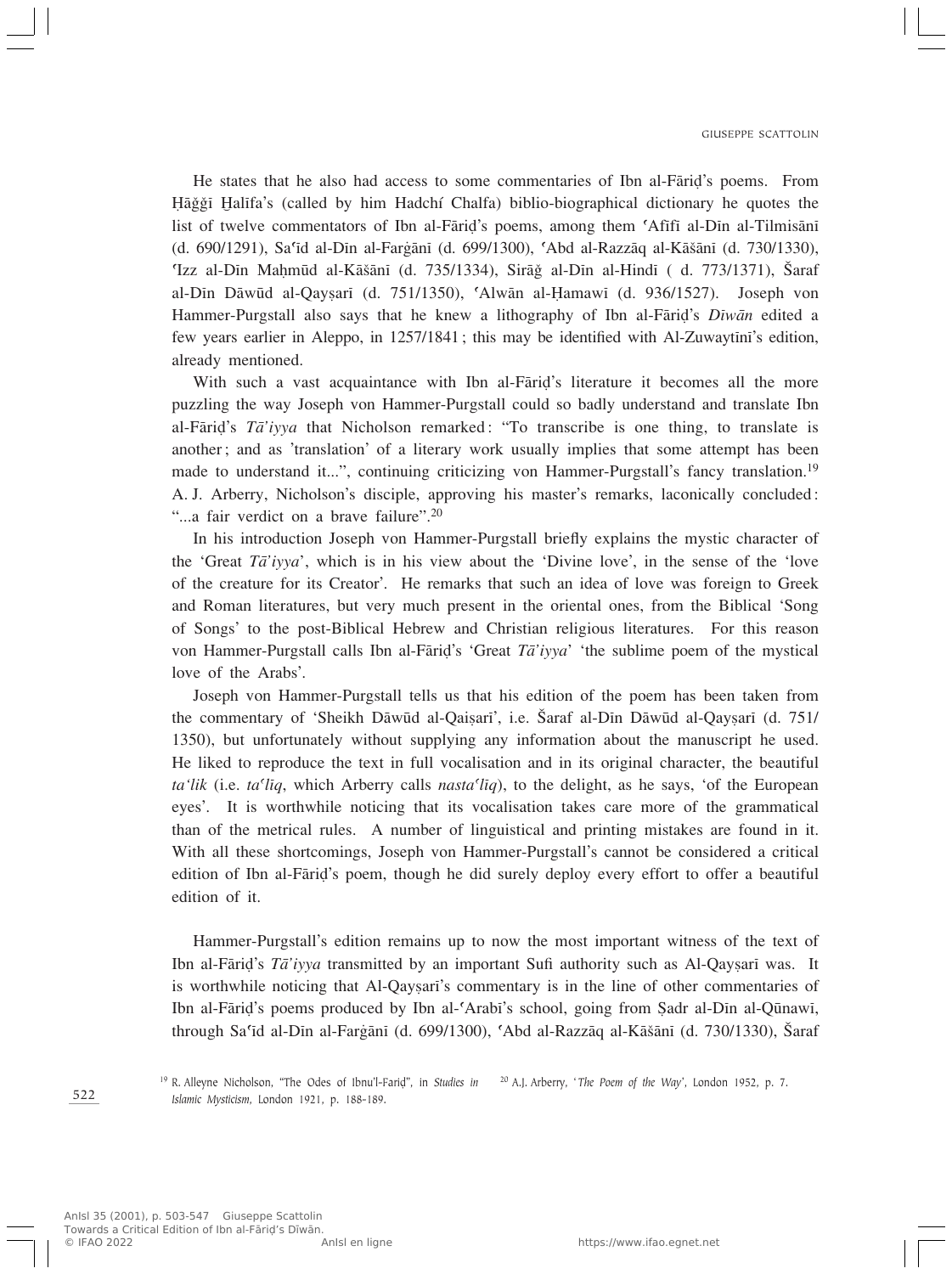He states that he also had access to some commentaries of Ibn al-Fāriḍ's poems. From Ḥāǧǧī Ḫalīfa's (called by him Hadchí Chalfa) biblio-biographical dictionary he quotes the list of twelve commentators of Ibn al-Fāriḍ's poems, among them ʿAfīfī al-Dīn al-Tilmisānī (d. 690/1291), Saʿīd al-Dīn al-Farġānī (d. 699/1300), ʿAbd al-Razzāq al-Kāšānī (d. 730/1330), ʿIzz al-Dīn Maḥmūd al-Kāšānī (d. 735/1334), Sirāǧ al-Dīn al-Hindī ( d. 773/1371), Šaraf al-Dīn Dāwūd al-Qayṣarī (d. 751/1350), ʿAlwān al-Ḥamawī (d. 936/1527). Joseph von Hammer-Purgstall also says that he knew a lithography of Ibn al-Fāriḍ's *Dīwān* edited a few years earlier in Aleppo, in 1257/1841 ; this may be identified with Al-Zuwaytīnī's edition, already mentioned.

With such a vast acquaintance with Ibn al-Fāriḍ's literature it becomes all the more puzzling the way Joseph von Hammer-Purgstall could so badly understand and translate Ibn al-Fāriḍ's *Tā'iyya* that Nicholson remarked : "To transcribe is one thing, to translate is another ; and as 'translation' of a literary work usually implies that some attempt has been made to understand it...", continuing criticizing von Hammer-Purgstall's fancy translation.[19] A. J. Arberry, Nicholson's disciple, approving his master's remarks, laconically concluded : "...a fair verdict on a brave failure".[20]

In his introduction Joseph von Hammer-Purgstall briefly explains the mystic character of the 'Great *Tā'iyya*', which is in his view about the 'Divine love', in the sense of the 'love of the creature for its Creator'. He remarks that such an idea of love was foreign to Greek and Roman literatures, but very much present in the oriental ones, from the Biblical 'Song of Songs' to the post-Biblical Hebrew and Christian religious literatures. For this reason von Hammer-Purgstall calls Ibn al-Fāriḍ's 'Great *Tā'iyya*' 'the sublime poem of the mystical love of the Arabs'.

Joseph von Hammer-Purgstall tells us that his edition of the poem has been taken from the commentary of 'Sheikh Dāwūd al-Qaiṣarī', i.e. Šaraf al-Dīn Dāwūd al-Qayṣarī (d. 751/ 1350), but unfortunately without supplying any information about the manuscript he used. He liked to reproduce the text in full vocalisation and in its original character, the beautiful *ta'lik* (i.e. *taʿlīq*, which Arberry calls *nastaʿlīq*), to the delight, as he says, 'of the European eyes'. It is worthwhile noticing that its vocalisation takes care more of the grammatical than of the metrical rules. A number of linguistical and printing mistakes are found in it. With all these shortcomings, Joseph von Hammer-Purgstall's cannot be considered a critical edition of Ibn al-Fāriḍ's poem, though he did surely deploy every effort to offer a beautiful edition of it.

Hammer-Purgstall's edition remains up to now the most important witness of the text of Ibn al-Fāriḍ's *Tā'iyya* transmitted by an important Sufi authority such as Al-Qayṣarī was. It is worthwhile noticing that Al-Qayṣarī's commentary is in the line of other commentaries of Ibn al-Fāriḍ's poems produced by Ibn al-ʿArabī's school, going from Ṣadr al-Dīn al-Qūnawī, through Saʿīd al-Dīn al-Farġānī (d. 699/1300), ʿAbd al-Razzāq al-Kāšānī (d. 730/1330), Šaraf

[19] R. Alleyne Nicholson, "The Odes of Ibnu'l-Fariḍ", in *Studies in Islamic Mysticism*, London 1921, p. 188-189.

[20] A.J. Arberry, '*The Poem of the Way*', London 1952, p. 7.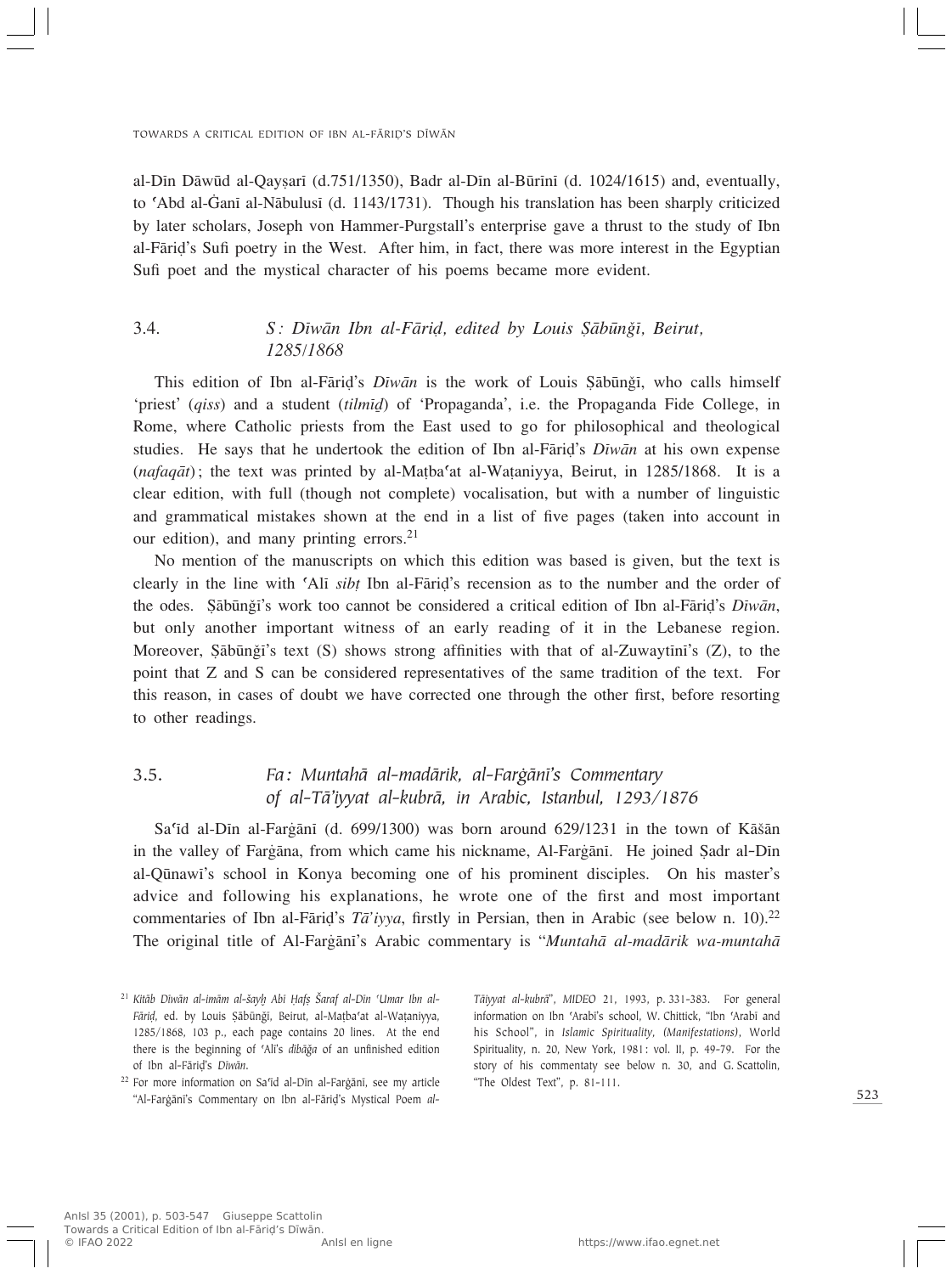al-Dīn Dāwūd al-Qayṣarī (d.751/1350), Badr al-Dīn al-Būrīnī (d. 1024/1615) and, eventually, to ʿAbd al-Ġanī al-Nābulusī (d. 1143/1731). Though his translation has been sharply criticized by later scholars, Joseph von Hammer-Purgstall's enterprise gave a thrust to the study of Ibn al-Fāriḍ's Sufi poetry in the West. After him, in fact, there was more interest in the Egyptian Sufi poet and the mystical character of his poems became more evident.

### 3.4. *S : Dīwān Ibn al-Fāriḍ, edited by Louis Ṣābūnǧī, Beirut, 1285/1868*

This edition of Ibn al-Fāriḍ's *Dīwān* is the work of Louis Ṣābūnǧī, who calls himself 'priest' (*qiss*) and a student (*tilmīḏ*) of 'Propaganda', i.e. the Propaganda Fide College, in Rome, where Catholic priests from the East used to go for philosophical and theological studies. He says that he undertook the edition of Ibn al-Fāriḍ's *Dīwān* at his own expense (*nafaqāt*) ; the text was printed by al-Maṭbaʿat al-Waṭaniyya, Beirut, in 1285/1868. It is a clear edition, with full (though not complete) vocalisation, but with a number of linguistic and grammatical mistakes shown at the end in a list of five pages (taken into account in our edition), and many printing errors.[21]

No mention of the manuscripts on which this edition was based is given, but the text is clearly in the line with ʿAlī *sibṭ* Ibn al-Fāriḍ's recension as to the number and the order of the odes. Ṣābūnǧī's work too cannot be considered a critical edition of Ibn al-Fāriḍ's *Dīwān*, but only another important witness of an early reading of it in the Lebanese region. Moreover, Ṣābūnǧī's text (S) shows strong affinities with that of al-Zuwaytīnī's (Z), to the point that Z and S can be considered representatives of the same tradition of the text. For this reason, in cases of doubt we have corrected one through the other first, before resorting to other readings.

### 3.5. *Fa : Muntahā al-madārik, al-Farġānī's Commentary of al-Tā'iyyat al-kubrā, in Arabic, Istanbul, 1293/1876*

Saʿīd al-Dīn al-Farġānī (d. 699/1300) was born around 629/1231 in the town of Kāšān in the valley of Farġāna, from which came his nickname, Al-Farġānī. He joined Ṣadr al-Dīn al-Qūnawī's school in Konya becoming one of his prominent disciples. On his master's advice and following his explanations, he wrote one of the first and most important commentaries of Ibn al-Fāriḍ's *Tā'iyya*, firstly in Persian, then in Arabic (see below n. 10).[22] The original title of Al-Farġānī's Arabic commentary is "*Muntahā al-madārik wa-muntahā*

---

[21] *Kitāb Dīwān al-imām al-šayḫ Abī Ḥafṣ Šaraf al-Dīn ʿUmar Ibn al-Fāriḍ*, ed. by Louis Ṣābūnǧī, Beirut, al-Maṭbaʿat al-Waṭaniyya, 1285/1868, 103 p., each page contains 20 lines. At the end there is the beginning of ʿAlī's *dībāǧa* of an unfinished edition of Ibn al-Fāriḍ's *Dīwān*.

[22] For more information on Saʿīd al-Dīn al-Farġānī, see my article "Al-Farġānī's Commentary on Ibn al-Fāriḍ's Mystical Poem *al-Tā'iyyat al-kubrā*", *MIDEO* 21, 1993, p. 331-383. For general information on Ibn ʿArabī's school, W. Chittick, "Ibn ʿArabī and his School", in *Islamic Spirituality, (Manifestations)*, World Spirituality, n. 20, New York, 1981 : vol. II, p. 49-79. For the story of his commentaty see below n. 30, and G. Scattolin, "The Oldest Text", p. 81-111.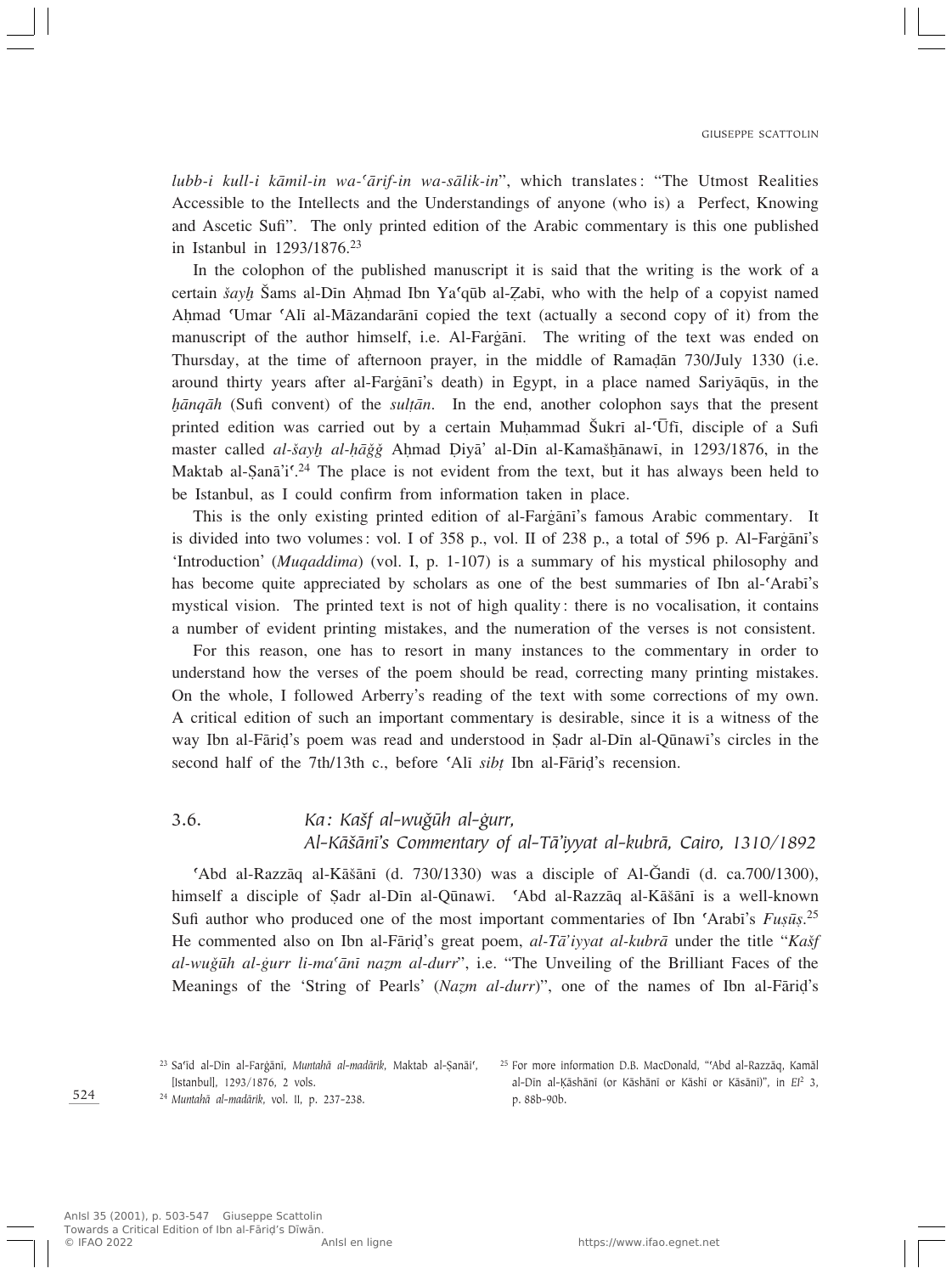*lubb-i kull-i kāmil-in wa-ʿārif-in wa-sālik-in*", which translates: "The Utmost Realities Accessible to the Intellects and the Understandings of anyone (who is) a Perfect, Knowing and Ascetic Sufi". The only printed edition of the Arabic commentary is this one published in Istanbul in 1293/1876.[23]

In the colophon of the published manuscript it is said that the writing is the work of a certain *šayḫ* Šams al-Dīn Aḥmad Ibn Yaʿqūb al-Ẓabī, who with the help of a copyist named Aḥmad ʿUmar ʿAlī al-Māzandarānī copied the text (actually a second copy of it) from the manuscript of the author himself, i.e. Al-Farġānī. The writing of the text was ended on Thursday, at the time of afternoon prayer, in the middle of Ramaḍān 730/July 1330 (i.e. around thirty years after al-Farġānī's death) in Egypt, in a place named Sariyāqūs, in the *ḫānqāh* (Sufi convent) of the *sulṭān*. In the end, another colophon says that the present printed edition was carried out by a certain Muḥammad Šukrī al-ʿŪfī, disciple of a Sufi master called *al-šayḫ al-ḥāǧǧ* Aḥmad Ḍiyā' al-Dīn al-Kamašḫānawī, in 1293/1876, in the Maktab al-Ṣanā'iʿ.[24] The place is not evident from the text, but it has always been held to be Istanbul, as I could confirm from information taken in place.

This is the only existing printed edition of al-Farġānī's famous Arabic commentary. It is divided into two volumes: vol. I of 358 p., vol. II of 238 p., a total of 596 p. Al-Farġānī's 'Introduction' (*Muqaddima*) (vol. I, p. 1-107) is a summary of his mystical philosophy and has become quite appreciated by scholars as one of the best summaries of Ibn al-ʿArabī's mystical vision. The printed text is not of high quality: there is no vocalisation, it contains a number of evident printing mistakes, and the numeration of the verses is not consistent.

For this reason, one has to resort in many instances to the commentary in order to understand how the verses of the poem should be read, correcting many printing mistakes. On the whole, I followed Arberry's reading of the text with some corrections of my own. A critical edition of such an important commentary is desirable, since it is a witness of the way Ibn al-Fāriḍ's poem was read and understood in Ṣadr al-Dīn al-Qūnawī's circles in the second half of the 7th/13th c., before ʿAlī *sibṭ* Ibn al-Fāriḍ's recension.

### 3.6. *Ka: Kašf al-wuǧūh al-ġurr, Al-Kāšānī's Commentary of al-Tā'iyyat al-kubrā, Cairo, 1310/1892*

ʿAbd al-Razzāq al-Kāšānī (d. 730/1330) was a disciple of Al-Ǧandī (d. ca.700/1300), himself a disciple of Ṣadr al-Dīn al-Qūnawī. ʿAbd al-Razzāq al-Kāšānī is a well-known Sufi author who produced one of the most important commentaries of Ibn ʿArabī's *Fuṣūṣ*.[25] He commented also on Ibn al-Fāriḍ's great poem, *al-Tā'iyyat al-kubrā* under the title "*Kašf al-wuǧūh al-ġurr li-maʿānī naẓm al-durr*", i.e. "The Unveiling of the Brilliant Faces of the Meanings of the 'String of Pearls' (*Naẓm al-durr*)", one of the names of Ibn al-Fāriḍ's

---

[23] Saʿīd al-Dīn al-Farġānī, *Muntahā al-madārik*, Maktab al-Ṣanāiʿ, [Istanbul], 1293/1876, 2 vols.

[24] *Muntahā al-madārik*, vol. II, p. 237-238.

[25] For more information D.B. MacDonald, "ʿAbd al-Razzāq, Kamāl al-Dīn al-Ḳāshānī (or Kāshānī or Kāshī or Kāsānī)", in *EI*² 3, p. 88b-90b.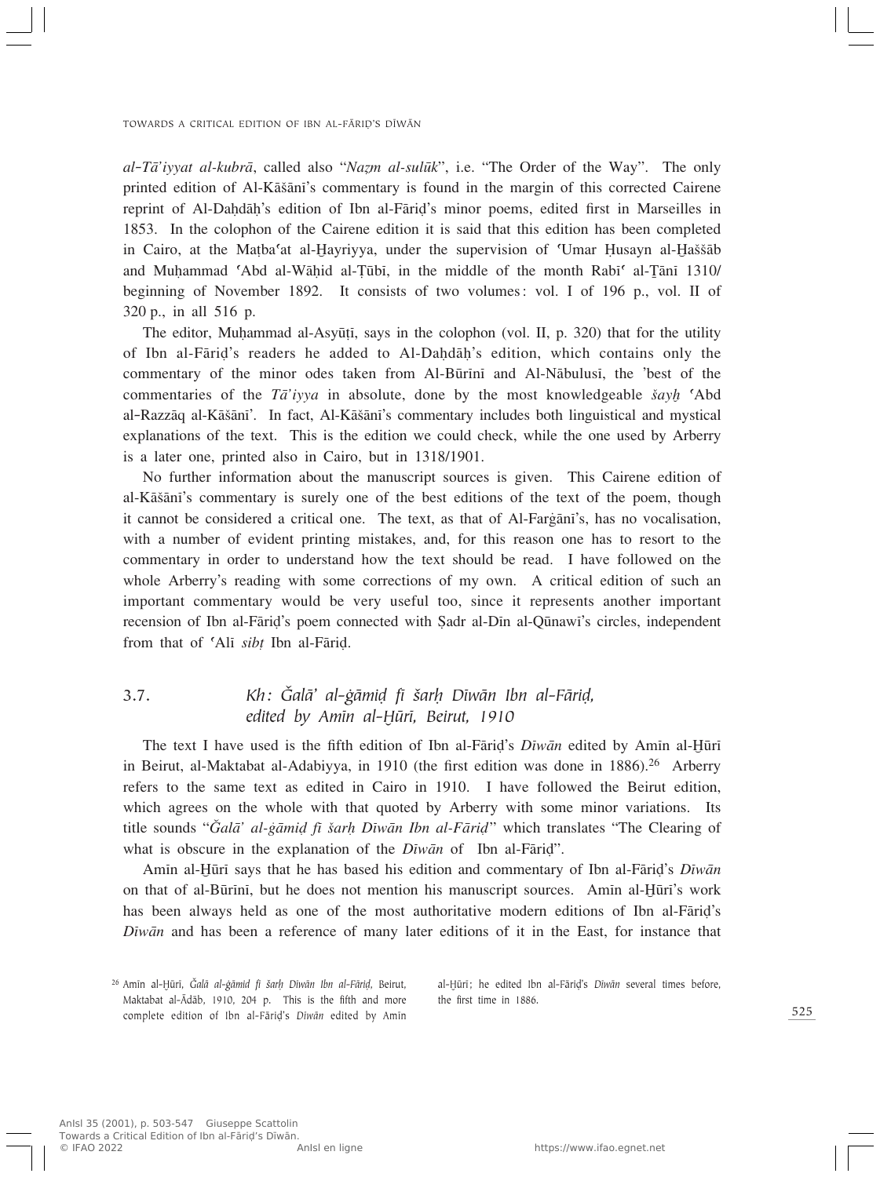*al-Tā'iyyat al-kubrā*, called also "*Naẓm al-sulūk*", i.e. "The Order of the Way". The only printed edition of Al-Kāšānī's commentary is found in the margin of this corrected Cairene reprint of Al-Daḥdāḥ's edition of Ibn al-Fāriḍ's minor poems, edited first in Marseilles in 1853. In the colophon of the Cairene edition it is said that this edition has been completed in Cairo, at the Maṭbaʿat al-Ḫayriyya, under the supervision of ʿUmar Ḥusayn al-Ḫaššāb and Muḥammad ʿAbd al-Wāḥid al-Ṭūbī, in the middle of the month Rabīʿ al-Ṯānī 1310/ beginning of November 1892. It consists of two volumes: vol. I of 196 p., vol. II of 320 p., in all 516 p.

The editor, Muḥammad al-Asyūṭī, says in the colophon (vol. II, p. 320) that for the utility of Ibn al-Fāriḍ's readers he added to Al-Daḥdāḥ's edition, which contains only the commentary of the minor odes taken from Al-Būrīnī and Al-Nābulusī, the 'best of the commentaries of the *Tā'iyya* in absolute, done by the most knowledgeable *šayḫ* ʿAbd al-Razzāq al-Kāšānī'. In fact, Al-Kāšānī's commentary includes both linguistical and mystical explanations of the text. This is the edition we could check, while the one used by Arberry is a later one, printed also in Cairo, but in 1318/1901.

No further information about the manuscript sources is given. This Cairene edition of al-Kāšānī's commentary is surely one of the best editions of the text of the poem, though it cannot be considered a critical one. The text, as that of Al-Farġānī's, has no vocalisation, with a number of evident printing mistakes, and, for this reason one has to resort to the commentary in order to understand how the text should be read. I have followed on the whole Arberry's reading with some corrections of my own. A critical edition of such an important commentary would be very useful too, since it represents another important recension of Ibn al-Fāriḍ's poem connected with Ṣadr al-Dīn al-Qūnawī's circles, independent from that of ʿAlī *sibṭ* Ibn al-Fāriḍ.

### 3.7. *Kh: Ǧalā' al-ġāmiḍ fī šarḥ Dīwān Ibn al-Fāriḍ, edited by Amīn al-Ḫūrī, Beirut, 1910*

The text I have used is the fifth edition of Ibn al-Fāriḍ's *Dīwān* edited by Amīn al-Ḫūrī in Beirut, al-Maktabat al-Adabiyya, in 1910 (the first edition was done in 1886).[26] Arberry refers to the same text as edited in Cairo in 1910. I have followed the Beirut edition, which agrees on the whole with that quoted by Arberry with some minor variations. Its title sounds "*Ǧalā' al-ġāmiḍ fī šarḥ Dīwān Ibn al-Fāriḍ*" which translates "The Clearing of what is obscure in the explanation of the *Dīwān* of Ibn al-Fāriḍ".

Amīn al-Ḫūrī says that he has based his edition and commentary of Ibn al-Fāriḍ's *Dīwān* on that of al-Būrīnī, but he does not mention his manuscript sources. Amīn al-Ḫūrī's work has been always held as one of the most authoritative modern editions of Ibn al-Fāriḍ's *Dīwān* and has been a reference of many later editions of it in the East, for instance that

[26] Amīn al-Ḫūrī, *Ǧalā al-ġāmiḍ fī šarḥ Dīwān Ibn al-Fāriḍ*, Beirut, Maktabat al-Ādāb, 1910, 204 p. This is the fifth and more complete edition of Ibn al-Fāriḍ's *Dīwān* edited by Amīn al-Ḫūrī; he edited Ibn al-Fāriḍ's *Dīwān* several times before, the first time in 1886.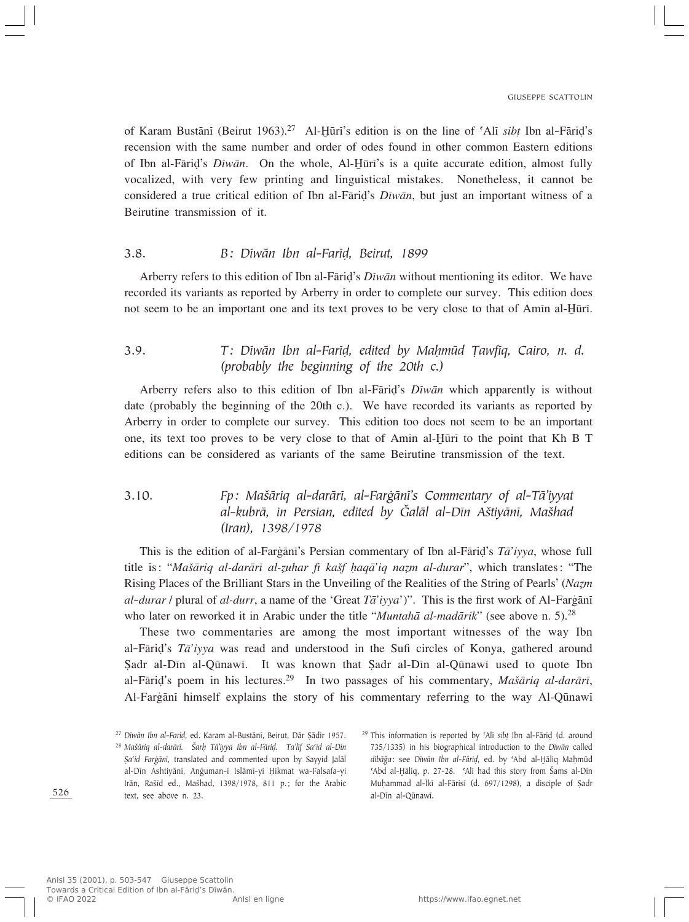of Karam Bustānī (Beirut 1963).[27] Al-Ḫūrī's edition is on the line of ʿAlī *sibṭ* Ibn al-Fāriḍ's recension with the same number and order of odes found in other common Eastern editions of Ibn al-Fāriḍ's *Dīwān*. On the whole, Al-Ḫūrī's is a quite accurate edition, almost fully vocalized, with very few printing and linguistical mistakes. Nonetheless, it cannot be considered a true critical edition of Ibn al-Fāriḍ's *Dīwān*, but just an important witness of a Beirutine transmission of it.

### 3.8. *B: Dīwān Ibn al-Farīḍ, Beirut, 1899*

Arberry refers to this edition of Ibn al-Fāriḍ's *Dīwān* without mentioning its editor. We have recorded its variants as reported by Arberry in order to complete our survey. This edition does not seem to be an important one and its text proves to be very close to that of Amīn al-Ḫūrī.

### 3.9. *T: Dīwān Ibn al-Farīḍ, edited by Maḥmūd Ṭawfīq, Cairo, n. d. (probably the beginning of the 20th c.)*

Arberry refers also to this edition of Ibn al-Fāriḍ's *Dīwān* which apparently is without date (probably the beginning of the 20th c.). We have recorded its variants as reported by Arberry in order to complete our survey. This edition too does not seem to be an important one, its text too proves to be very close to that of Amīn al-Ḫūrī to the point that Kh B T editions can be considered as variants of the same Beirutine transmission of the text.

### 3.10. *Fp: Mašāriq al-darārī, al-Farġānī's Commentary of al-Tā'iyyat al-kubrā, in Persian, edited by Ǧalāl al-Dīn Aštiyānī, Mašhad (Iran), 1398/1978*

This is the edition of al-Farġānī's Persian commentary of Ibn al-Fāriḍ's *Tā'iyya*, whose full title is: "*Mašāriq al-darārī al-zuhar fī kašf ḥaqā'iq naẓm al-durar*", which translates: "The Rising Places of the Brilliant Stars in the Unveiling of the Realities of the String of Pearls' (*Naẓm al-durar* / plural of *al-durr*, a name of the 'Great *Tā'iyya*')". This is the first work of Al-Farġānī who later on reworked it in Arabic under the title "*Muntahā al-madārik*" (see above n. 5).[28]

These two commentaries are among the most important witnesses of the way Ibn al-Fāriḍ's *Tā'iyya* was read and understood in the Sufi circles of Konya, gathered around Ṣadr al-Dīn al-Qūnawī. It was known that Ṣadr al-Dīn al-Qūnawī used to quote Ibn al-Fāriḍ's poem in his lectures.[29] In two passages of his commentary, *Mašāriq al-darārī*, Al-Farġānī himself explains the story of his commentary referring to the way Al-Qūnawī

---

[27] *Dīwān Ibn al-Farīḍ*, ed. Karam al-Bustānī, Beirut, Dār Ṣādir 1957.

[28] *Mašāriq al-darārī. Šarḥ Tā'iyya Ibn al-Fāriḍ. Ta'līf Sa'īd al-Dīn Ṣa'īd Farġānī*, translated and commented upon by Sayyid Jalāl al-Dīn Ashtiyānī, Anǧuman-i Islāmī-yi Ḥikmat wa-Falsafa-yi Irān, Rašīd ed., Mašhad, 1398/1978, 811 p.; for the Arabic text, see above n. 23.

[29] This information is reported by ʿAlī *sibṭ* Ibn al-Fāriḍ (d. around 735/1335) in his biographical introduction to the *Dīwān* called *dībāǧa*: see *Dīwān Ibn al-Fāriḍ*, ed. by ʿAbd al-Ḫāliq Maḥmūd ʿAbd al-Ḫāliq, p. 27-28. ʿAlī had this story from Šams al-Dīn Muḥammad al-Īkī al-Fārisī (d. 697/1298), a disciple of Ṣadr al-Dīn al-Qūnawī.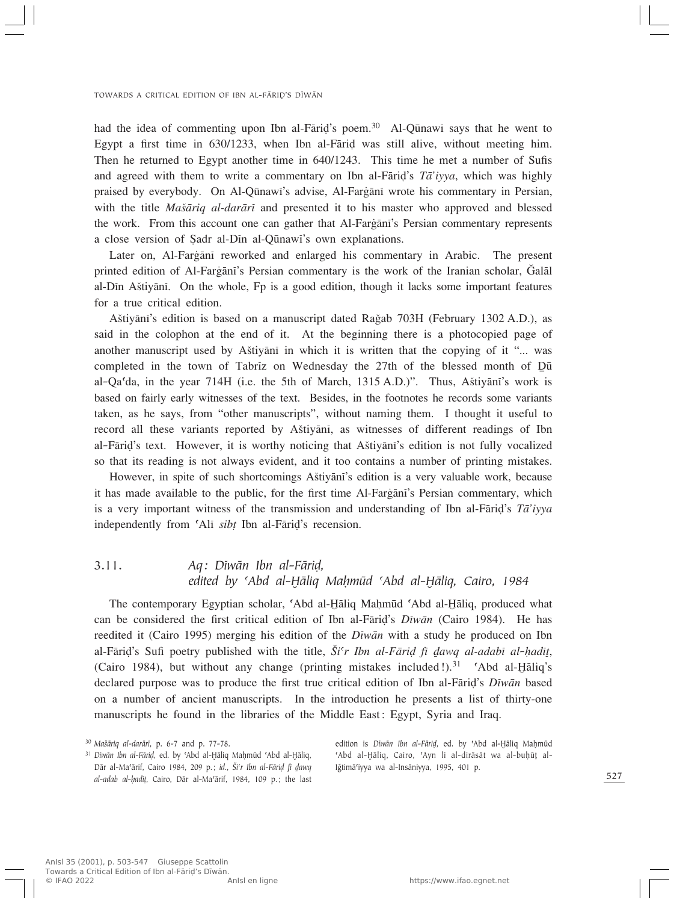had the idea of commenting upon Ibn al-Fāriḍ's poem.[30] Al-Qūnawī says that he went to Egypt a first time in 630/1233, when Ibn al-Fāriḍ was still alive, without meeting him. Then he returned to Egypt another time in 640/1243. This time he met a number of Sufis and agreed with them to write a commentary on Ibn al-Fāriḍ's *Tā'iyya*, which was highly praised by everybody. On Al-Qūnawī's advise, Al-Farġānī wrote his commentary in Persian, with the title *Mašāriq al-darārī* and presented it to his master who approved and blessed the work. From this account one can gather that Al-Farġānī's Persian commentary represents a close version of Ṣadr al-Dīn al-Qūnawī's own explanations.

Later on, Al-Farġānī reworked and enlarged his commentary in Arabic. The present printed edition of Al-Farġānī's Persian commentary is the work of the Iranian scholar, Ǧalāl al-Dīn Aštiyānī. On the whole, Fp is a good edition, though it lacks some important features for a true critical edition.

Aštiyānī's edition is based on a manuscript dated Raǧab 703H (February 1302 A.D.), as said in the colophon at the end of it. At the beginning there is a photocopied page of another manuscript used by Aštiyānī in which it is written that the copying of it "... was completed in the town of Tabrīz on Wednesday the 27th of the blessed month of Ḏū al-Qaʿda, in the year 714H (i.e. the 5th of March, 1315 A.D.)". Thus, Aštiyānī's work is based on fairly early witnesses of the text. Besides, in the footnotes he records some variants taken, as he says, from "other manuscripts", without naming them. I thought it useful to record all these variants reported by Aštiyānī, as witnesses of different readings of Ibn al-Fāriḍ's text. However, it is worthy noticing that Aštiyānī's edition is not fully vocalized so that its reading is not always evident, and it too contains a number of printing mistakes.

However, in spite of such shortcomings Aštiyānī's edition is a very valuable work, because it has made available to the public, for the first time Al-Farġānī's Persian commentary, which is a very important witness of the transmission and understanding of Ibn al-Fāriḍ's *Tā'iyya* independently from ʿAlī *sibṭ* Ibn al-Fāriḍ's recension.

### 3.11. *Aq: Dīwān Ibn al-Fāriḍ, edited by ʿAbd al-Ḫāliq Maḥmūd ʿAbd al-Ḫāliq, Cairo, 1984*

The contemporary Egyptian scholar, ʿAbd al-Ḫāliq Maḥmūd ʿAbd al-Ḫāliq, produced what can be considered the first critical edition of Ibn al-Fāriḍ's *Dīwān* (Cairo 1984). He has reedited it (Cairo 1995) merging his edition of the *Dīwān* with a study he produced on Ibn al-Fāriḍ's Sufi poetry published with the title, *Šiʿr Ibn al-Fāriḍ fī ḍawq al-adabī al-ḥadīṯ*, (Cairo 1984), but without any change (printing mistakes included!).[31] ʿAbd al-Ḫāliq's declared purpose was to produce the first true critical edition of Ibn al-Fāriḍ's *Dīwān* based on a number of ancient manuscripts. In the introduction he presents a list of thirty-one manuscripts he found in the libraries of the Middle East: Egypt, Syria and Iraq.

[30] *Mašāriq al-darārī*, p. 6-7 and p. 77-78.

[31] *Dīwān Ibn al-Fāriḍ*, ed. by ʿAbd al-Ḫāliq Maḥmūd ʿAbd al-Ḫāliq, Dār al-Maʿārif, Cairo 1984, 209 p.; *id.*, *Šiʿr Ibn al-Fāriḍ fī ḍawq al-adab al-ḥadīṯ*, Cairo, Dār al-Maʿārif, 1984, 109 p.; the last edition is *Dīwān Ibn al-Fāriḍ*, ed. by ʿAbd al-Ḫāliq Maḥmūd ʿAbd al-Ḫāliq, Cairo, ʿAyn li al-dirāsāt wa al-buḥūṯ al-Iǧtimāʿiyya wa al-Insāniyya, 1995, 401 p.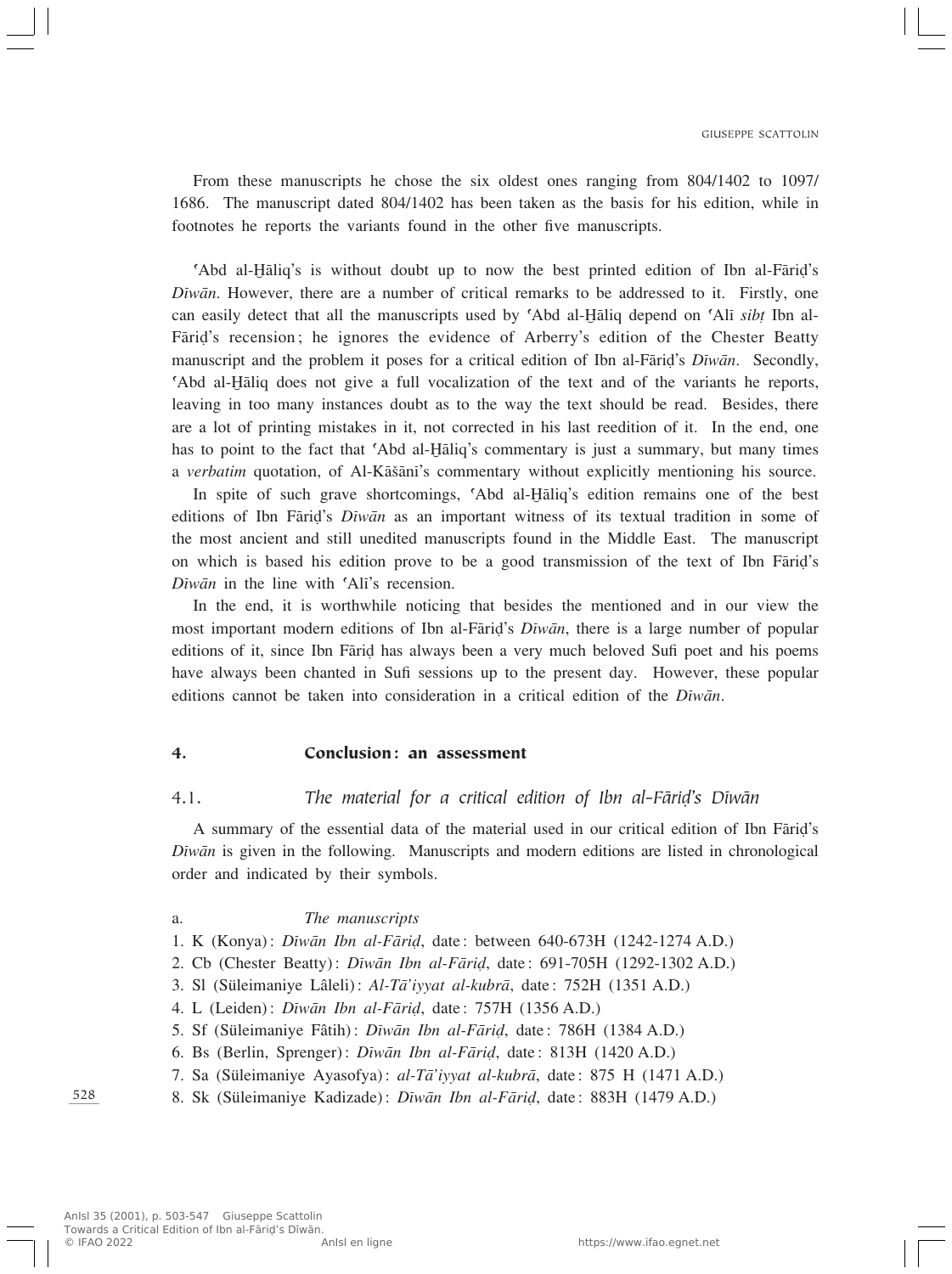From these manuscripts he chose the six oldest ones ranging from 804/1402 to 1097/1686. The manuscript dated 804/1402 has been taken as the basis for his edition, while in footnotes he reports the variants found in the other five manuscripts.

ʿAbd al-Ḫāliq's is without doubt up to now the best printed edition of Ibn al-Fāriḍ's *Dīwān*. However, there are a number of critical remarks to be addressed to it. Firstly, one can easily detect that all the manuscripts used by ʿAbd al-Ḫāliq depend on ʿAlī *sibṭ* Ibn al-Fāriḍ's recension; he ignores the evidence of Arberry's edition of the Chester Beatty manuscript and the problem it poses for a critical edition of Ibn al-Fāriḍ's *Dīwān*. Secondly, ʿAbd al-Ḫāliq does not give a full vocalization of the text and of the variants he reports, leaving in too many instances doubt as to the way the text should be read. Besides, there are a lot of printing mistakes in it, not corrected in his last reedition of it. In the end, one has to point to the fact that ʿAbd al-Ḫāliq's commentary is just a summary, but many times a *verbatim* quotation, of Al-Kāšānī's commentary without explicitly mentioning his source.

In spite of such grave shortcomings, ʿAbd al-Ḫāliq's edition remains one of the best editions of Ibn Fāriḍ's *Dīwān* as an important witness of its textual tradition in some of the most ancient and still unedited manuscripts found in the Middle East. The manuscript on which is based his edition prove to be a good transmission of the text of Ibn Fāriḍ's *Dīwān* in the line with ʿAlī's recension.

In the end, it is worthwhile noticing that besides the mentioned and in our view the most important modern editions of Ibn al-Fāriḍ's *Dīwān*, there is a large number of popular editions of it, since Ibn Fāriḍ has always been a very much beloved Sufi poet and his poems have always been chanted in Sufi sessions up to the present day. However, these popular editions cannot be taken into consideration in a critical edition of the *Dīwān*.

## 4. Conclusion: an assessment

### 4.1. *The material for a critical edition of Ibn al-Fāriḍ's Dīwān*

A summary of the essential data of the material used in our critical edition of Ibn Fāriḍ's *Dīwān* is given in the following. Manuscripts and modern editions are listed in chronological order and indicated by their symbols.

a. *The manuscripts*

1. K (Konya): *Dīwān Ibn al-Fāriḍ*, date: between 640-673H (1242-1274 A.D.)
2. Cb (Chester Beatty): *Dīwān Ibn al-Fāriḍ*, date: 691-705H (1292-1302 A.D.)
3. Sl (Süleimaniye Lâleli): *Al-Tāʾiyyat al-kubrā*, date: 752H (1351 A.D.)
4. L (Leiden): *Dīwān Ibn al-Fāriḍ*, date: 757H (1356 A.D.)
5. Sf (Süleimaniye Fâtih): *Dīwān Ibn al-Fāriḍ*, date: 786H (1384 A.D.)
6. Bs (Berlin, Sprenger): *Dīwān Ibn al-Fāriḍ*, date: 813H (1420 A.D.)
7. Sa (Süleimaniye Ayasofya): *al-Tāʾiyyat al-kubrā*, date: 875 H (1471 A.D.)
8. Sk (Süleimaniye Kadizade): *Dīwān Ibn al-Fāriḍ*, date: 883H (1479 A.D.)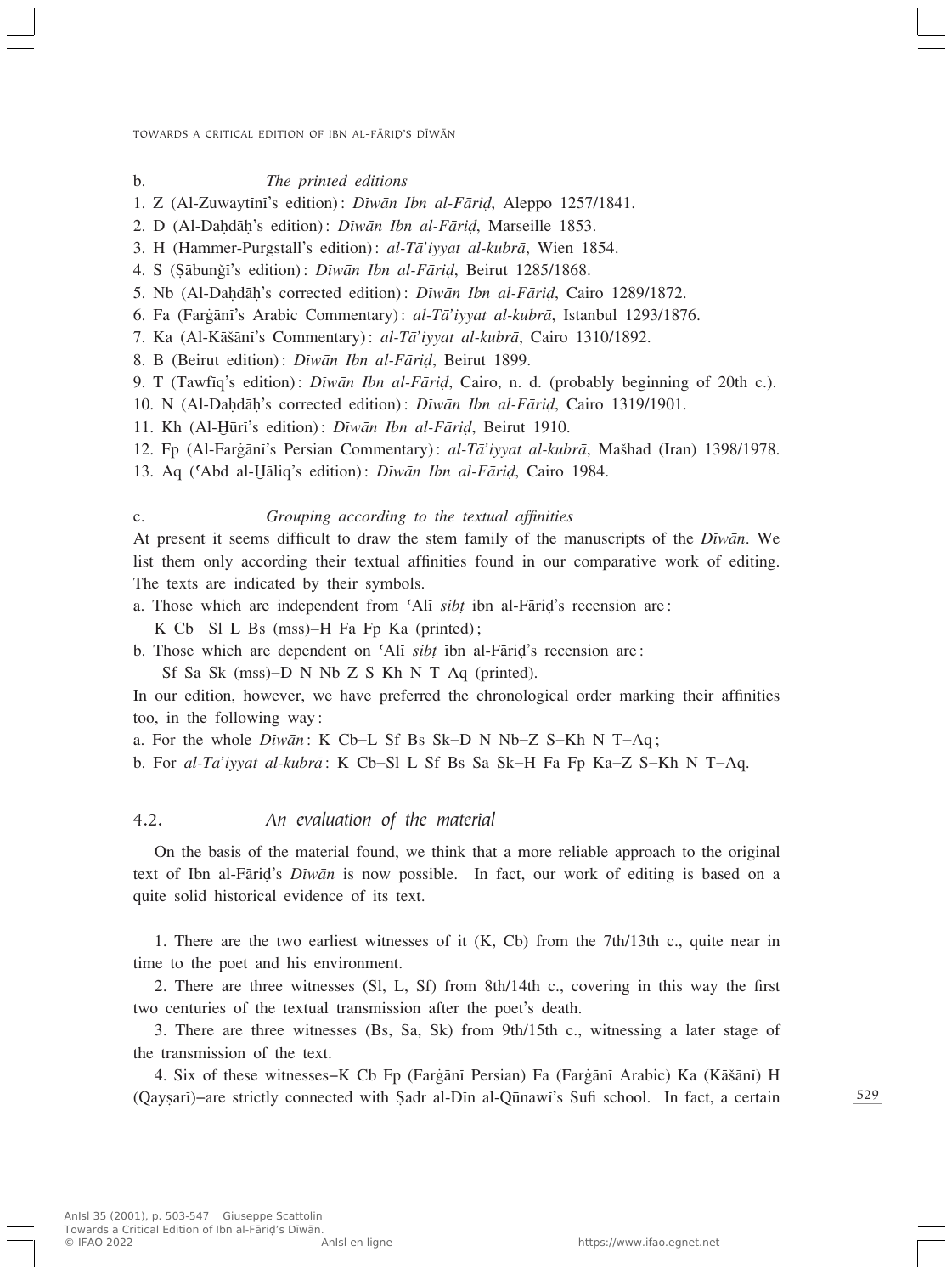b. *The printed editions*

1. Z (Al-Zuwaytīnī's edition): *Dīwān Ibn al-Fāriḍ*, Aleppo 1257/1841.
2. D (Al-Daḥdāḥ's edition): *Dīwān Ibn al-Fāriḍ*, Marseille 1853.
3. H (Hammer-Purgstall's edition): *al-Tā'iyyat al-kubrā*, Wien 1854.
4. S (Ṣābunǧī's edition): *Dīwān Ibn al-Fāriḍ*, Beirut 1285/1868.
5. Nb (Al-Daḥdāḥ's corrected edition): *Dīwān Ibn al-Fāriḍ*, Cairo 1289/1872.
6. Fa (Farġānī's Arabic Commentary): *al-Tā'iyyat al-kubrā*, Istanbul 1293/1876.
7. Ka (Al-Kāšānī's Commentary): *al-Tā'iyyat al-kubrā*, Cairo 1310/1892.
8. B (Beirut edition): *Dīwān Ibn al-Fāriḍ*, Beirut 1899.
9. T (Tawfīq's edition): *Dīwān Ibn al-Fāriḍ*, Cairo, n. d. (probably beginning of 20th c.).
10. N (Al-Daḥdāḥ's corrected edition): *Dīwān Ibn al-Fāriḍ*, Cairo 1319/1901.
11. Kh (Al-Ḫūrī's edition): *Dīwān Ibn al-Fāriḍ*, Beirut 1910.
12. Fp (Al-Farġānī's Persian Commentary): *al-Tā'iyyat al-kubrā*, Mašhad (Iran) 1398/1978.
13. Aq (ʿAbd al-Ḫāliq's edition): *Dīwān Ibn al-Fāriḍ*, Cairo 1984.

c. *Grouping according to the textual affinities*

At present it seems difficult to draw the stem family of the manuscripts of the *Dīwān*. We list them only according their textual affinities found in our comparative work of editing. The texts are indicated by their symbols.

a. Those which are independent from ʿAlī *sibṭ* ibn al-Fāriḍ's recension are:
K Cb Sl L Bs (mss)–H Fa Fp Ka (printed);

b. Those which are dependent on ʿAlī *sibṭ* ibn al-Fāriḍ's recension are:
Sf Sa Sk (mss)–D N Nb Z S Kh N T Aq (printed).

In our edition, however, we have preferred the chronological order marking their affinities too, in the following way:

a. For the whole *Dīwān*: K Cb–L Sf Bs Sk–D N Nb–Z S–Kh N T–Aq;

b. For *al-Tā'iyyat al-kubrā*: K Cb–Sl L Sf Bs Sa Sk–H Fa Fp Ka–Z S–Kh N T–Aq.

## 4.2. *An evaluation of the material*

On the basis of the material found, we think that a more reliable approach to the original text of Ibn al-Fāriḍ's *Dīwān* is now possible. In fact, our work of editing is based on a quite solid historical evidence of its text.

1. There are the two earliest witnesses of it (K, Cb) from the 7th/13th c., quite near in time to the poet and his environment.

2. There are three witnesses (Sl, L, Sf) from 8th/14th c., covering in this way the first two centuries of the textual transmission after the poet's death.

3. There are three witnesses (Bs, Sa, Sk) from 9th/15th c., witnessing a later stage of the transmission of the text.

4. Six of these witnesses–K Cb Fp (Farġānī Persian) Fa (Farġānī Arabic) Ka (Kāšānī) H (Qayṣarī)–are strictly connected with Ṣadr al-Dīn al-Qūnawī's Sufi school. In fact, a certain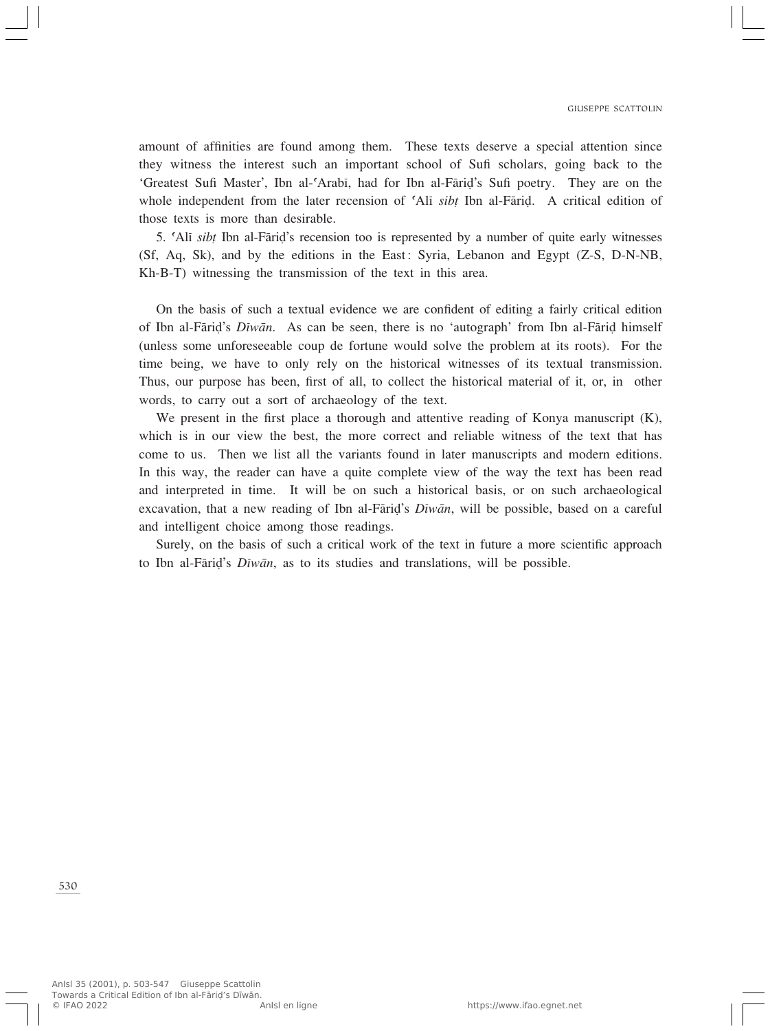amount of affinities are found among them. These texts deserve a special attention since they witness the interest such an important school of Sufi scholars, going back to the 'Greatest Sufi Master', Ibn al-ʿArabī, had for Ibn al-Fāriḍ's Sufi poetry. They are on the whole independent from the later recension of ʿAlī *sibṭ* Ibn al-Fāriḍ. A critical edition of those texts is more than desirable.

5. ʿAlī *sibṭ* Ibn al-Fāriḍ's recension too is represented by a number of quite early witnesses (Sf, Aq, Sk), and by the editions in the East: Syria, Lebanon and Egypt (Z-S, D-N-NB, Kh-B-T) witnessing the transmission of the text in this area.

On the basis of such a textual evidence we are confident of editing a fairly critical edition of Ibn al-Fāriḍ's *Dīwān*. As can be seen, there is no 'autograph' from Ibn al-Fāriḍ himself (unless some unforeseeable coup de fortune would solve the problem at its roots). For the time being, we have to only rely on the historical witnesses of its textual transmission. Thus, our purpose has been, first of all, to collect the historical material of it, or, in other words, to carry out a sort of archaeology of the text.

We present in the first place a thorough and attentive reading of Konya manuscript (K), which is in our view the best, the more correct and reliable witness of the text that has come to us. Then we list all the variants found in later manuscripts and modern editions. In this way, the reader can have a quite complete view of the way the text has been read and interpreted in time. It will be on such a historical basis, or on such archaeological excavation, that a new reading of Ibn al-Fāriḍ's *Dīwān*, will be possible, based on a careful and intelligent choice among those readings.

Surely, on the basis of such a critical work of the text in future a more scientific approach to Ibn al-Fāriḍ's *Dīwān*, as to its studies and translations, will be possible.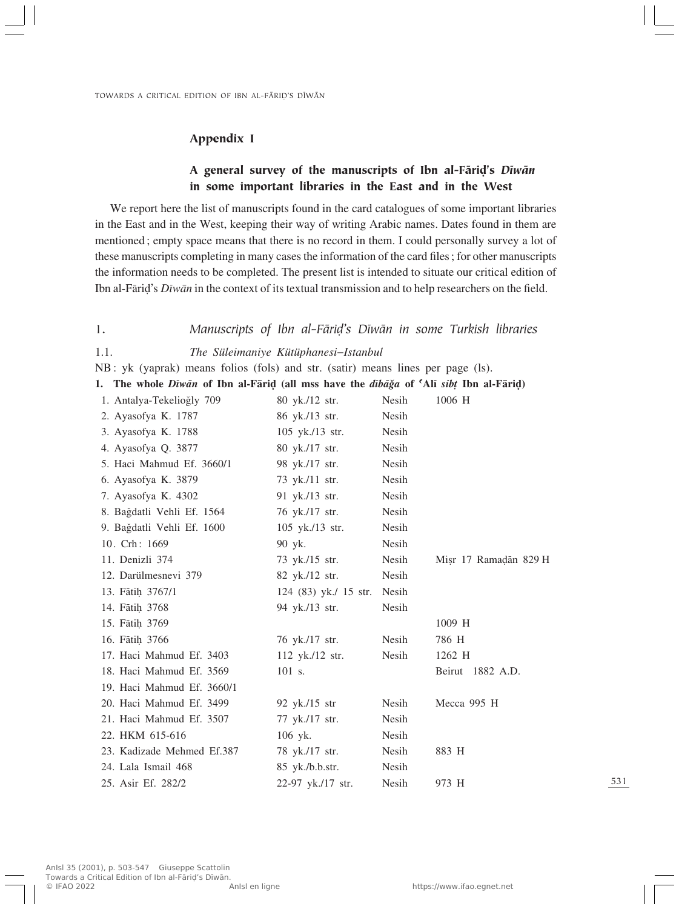## Appendix I

### A general survey of the manuscripts of Ibn al-Fāriḍ's *Dīwān* in some important libraries in the East and in the West

We report here the list of manuscripts found in the card catalogues of some important libraries in the East and in the West, keeping their way of writing Arabic names. Dates found in them are mentioned; empty space means that there is no record in them. I could personally survey a lot of these manuscripts completing in many cases the information of the card files; for other manuscripts the information needs to be completed. The present list is intended to situate our critical edition of Ibn al-Fāriḍ's *Dīwān* in the context of its textual transmission and to help researchers on the field.

#### 1. *Manuscripts of Ibn al-Fāriḍ's Dīwān in some Turkish libraries*

##### 1.1. *The Süleimaniye Kütüphanesi–Istanbul*

NB: yk (yaprak) means folios (fols) and str. (satir) means lines per page (ls).

**1. The whole *Dīwān* of Ibn al-Fāriḍ (all mss have the *dībāǧa* of ʿAlī *sibṭ* Ibn al-Fāriḍ)**

| | | | |
|---|---|---|---|
| 1. Antalya-Tekelioğly 709 | 80 yk./12 str. | Nesih | 1006 H |
| 2. Ayasofya K. 1787 | 86 yk./13 str. | Nesih | |
| 3. Ayasofya K. 1788 | 105 yk./13 str. | Nesih | |
| 4. Ayasofya Q. 3877 | 80 yk./17 str. | Nesih | |
| 5. Haci Mahmud Ef. 3660/1 | 98 yk./17 str. | Nesih | |
| 6. Ayasofya K. 3879 | 73 yk./11 str. | Nesih | |
| 7. Ayasofya K. 4302 | 91 yk./13 str. | Nesih | |
| 8. Bağdatli Vehli Ef. 1564 | 76 yk./17 str. | Nesih | |
| 9. Bağdatli Vehli Ef. 1600 | 105 yk./13 str. | Nesih | |
| 10. Crh: 1669 | 90 yk. | Nesih | |
| 11. Denizli 374 | 73 yk./15 str. | Nesih | Miṣr 17 Ramaḍān 829 H |
| 12. Darülmesnevi 379 | 82 yk./12 str. | Nesih | |
| 13. Fātiḥ 3767/1 | 124 (83) yk./ 15 str. | Nesih | |
| 14. Fātiḥ 3768 | 94 yk./13 str. | Nesih | |
| 15. Fātiḥ 3769 | | | 1009 H |
| 16. Fātiḥ 3766 | 76 yk./17 str. | Nesih | 786 H |
| 17. Haci Mahmud Ef. 3403 | 112 yk./12 str. | Nesih | 1262 H |
| 18. Haci Mahmud Ef. 3569 | 101 s. | | Beirut 1882 A.D. |
| 19. Haci Mahmud Ef. 3660/1 | | | |
| 20. Haci Mahmud Ef. 3499 | 92 yk./15 str | Nesih | Mecca 995 H |
| 21. Haci Mahmud Ef. 3507 | 77 yk./17 str. | Nesih | |
| 22. HKM 615-616 | 106 yk. | Nesih | |
| 23. Kadizade Mehmed Ef.387 | 78 yk./17 str. | Nesih | 883 H |
| 24. Lala Ismail 468 | 85 yk./b.b.str. | Nesih | |
| 25. Asir Ef. 282/2 | 22-97 yk./17 str. | Nesih | 973 H |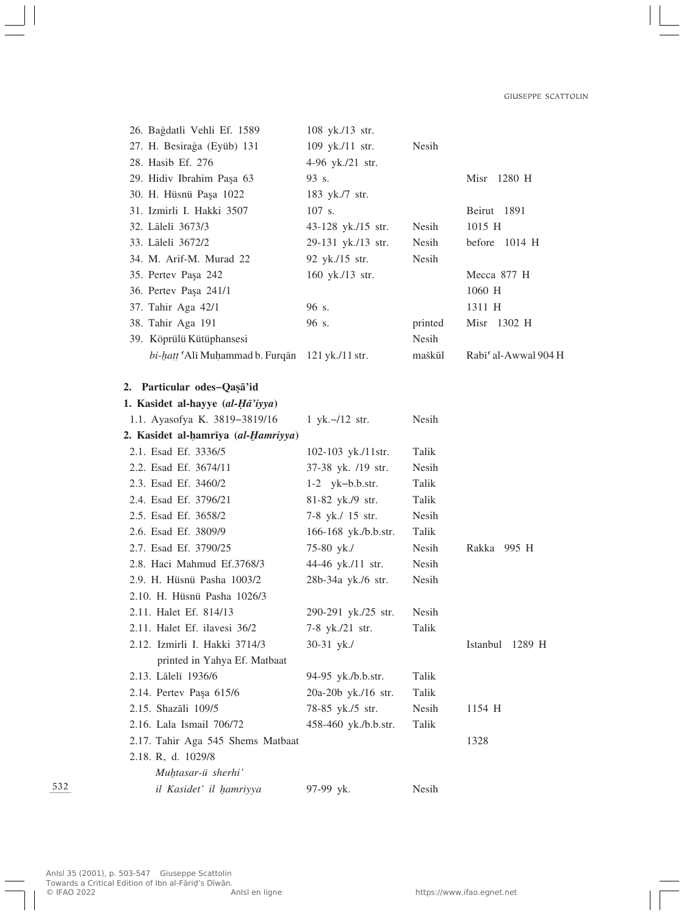| | | | |
|---|---|---|---|
| 26. Bağdatli Vehli Ef. 1589 | 108 yk./13 str. | | |
| 27. H. Besirağa (Eyüb) 131 | 109 yk./11 str. | Nesih | |
| 28. Hasib Ef. 276 | 4-96 yk./21 str. | | |
| 29. Hidiv Ibrahim Paşa 63 | 93 s. | | Misr 1280 H |
| 30. H. Hüsnü Paşa 1022 | 183 yk./7 str. | | |
| 31. Izmirli I. Hakki 3507 | 107 s. | | Beirut 1891 |
| 32. Lālelī 3673/3 | 43-128 yk./15 str. | Nesih | 1015 H |
| 33. Lālelī 3672/2 | 29-131 yk./13 str. | Nesih | before 1014 H |
| 34. M. Arif-M. Murad 22 | 92 yk./15 str. | Nesih | |
| 35. Pertev Paşa 242 | 160 yk./13 str. | | Mecca 877 H |
| 36. Pertev Paşa 241/1 | | | 1060 H |
| 37. Tahir Aga 42/1 | 96 s. | | 1311 H |
| 38. Tahir Aga 191 | 96 s. | printed | Misr 1302 H |
| 39. Köprülü Kütüphansesi *bi-ḫaṭṭ* ʿAlī Muḥammad b. Furqān | 121 yk./11 str. | Nesih maškūl | Rabīʿ al-Awwal 904 H |

## 2. Particular odes–Qaṣā'id

**1. Kasidet al-hayye (*al-Ḥā'iyya*)**

| | | | |
|---|---|---|---|
| 1.1. Ayasofya K. 3819–3819/16 | 1 yk.–/12 str. | Nesih | |

**2. Kasidet al-ḫamrīya (*al-Ḫamriyya*)**

| | | | |
|---|---|---|---|
| 2.1. Esad Ef. 3336/5 | 102-103 yk./11str. | Talik | |
| 2.2. Esad Ef. 3674/11 | 37-38 yk. /19 str. | Nesih | |
| 2.3. Esad Ef. 3460/2 | 1-2 yk–b.b.str. | Talik | |
| 2.4. Esad Ef. 3796/21 | 81-82 yk./9 str. | Talik | |
| 2.5. Esad Ef. 3658/2 | 7-8 yk./ 15 str. | Nesih | |
| 2.6. Esad Ef. 3809/9 | 166-168 yk./b.b.str. | Talik | |
| 2.7. Esad Ef. 3790/25 | 75-80 yk./ | Nesih | Rakka 995 H |
| 2.8. Haci Mahmud Ef.3768/3 | 44-46 yk./11 str. | Nesih | |
| 2.9. H. Hüsnü Pasha 1003/2 | 28b-34a yk./6 str. | Nesih | |
| 2.10. H. Hüsnü Pasha 1026/3 | | | |
| 2.11. Halet Ef. 814/13 | 290-291 yk./25 str. | Nesih | |
| 2.11. Halet Ef. ilavesi 36/2 | 7-8 yk./21 str. | Talik | |
| 2.12. Izmirli I. Hakki 3714/3 printed in Yahya Ef. Matbaat | 30-31 yk./ | | Istanbul 1289 H |
| 2.13. Lālelī 1936/6 | 94-95 yk./b.b.str. | Talik | |
| 2.14. Pertev Paşa 615/6 | 20a-20b yk./16 str. | Talik | |
| 2.15. Shazāli 109/5 | 78-85 yk./5 str. | Nesih | 1154 H |
| 2.16. Lala Ismail 706/72 | 458-460 yk./b.b.str. | Talik | |
| 2.17. Tahir Aga 545 Shems Matbaat | | | 1328 |
| 2.18. R, d. 1029/8 *Muḫtasar-ü sherhi' il Kasidet' il ḫamriyya* | 97-99 yk. | Nesih | |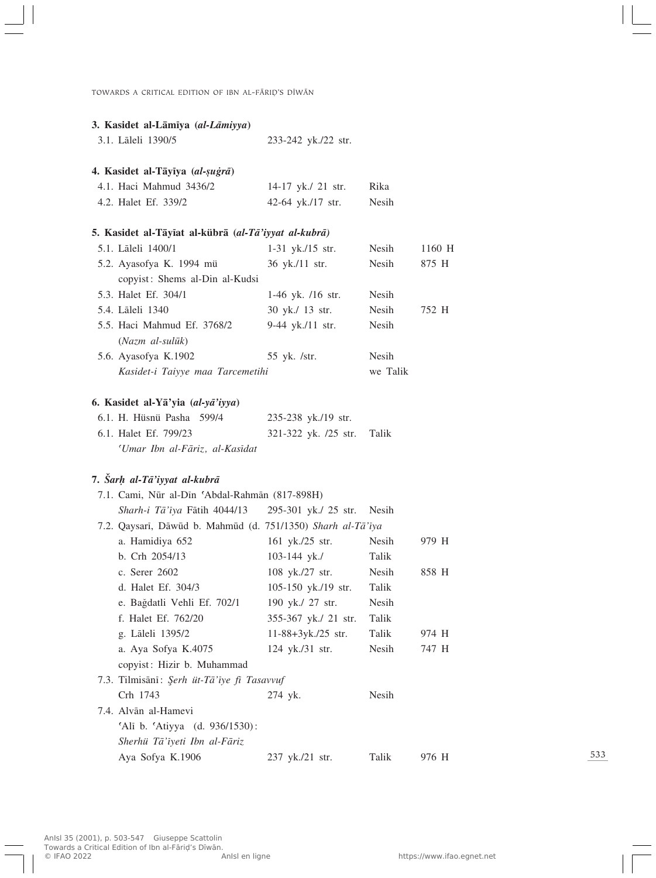**3. Kasidet al-Lāmīya (*al-Lāmiyya*)**

| | | | |
|---|---|---|---|
| 3.1. Lāleli 1390/5 | 233-242 yk./22 str. | | |

**4. Kasidet al-Tāyīya (*al-ṣuġrā*)**

| | | | |
|---|---|---|---|
| 4.1. Haci Mahmud 3436/2 | 14-17 yk./ 21 str. | Rika | |
| 4.2. Halet Ef. 339/2 | 42-64 yk./17 str. | Nesih | |

**5. Kasidet al-Tāyīat al-kübrā (*al-Tā'iyyat al-kubrā*)**

| | | | |
|---|---|---|---|
| 5.1. Lāleli 1400/1 | 1-31 yk./15 str. | Nesih | 1160 H |
| 5.2. Ayasofya K. 1994 mü copyist: Shems al-Din al-Kudsi | 36 yk./11 str. | Nesih | 875 H |
| 5.3. Halet Ef. 304/1 | 1-46 yk. /16 str. | Nesih | |
| 5.4. Lāleli 1340 | 30 yk./ 13 str. | Nesih | 752 H |
| 5.5. Haci Mahmud Ef. 3768/2 (*Nazm al-sulūk*) | 9-44 yk./11 str. | Nesih | |
| 5.6. Ayasofya K.1902 *Kasidet-i Taiyye maa Tarcemetihi* | 55 yk. /str. | Nesih we Talik | |

**6. Kasidet al-Yā'yia (*al-yā'iyya*)**

| | | | |
|---|---|---|---|
| 6.1. H. Hüsnü Pasha 599/4 | 235-238 yk./19 str. | | |
| 6.1. Halet Ef. 799/23 *ʿUmar Ibn al-Fāriz, al-Kasīdat* | 321-322 yk. /25 str. | Talik | |

**7. *Šarḥ al-Tā'iyyat al-kubrā***

| | | | |
|---|---|---|---|
| 7.1. Cami, Nūr al-Dīn ʿAbdal-Rahmān (817-898H) | | | |
| *Sharh-i Tā'īya* Fātih 4044/13 | 295-301 yk./ 25 str. | Nesih | |
| 7.2. Qaysarī, Dāwūd b. Mahmūd (d. 751/1350) *Sharh al-Tā'īya* | | | |
| a. Hamidiya 652 | 161 yk./25 str. | Nesih | 979 H |
| b. Crh 2054/13 | 103-144 yk./ | Talik | |
| c. Serer 2602 | 108 yk./27 str. | Nesih | 858 H |
| d. Halet Ef. 304/3 | 105-150 yk./19 str. | Talik | |
| e. Bağdatli Vehli Ef. 702/1 | 190 yk./ 27 str. | Nesih | |
| f. Halet Ef. 762/20 | 355-367 yk./ 21 str. | Talik | |
| g. Lāleli 1395/2 | 11-88+3yk./25 str. | Talik | 974 H |
| a. Aya Sofya K.4075 copyist: Hizir b. Muhammad | 124 yk./31 str. | Nesih | 747 H |
| 7.3. Tilmisānī: *Şerh üt-Tā'īye fi Tasavvuf* | | | |
| Crh 1743 | 274 yk. | Nesih | |
| 7.4. Alvān al-Hamevi ʿAlī b. ʿAtiyya (d. 936/1530): *Sherhü Tā'iyeti Ibn al-Fāriz* | | | |
| Aya Sofya K.1906 | 237 yk./21 str. | Talik | 976 H |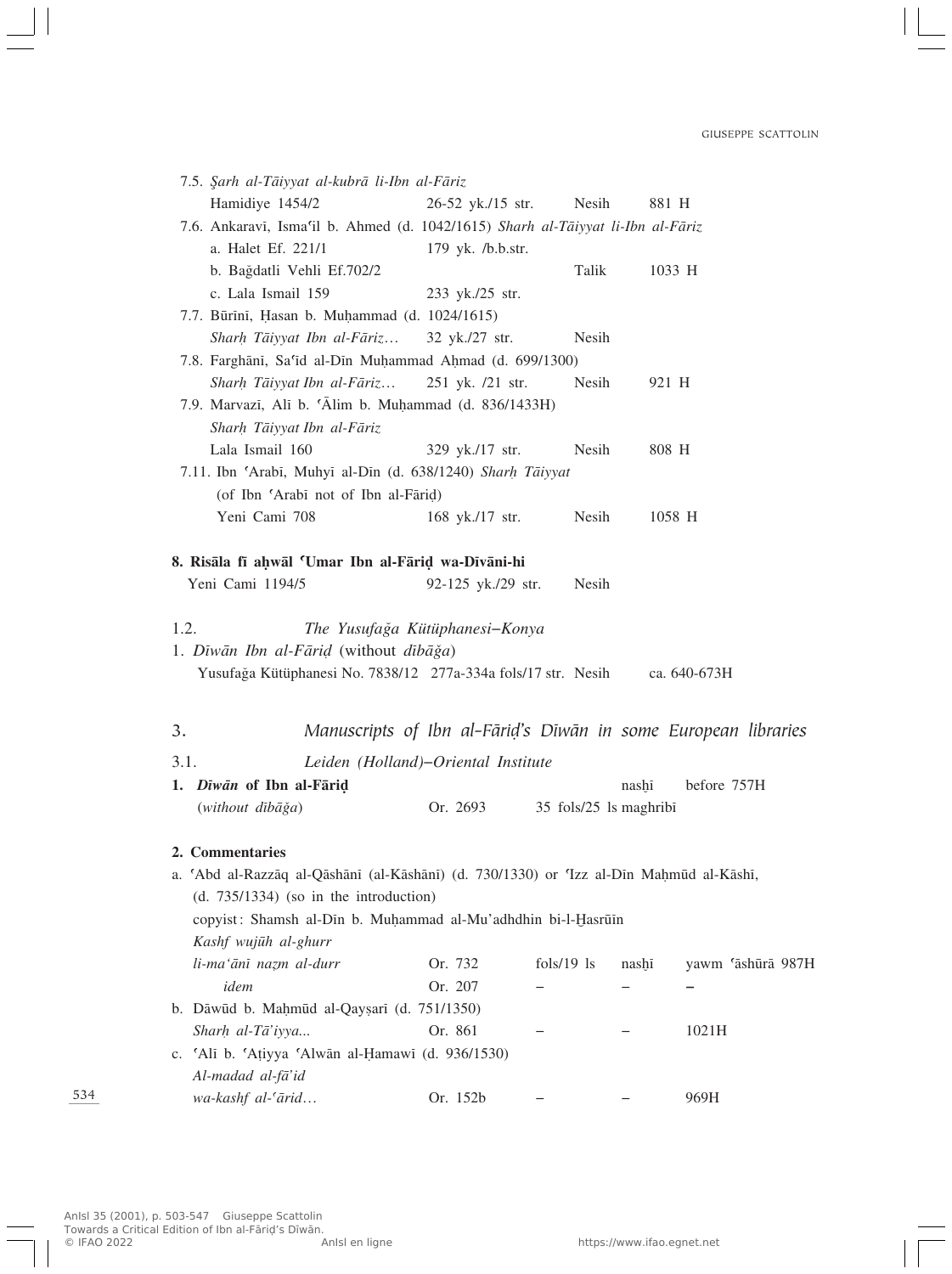7.5. *Şarh al-Tāiyyat al-kubrā li-Ibn al-Fāriz*
Hamidiye 1454/2 26-52 yk./15 str. Nesih 881 H

7.6. Ankaravī, Isma'il b. Ahmed (d. 1042/1615) *Sharh al-Tāiyyat li-Ibn al-Fāriz*
a. Halet Ef. 221/1 179 yk. /b.b.str.
b. Bağdatli Vehli Ef.702/2 Talik 1033 H
c. Lala Ismail 159 233 yk./25 str.

7.7. Būrīnī, Ḥasan b. Muḥammad (d. 1024/1615)
*Sharḥ Tāiyyat Ibn al-Fāriz…* 32 yk./27 str. Nesih

7.8. Farghānī, Sa'īd al-Dīn Muḥammad Aḥmad (d. 699/1300)
*Sharḥ Tāiyyat Ibn al-Fāriz…* 251 yk. /21 str. Nesih 921 H

7.9. Marvazī, Alī b. 'Ālim b. Muḥammad (d. 836/1433H)
*Sharḥ Tāiyyat Ibn al-Fāriz*
Lala Ismail 160 329 yk./17 str. Nesih 808 H

7.11. Ibn 'Arabī, Muhyī al-Dīn (d. 638/1240) *Sharḥ Tāiyyat*
(of Ibn 'Arabī not of Ibn al-Fāriḍ)
Yeni Cami 708 168 yk./17 str. Nesih 1058 H

**8. Risāla fī aḥwāl 'Umar Ibn al-Fāriḍ wa-Dīwāni-hi**
Yeni Cami 1194/5 92-125 yk./29 str. Nesih

1.2. *The Yusufağa Kütüphanesi–Konya*

1. *Dīwān Ibn al-Fāriḍ* (without *dībāğa*)
Yusufağa Kütüphanesi No. 7838/12 277a-334a fols/17 str. Nesih ca. 640-673H

## 3. *Manuscripts of Ibn al-Fāriḍ's Dīwān in some European libraries*

### 3.1. *Leiden (Holland)–Oriental Institute*

**1. *Dīwān* of Ibn al-Fāriḍ** nasḫī before 757H
(*without dībāğa*) Or. 2693 35 fols/25 ls maghribī

**2. Commentaries**

a. 'Abd al-Razzāq al-Qāshānī (al-Kāshānī) (d. 730/1330) or 'Izz al-Dīn Maḥmūd al-Kāshī, (d. 735/1334) (so in the introduction)
copyist: Shamsh al-Dīn b. Muḥammad al-Mu'adhdhin bi-l-Ḫasrūīn
*Kashf wujūh al-ghurr*
*li-ma'ānī naẓm al-durr* Or. 732 fols/19 ls nasḫī yawm 'āshūrā 987H
*idem* Or. 207 – – –

b. Dāwūd b. Maḥmūd al-Qayṣarī (d. 751/1350)
*Sharḥ al-Tā'iyya...* Or. 861 – – 1021H

c. 'Alī b. 'Aṭiyya 'Alwān al-Ḥamawī (d. 936/1530)
*Al-madad al-fā'id*
*wa-kashf al-'ārid…* Or. 152b – – 969H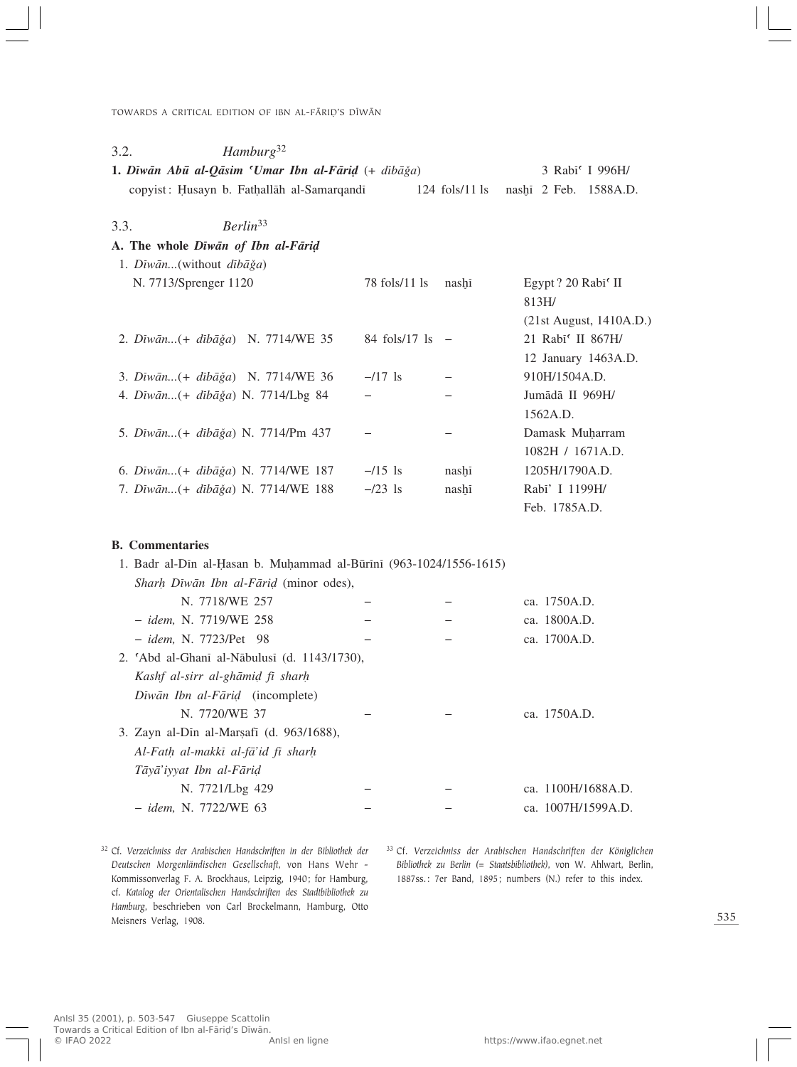### 3.2. *Hamburg*[32]

**1. *Dīwān Abū al-Qāsim ʿUmar Ibn al-Fāriḍ*** (+ *dībāğa*) — 3 Rabīʿ I 996H/ 2 Feb. 1588A.D.
copyist: Ḥusayn b. Fatḥallāh al-Samarqandī — 124 fols/11 ls — nasḫī

### 3.3. *Berlin*[33]

**A. The whole *Dīwān of Ibn al-Fāriḍ***

| | | | |
|---|---|---|---|
| 1. *Dīwān*...(without *dībāğa*) N. 7713/Sprenger 1120 | 78 fols/11 ls | nasḫī | Egypt ? 20 Rabīʿ II 813H/ (21st August, 1410A.D.) |
| 2. *Dīwān*...(+ *dībāğa*) N. 7714/WE 35 | 84 fols/17 ls | – | 21 Rabīʿ II 867H/ 12 January 1463A.D. |
| 3. *Dīwān*...(+ *dībāğa*) N. 7714/WE 36 | –/17 ls | – | 910H/1504A.D. |
| 4. *Dīwān*...(+ *dībāğa*) N. 7714/Lbg 84 | – | – | Jumādā II 969H/ 1562A.D. |
| 5. *Dīwān*...(+ *dībāğa*) N. 7714/Pm 437 | – | – | Damask Muḥarram 1082H / 1671A.D. |
| 6. *Dīwān*...(+ *dībāğa*) N. 7714/WE 187 | –/15 ls | nasḫī | 1205H/1790A.D. |
| 7. *Dīwān*...(+ *dībāğa*) N. 7714/WE 188 | –/23 ls | nasḫī | Rabīʾ I 1199H/ Feb. 1785A.D. |

**B. Commentaries**

| | | | |
|---|---|---|---|
| 1. Badr al-Dīn al-Ḥasan b. Muḥammad al-Būrīnī (963-1024/1556-1615) *Sharḥ Dīwān Ibn al-Fāriḍ* (minor odes), N. 7718/WE 257 | – | – | ca. 1750A.D. |
| – *idem*, N. 7719/WE 258 | – | – | ca. 1800A.D. |
| – *idem*, N. 7723/Pet 98 | – | – | ca. 1700A.D. |
| 2. ʿAbd al-Ghanī al-Nābulusī (d. 1143/1730), *Kashf al-sirr al-ghāmiḍ fī sharḥ Dīwān Ibn al-Fāriḍ* (incomplete) N. 7720/WE 37 | – | – | ca. 1750A.D. |
| 3. Zayn al-Dīn al-Marṣafī (d. 963/1688), *Al-Fatḥ al-makkī al-fāʾid fī sharḥ Tāyāʾiyyat Ibn al-Fāriḍ* N. 7721/Lbg 429 | – | – | ca. 1100H/1688A.D. |
| – *idem*, N. 7722/WE 63 | – | – | ca. 1007H/1599A.D. |

[32] Cf. *Verzeichniss der Arabischen Handschriften in der Bibliothek der Deutschen Morgenländischen Gesellschaft*, von Hans Wehr - Kommissonverlag F. A. Brockhaus, Leipzig, 1940; for Hamburg, cf. *Katalog der Orientalischen Handschriften des Stadtbibliothek zu Hamburg*, beschrieben von Carl Brockelmann, Hamburg, Otto Meisners Verlag, 1908.

[33] Cf. *Verzeichniss der Arabischen Handschriften der Königlichen Bibliothek zu Berlin (= Staatsbibliothek)*, von W. Ahlwart, Berlin, 1887ss.: 7er Band, 1895; numbers (N.) refer to this index.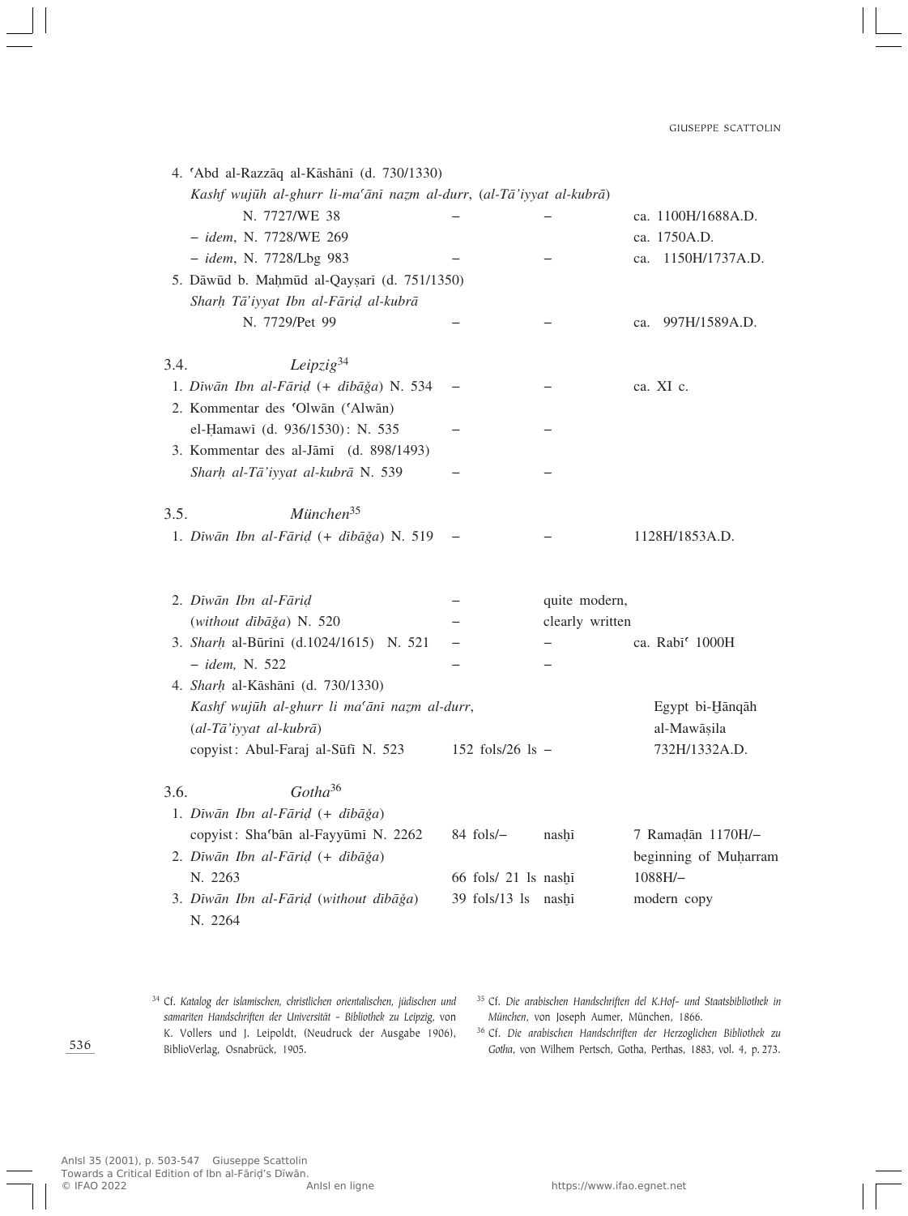4. ʿAbd al-Razzāq al-Kāshānī (d. 730/1330)

*Kashf wujūh al-ghurr li-maʿānī naẓm al-durr*, (*al-Tāʾiyyat al-kubrā*)

| | | | |
|---|---|---|---|
| N. 7727/WE 38 | – | – | ca. 1100H/1688A.D. |
| – *idem*, N. 7728/WE 269 | | | ca. 1750A.D. |
| – *idem*, N. 7728/Lbg 983 | – | – | ca. 1150H/1737A.D. |

5. Dāwūd b. Maḥmūd al-Qayṣarī (d. 751/1350)

*Sharḥ Tāʾiyyat Ibn al-Fāriḍ al-kubrā*

| | | | |
|---|---|---|---|
| N. 7729/Pet 99 | – | – | ca. 997H/1589A.D. |

### 3.4. *Leipzig*[34]

| | | | |
|---|---|---|---|
| 1. *Dīwān Ibn al-Fāriḍ* (+ *dībāǧa*) N. 534 | – | – | ca. XI c. |
| 2. Kommentar des ʿOlwān (ʿAlwān) el-Ḥamawī (d. 936/1530): N. 535 | – | – | |
| 3. Kommentar des al-Jāmī (d. 898/1493) *Sharḥ al-Tāʾiyyat al-kubrā* N. 539 | – | – | |

### 3.5. *München*[35]

| | | | |
|---|---|---|---|
| 1. *Dīwān Ibn al-Fāriḍ* (+ *dībāǧa*) N. 519 | – | – | 1128H/1853A.D. |
| 2. *Dīwān Ibn al-Fāriḍ* (*without dībāǧa*) N. 520 | – | quite modern, clearly written | |
| 3. *Sharḥ* al-Būrīnī (d.1024/1615) N. 521 | – | – | ca. Rabīʿ 1000H |
| – *idem,* N. 522 | – | – | |
| 4. *Sharḥ* al-Kāshānī (d. 730/1330) *Kashf wujūh al-ghurr li maʿānī naẓm al-durr*, (*al-Tāʾiyyat al-kubrā*) copyist: Abul-Faraj al-Sūfī N. 523 | 152 fols/26 ls | – | Egypt bi-Ḫānqāh al-Mawāṣila 732H/1332A.D. |

### 3.6. *Gotha*[36]

| | | | |
|---|---|---|---|
| 1. *Dīwān Ibn al-Fāriḍ* (+ *dībāǧa*) copyist: Shaʿbān al-Fayyūmī N. 2262 | 84 fols/– | nasḫī | 7 Ramaḍān 1170H/– |
| 2. *Dīwān Ibn al-Fāriḍ* (+ *dībāǧa*) N. 2263 | 66 fols/ 21 ls | nasḫī | beginning of Muḥarram 1088H/– |
| 3. *Dīwān Ibn al-Fāriḍ* (*without dībāǧa*) N. 2264 | 39 fols/13 ls | nasḫī | modern copy |

[34] Cf. *Katalog der islamischen, christlichen orientalischen, jüdischen und samariten Handschriften der Universität - Bibliothek zu Leipzig*, von K. Vollers und J. Leipoldt, (Neudruck der Ausgabe 1906), BiblioVerlag, Osnabrück, 1905.

[35] Cf. *Die arabischen Handschriften del K.Hof- und Staatsbibliothek in München*, von Joseph Aumer, München, 1866.

[36] Cf. *Die arabischen Handschriften der Herzoglichen Bibliothek zu Gotha*, von Wilhem Pertsch, Gotha, Perthas, 1883, vol. 4, p. 273.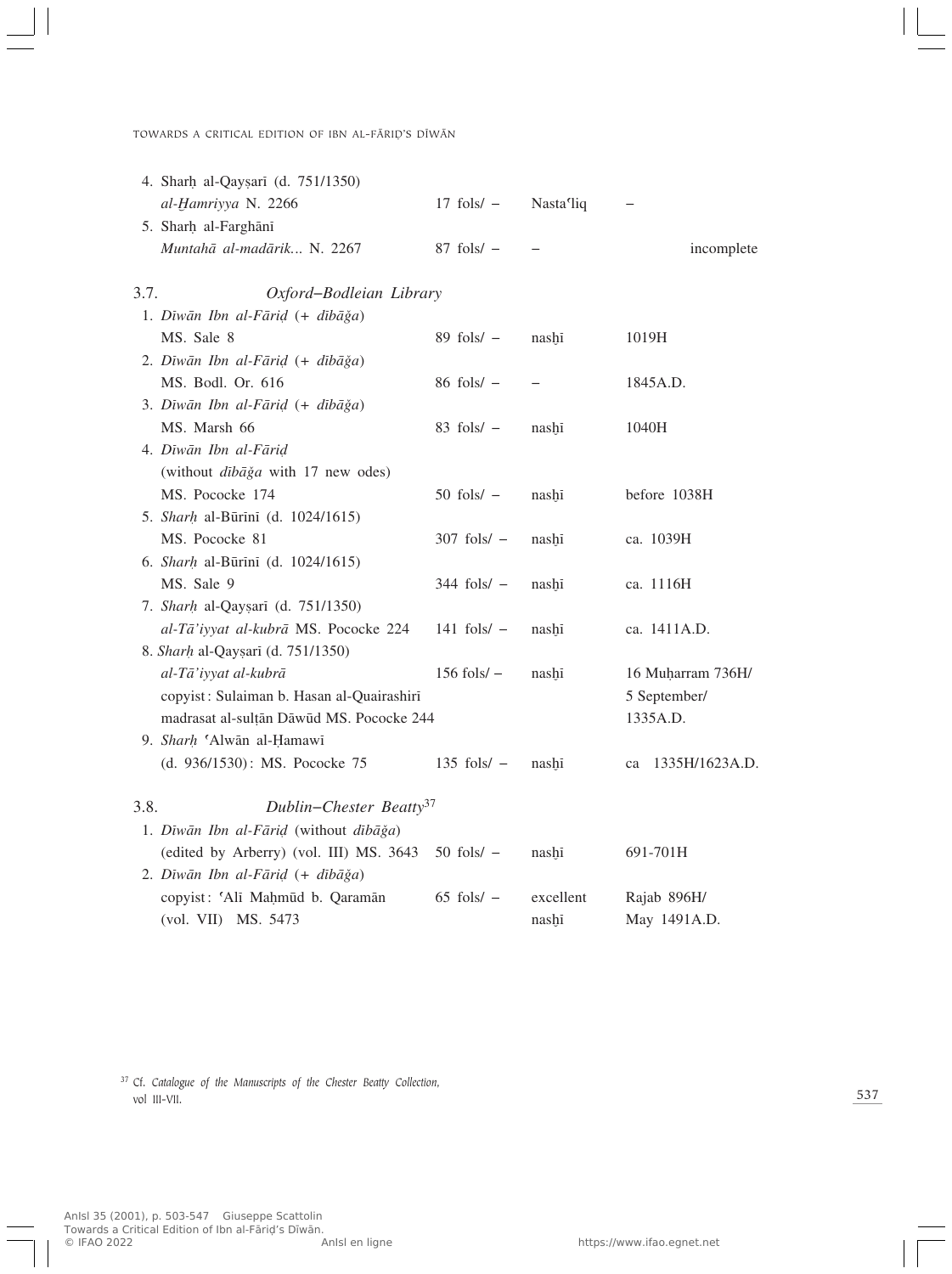| | | | |
|---|---|---|---|
| 4. Sharḥ al-Qayṣarī (d. 751/1350) | | | |
| *al-Ḫamriyya* N. 2266 | 17 fols/ – | Nastaʿliq | – |
| 5. Sharḥ al-Farghānī | | | |
| *Muntahā al-madārik...* N. 2267 | 87 fols/ – | – | incomplete |

### 3.7. *Oxford–Bodleian Library*

| | | | |
|---|---|---|---|
| 1. *Dīwān Ibn al-Fāriḍ* (+ *dībāǧa*) | | | |
| MS. Sale 8 | 89 fols/ – | nasḫī | 1019H |
| 2. *Dīwān Ibn al-Fāriḍ* (+ *dībāǧa*) | | | |
| MS. Bodl. Or. 616 | 86 fols/ – | – | 1845A.D. |
| 3. *Dīwān Ibn al-Fāriḍ* (+ *dībāǧa*) | | | |
| MS. Marsh 66 | 83 fols/ – | nasḫī | 1040H |
| 4. *Dīwān Ibn al-Fāriḍ* | | | |
| (without *dībāǧa* with 17 new odes) | | | |
| MS. Pococke 174 | 50 fols/ – | nasḫī | before 1038H |
| 5. *Sharḥ* al-Būrīnī (d. 1024/1615) | | | |
| MS. Pococke 81 | 307 fols/ – | nasḫī | ca. 1039H |
| 6. *Sharḥ* al-Būrīnī (d. 1024/1615) | | | |
| MS. Sale 9 | 344 fols/ – | nasḫī | ca. 1116H |
| 7. *Sharḥ* al-Qayṣarī (d. 751/1350) | | | |
| *al-Tā'iyyat al-kubrā* MS. Pococke 224 | 141 fols/ – | nasḫī | ca. 1411A.D. |
| 8. *Sharḥ* al-Qayṣarī (d. 751/1350) | | | |
| *al-Tā'iyyat al-kubrā* | 156 fols/ – | nasḫī | 16 Muḥarram 736H/ |
| copyist: Sulaiman b. Hasan al-Quairashirī | | | 5 September/ |
| madrasat al-sulṭān Dāwūd MS. Pococke 244 | | | 1335A.D. |
| 9. *Sharḥ* ʿAlwān al-Ḥamawī | | | |
| (d. 936/1530): MS. Pococke 75 | 135 fols/ – | nasḫī | ca 1335H/1623A.D. |

### 3.8. *Dublin–Chester Beatty*[37]

| | | | |
|---|---|---|---|
| 1. *Dīwān Ibn al-Fāriḍ* (without *dībāǧa*) | | | |
| (edited by Arberry) (vol. III) MS. 3643 | 50 fols/ – | nasḫī | 691-701H |
| 2. *Dīwān Ibn al-Fāriḍ* (+ *dībāǧa*) | | | |
| copyist: ʿAlī Maḥmūd b. Qaramān | 65 fols/ – | excellent | Rajab 896H/ |
| (vol. VII) MS. 5473 | | nasḫī | May 1491A.D. |

[37] Cf. *Catalogue of the Manuscripts of the Chester Beatty Collection*, vol III-VII.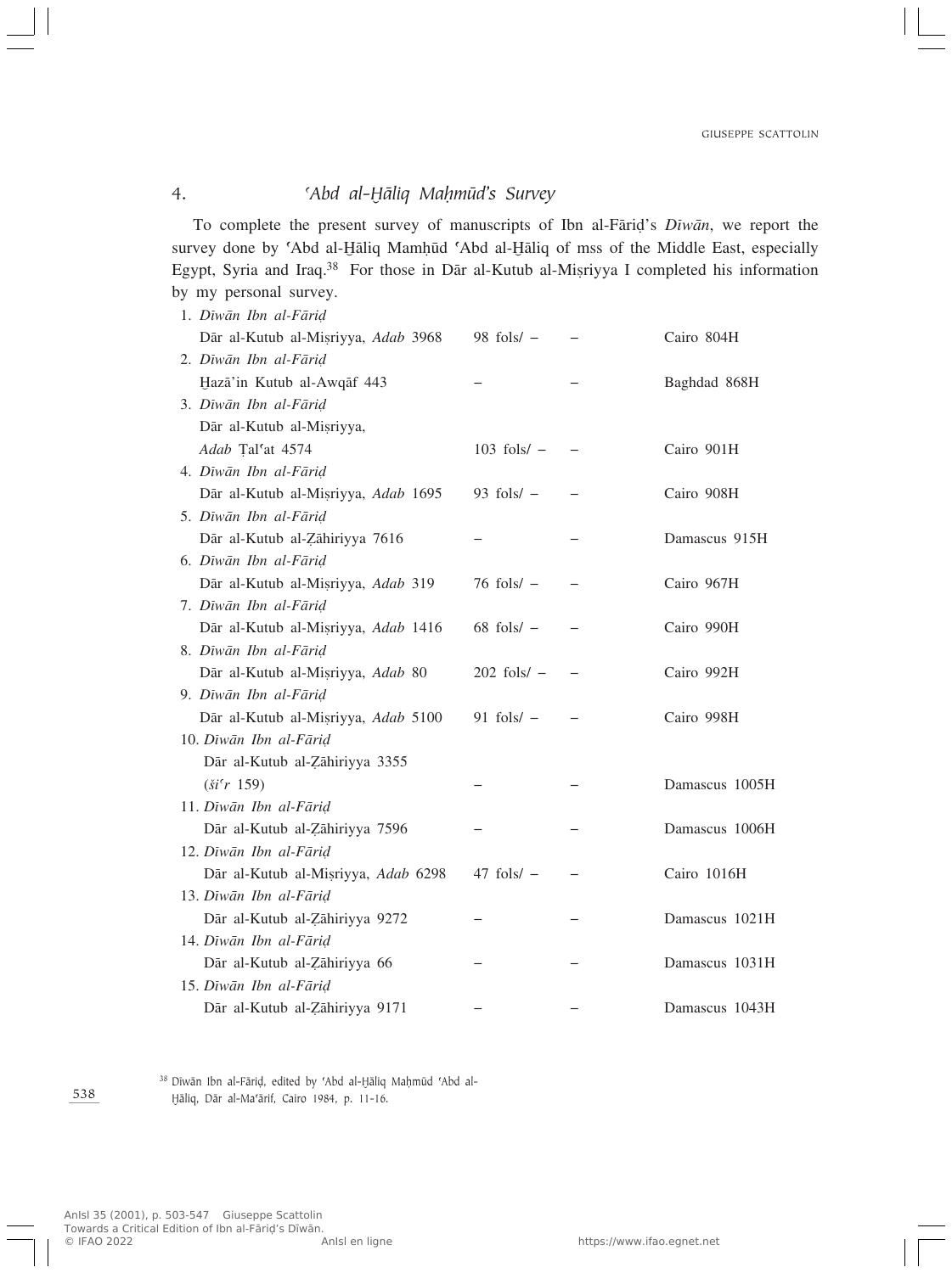## 4. ʿAbd al-Ḫāliq Maḥmūd's Survey

To complete the present survey of manuscripts of Ibn al-Fāriḍ's *Dīwān*, we report the survey done by ʿAbd al-Ḫāliq Mamḥūd ʿAbd al-Ḫāliq of mss of the Middle East, especially Egypt, Syria and Iraq.[38] For those in Dār al-Kutub al-Miṣriyya I completed his information by my personal survey.

| | | | |
|---|---|---|---|
| 1. *Dīwān Ibn al-Fāriḍ* | | | |
| Dār al-Kutub al-Miṣriyya, *Adab* 3968 | 98 fols/ – | – | Cairo 804H |
| 2. *Dīwān Ibn al-Fāriḍ* | | | |
| Ḫazā'in Kutub al-Awqāf 443 | – | – | Baghdad 868H |
| 3. *Dīwān Ibn al-Fāriḍ* | | | |
| Dār al-Kutub al-Miṣriyya, *Adab* Ṭalʿat 4574 | 103 fols/ – | – | Cairo 901H |
| 4. *Dīwān Ibn al-Fāriḍ* | | | |
| Dār al-Kutub al-Miṣriyya, *Adab* 1695 | 93 fols/ – | – | Cairo 908H |
| 5. *Dīwān Ibn al-Fāriḍ* | | | |
| Dār al-Kutub al-Ẓāhiriyya 7616 | – | – | Damascus 915H |
| 6. *Dīwān Ibn al-Fāriḍ* | | | |
| Dār al-Kutub al-Miṣriyya, *Adab* 319 | 76 fols/ – | – | Cairo 967H |
| 7. *Dīwān Ibn al-Fāriḍ* | | | |
| Dār al-Kutub al-Miṣriyya, *Adab* 1416 | 68 fols/ – | – | Cairo 990H |
| 8. *Dīwān Ibn al-Fāriḍ* | | | |
| Dār al-Kutub al-Miṣriyya, *Adab* 80 | 202 fols/ – | – | Cairo 992H |
| 9. *Dīwān Ibn al-Fāriḍ* | | | |
| Dār al-Kutub al-Miṣriyya, *Adab* 5100 | 91 fols/ – | – | Cairo 998H |
| 10. *Dīwān Ibn al-Fāriḍ* | | | |
| Dār al-Kutub al-Ẓāhiriyya 3355 (*šiʿr* 159) | – | – | Damascus 1005H |
| 11. *Dīwān Ibn al-Fāriḍ* | | | |
| Dār al-Kutub al-Ẓāhiriyya 7596 | – | – | Damascus 1006H |
| 12. *Dīwān Ibn al-Fāriḍ* | | | |
| Dār al-Kutub al-Miṣriyya, *Adab* 6298 | 47 fols/ – | – | Cairo 1016H |
| 13. *Dīwān Ibn al-Fāriḍ* | | | |
| Dār al-Kutub al-Ẓāhiriyya 9272 | – | – | Damascus 1021H |
| 14. *Dīwān Ibn al-Fāriḍ* | | | |
| Dār al-Kutub al-Ẓāhiriyya 66 | – | – | Damascus 1031H |
| 15. *Dīwān Ibn al-Fāriḍ* | | | |
| Dār al-Kutub al-Ẓāhiriyya 9171 | – | – | Damascus 1043H |

[38] Dīwān Ibn al-Fāriḍ, edited by ʿAbd al-Ḫāliq Maḥmūd ʿAbd al-Ḫāliq, Dār al-Maʿārif, Cairo 1984, p. 11-16.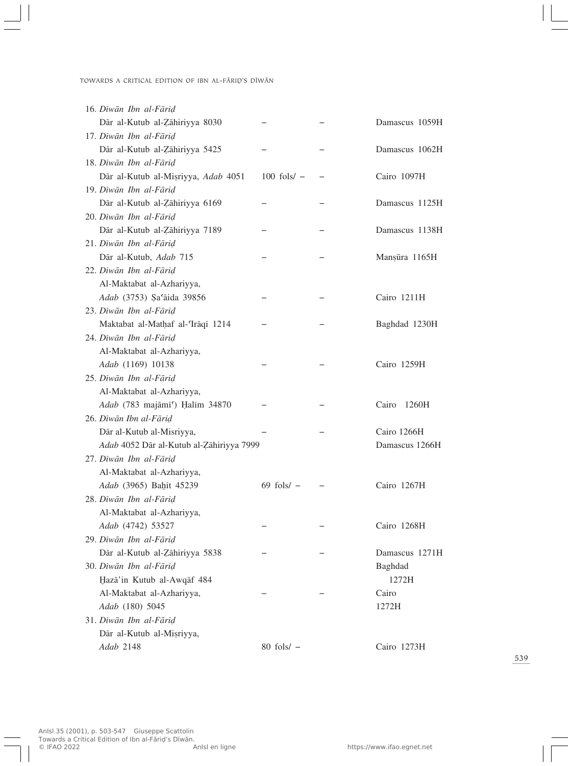| | | | |
|---|---|---|---|
| 16. *Dīwān Ibn al-Fāriḍ* | | | |
| Dār al-Kutub al-Ẓāhiriyya 8030 | – | – | Damascus 1059H |
| 17. *Dīwān Ibn al-Fāriḍ* | | | |
| Dār al-Kutub al-Ẓāhiriyya 5425 | – | – | Damascus 1062H |
| 18. *Dīwān Ibn al-Fāriḍ* | | | |
| Dār al-Kutub al-Miṣriyya, *Adab* 4051 | 100 fols/ – | – | Cairo 1097H |
| 19. *Dīwān Ibn al-Fāriḍ* | | | |
| Dār al-Kutub al-Ẓāhiriyya 6169 | – | – | Damascus 1125H |
| 20. *Dīwān Ibn al-Fāriḍ* | | | |
| Dār al-Kutub al-Ẓāhiriyya 7189 | – | – | Damascus 1138H |
| 21. *Dīwān Ibn al-Fāriḍ* | | | |
| Dār al-Kutub, *Adab* 715 | – | – | Manṣūra 1165H |
| 22. *Dīwān Ibn al-Fāriḍ* | | | |
| Al-Maktabat al-Azhariyya, | | | |
| *Adab* (3753) Ṣaʿāida 39856 | – | – | Cairo 1211H |
| 23. *Dīwān Ibn al-Fāriḍ* | | | |
| Maktabat al-Mathaf al-ʿIrāqī 1214 | – | – | Baghdad 1230H |
| 24. *Dīwān Ibn al-Fāriḍ* | | | |
| Al-Maktabat al-Azhariyya, | | | |
| *Adab* (1169) 10138 | – | – | Cairo 1259H |
| 25. *Dīwān Ibn al-Fāriḍ* | | | |
| Al-Maktabat al-Azhariyya, | | | |
| *Adab* (783 majāmīʿ) Ḥalīm 34870 | – | – | Cairo 1260H |
| 26. *Dīwān Ibn al-Fāriḍ* | | | |
| Dār al-Kutub al-Misriyya, | – | – | Cairo 1266H |
| *Adab* 4052 Dār al-Kutub al-Ẓāhiriyya 7999 | | | Damascus 1266H |
| 27. *Dīwān Ibn al-Fāriḍ* | | | |
| Al-Maktabat al-Azhariyya, | | | |
| *Adab* (3965) Baḫīt 45239 | 69 fols/ – | – | Cairo 1267H |
| 28. *Dīwān Ibn al-Fāriḍ* | | | |
| Al-Maktabat al-Azhariyya, | | | |
| *Adab* (4742) 53527 | – | – | Cairo 1268H |
| 29. *Dīwān Ibn al-Fāriḍ* | | | |
| Dār al-Kutub al-Ẓāhiriyya 5838 | – | – | Damascus 1271H |
| 30. *Dīwān Ibn al-Fāriḍ* | | | Baghdad |
| Ḫazā'in Kutub al-Awqāf 484 | | | 1272H |
| Al-Maktabat al-Azhariyya, | – | – | Cairo |
| *Adab* (180) 5045 | | | 1272H |
| 31. *Dīwān Ibn al-Fāriḍ* | | | |
| Dār al-Kutub al-Miṣriyya, | | | |
| *Adab* 2148 | 80 fols/ – | | Cairo 1273H |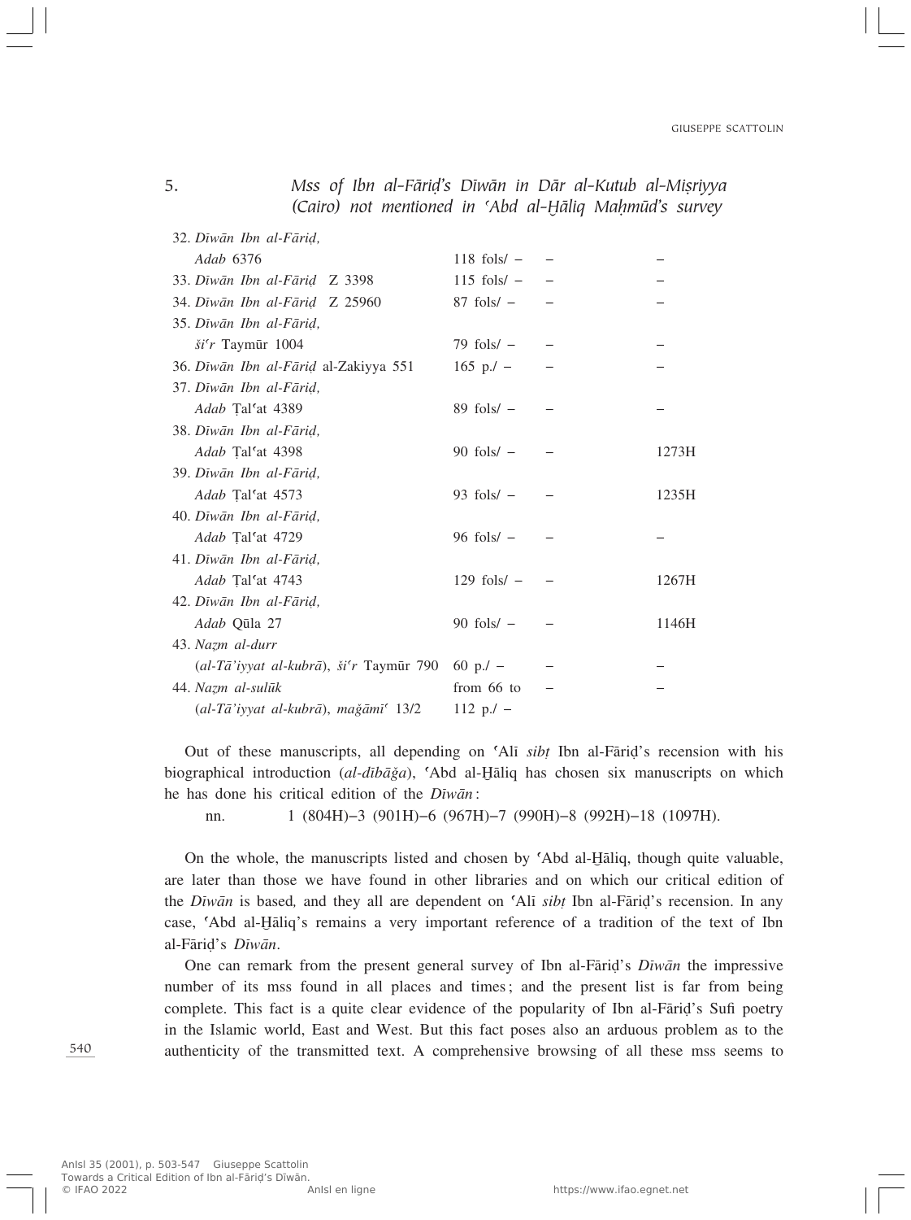## 5. *Mss of Ibn al-Fāriḍ's Dīwān in Dār al-Kutub al-Miṣriyya (Cairo) not mentioned in ʿAbd al-Ḫāliq Maḥmūd's survey*

| | | | |
|---|---|---|---|
| 32. *Dīwān Ibn al-Fāriḍ*, *Adab* 6376 | 118 fols/ – | – | – |
| 33. *Dīwān Ibn al-Fāriḍ* Z 3398 | 115 fols/ – | – | – |
| 34. *Dīwān Ibn al-Fāriḍ* Z 25960 | 87 fols/ – | – | – |
| 35. *Dīwān Ibn al-Fāriḍ*, *šiʿr* Taymūr 1004 | 79 fols/ – | – | – |
| 36. *Dīwān Ibn al-Fāriḍ* al-Zakiyya 551 | 165 p./ – | – | – |
| 37. *Dīwān Ibn al-Fāriḍ*, *Adab* Ṭalʿat 4389 | 89 fols/ – | – | – |
| 38. *Dīwān Ibn al-Fāriḍ*, *Adab* Ṭalʿat 4398 | 90 fols/ – | – | 1273H |
| 39. *Dīwān Ibn al-Fāriḍ*, *Adab* Ṭalʿat 4573 | 93 fols/ – | – | 1235H |
| 40. *Dīwān Ibn al-Fāriḍ*, *Adab* Ṭalʿat 4729 | 96 fols/ – | – | – |
| 41. *Dīwān Ibn al-Fāriḍ*, *Adab* Ṭalʿat 4743 | 129 fols/ – | – | 1267H |
| 42. *Dīwān Ibn al-Fāriḍ*, *Adab* Qūla 27 | 90 fols/ – | – | 1146H |
| 43. *Naẓm al-durr* (*al-Tāʾiyyat al-kubrā*), *šiʿr* Taymūr 790 | 60 p./ – | – | – |
| 44. *Naẓm al-sulūk* (*al-Tāʾiyyat al-kubrā*), *maǧāmīʿ* 13/2 | from 66 to 112 p./ – | – | – |

Out of these manuscripts, all depending on ʿAlī *sibṭ* Ibn al-Fāriḍ's recension with his biographical introduction (*al-dībāǧa*), ʿAbd al-Ḫāliq has chosen six manuscripts on which he has done his critical edition of the *Dīwān*:

nn. 1 (804H)–3 (901H)–6 (967H)–7 (990H)–8 (992H)–18 (1097H).

On the whole, the manuscripts listed and chosen by ʿAbd al-Ḫāliq, though quite valuable, are later than those we have found in other libraries and on which our critical edition of the *Dīwān* is based, and they all are dependent on ʿAlī *sibṭ* Ibn al-Fāriḍ's recension. In any case, ʿAbd al-Ḫāliq's remains a very important reference of a tradition of the text of Ibn al-Fāriḍ's *Dīwān*.

One can remark from the present general survey of Ibn al-Fāriḍ's *Dīwān* the impressive number of its mss found in all places and times; and the present list is far from being complete. This fact is a quite clear evidence of the popularity of Ibn al-Fāriḍ's Sufi poetry in the Islamic world, East and West. But this fact poses also an arduous problem as to the authenticity of the transmitted text. A comprehensive browsing of all these mss seems to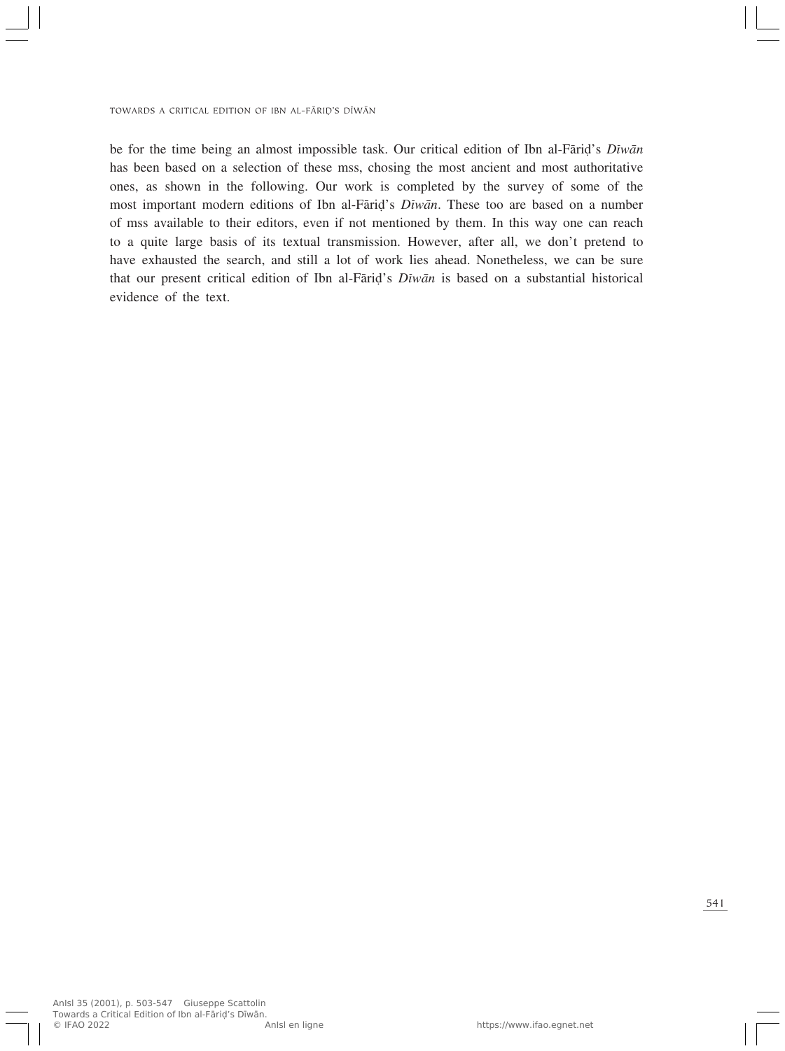be for the time being an almost impossible task. Our critical edition of Ibn al-Fāriḍ's *Dīwān* has been based on a selection of these mss, chosing the most ancient and most authoritative ones, as shown in the following. Our work is completed by the survey of some of the most important modern editions of Ibn al-Fāriḍ's *Dīwān*. These too are based on a number of mss available to their editors, even if not mentioned by them. In this way one can reach to a quite large basis of its textual transmission. However, after all, we don't pretend to have exhausted the search, and still a lot of work lies ahead. Nonetheless, we can be sure that our present critical edition of Ibn al-Fāriḍ's *Dīwān* is based on a substantial historical evidence of the text.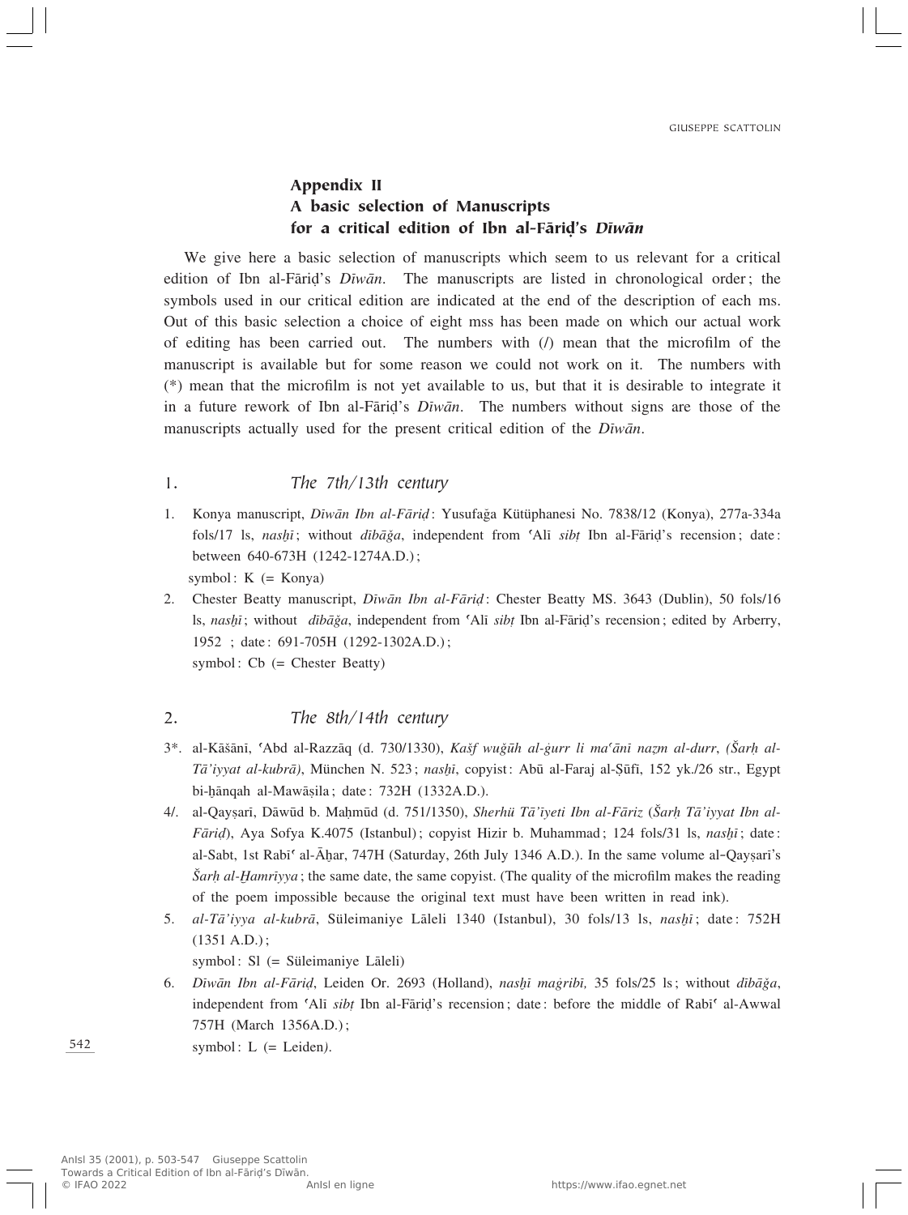## Appendix II
## A basic selection of Manuscripts for a critical edition of Ibn al-Fāriḍ's *Dīwān*

We give here a basic selection of manuscripts which seem to us relevant for a critical edition of Ibn al-Fāriḍ's *Dīwān*. The manuscripts are listed in chronological order; the symbols used in our critical edition are indicated at the end of the description of each ms. Out of this basic selection a choice of eight mss has been made on which our actual work of editing has been carried out. The numbers with (/) mean that the microfilm of the manuscript is available but for some reason we could not work on it. The numbers with (*) mean that the microfilm is not yet available to us, but that it is desirable to integrate it in a future rework of Ibn al-Fāriḍ's *Dīwān*. The numbers without signs are those of the manuscripts actually used for the present critical edition of the *Dīwān*.

### 1. *The 7th/13th century*

1. Konya manuscript, *Dīwān Ibn al-Fāriḍ*: Yusufağa Kütüphanesi No. 7838/12 (Konya), 277a-334a fols/17 ls, *nasḫī*; without *dībāǧa*, independent from ʿAlī *sibṭ* Ibn al-Fāriḍ's recension; date: between 640-673H (1242-1274A.D.);
   symbol: K (= Konya)
2. Chester Beatty manuscript, *Dīwān Ibn al-Fāriḍ*: Chester Beatty MS. 3643 (Dublin), 50 fols/16 ls, *nasḫī*; without *dībāǧa*, independent from ʿAlī *sibṭ* Ibn al-Fāriḍ's recension; edited by Arberry, 1952 ; date: 691-705H (1292-1302A.D.);
   symbol: Cb (= Chester Beatty)

### 2. *The 8th/14th century*

3*. al-Kāšānī, ʿAbd al-Razzāq (d. 730/1330), *Kašf wuǧūh al-ġurr li maʿānī naẓm al-durr*, *(Šarḥ al-Tā'iyyat al-kubrā)*, München N. 523; *nasḫī*, copyist: Abū al-Faraj al-Ṣūfī, 152 yk./26 str., Egypt bi-ḫānqah al-Mawāṣila; date: 732H (1332A.D.).

4/. al-Qayṣarī, Dāwūd b. Maḥmūd (d. 751/1350), *Sherhü Tā'iyeti Ibn al-Fāriz* (*Šarḥ Tā'iyyat Ibn al-Fāriḍ*), Aya Sofya K.4075 (Istanbul); copyist Hizir b. Muhammad; 124 fols/31 ls, *nasḫī*; date: al-Sabt, 1st Rabīʿ al-Āḫar, 747H (Saturday, 26th July 1346 A.D.). In the same volume al-Qayṣarī's *Šarḥ al-Ḫamrīyya*; the same date, the same copyist. (The quality of the microfilm makes the reading of the poem impossible because the original text must have been written in read ink).

5. *al-Tā'iyya al-kubrā*, Süleimaniye Lāleli 1340 (Istanbul), 30 fols/13 ls, *nasḫī*; date: 752H (1351 A.D.);
   symbol: Sl (= Süleimaniye Lāleli)

6. *Dīwān Ibn al-Fāriḍ*, Leiden Or. 2693 (Holland), *nasḫī maġribī,* 35 fols/25 ls; without *dībāǧa*, independent from ʿAlī *sibṭ* Ibn al-Fāriḍ's recension; date: before the middle of Rabīʿ al-Awwal 757H (March 1356A.D.);
   symbol: L (= Leiden).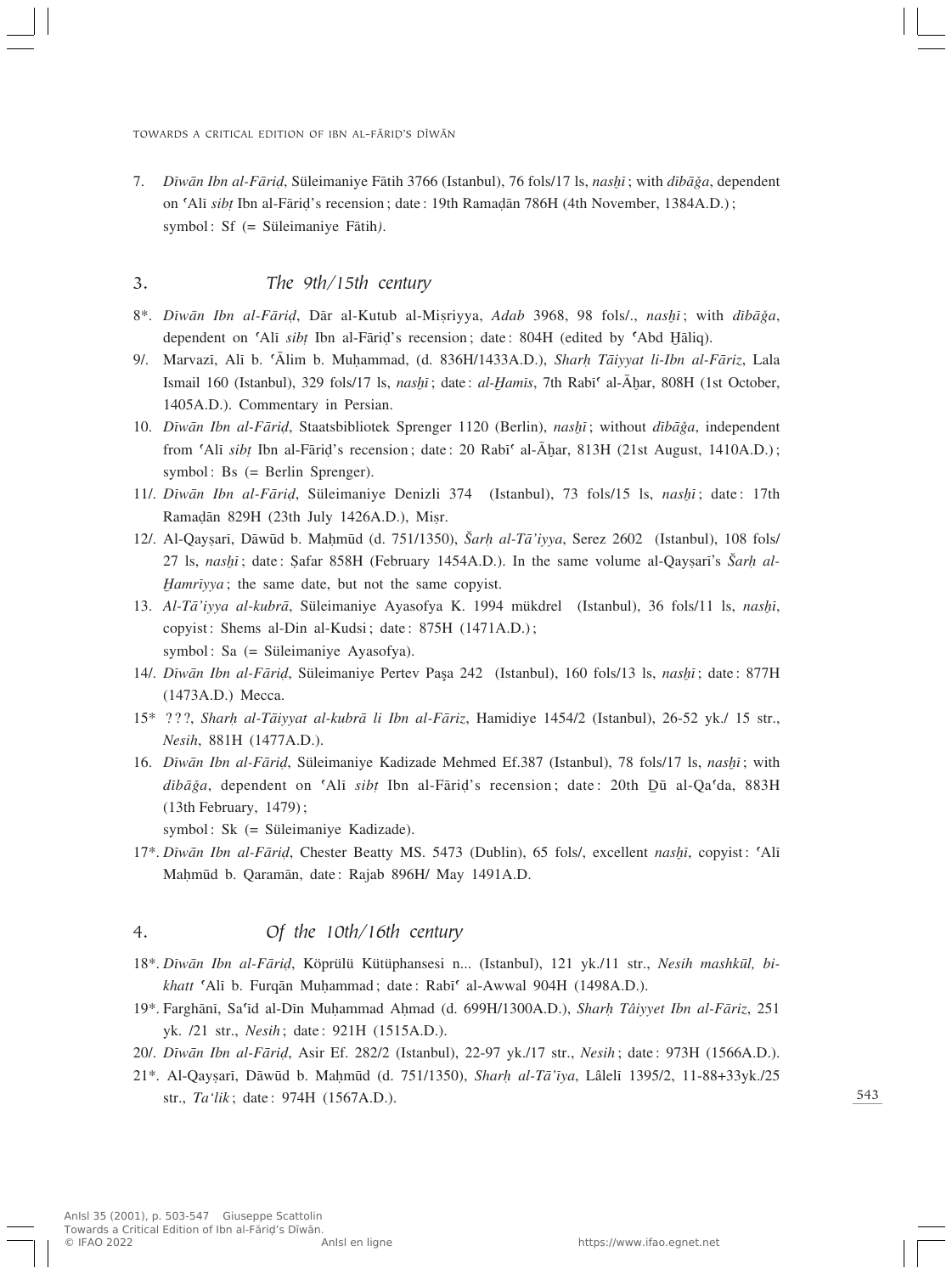7. *Dīwān Ibn al-Fāriḍ*, Süleimaniye Fātih 3766 (Istanbul), 76 fols/17 ls, *nasḫī* ; with *dībāǧa*, dependent on ʿAlī *sibṭ* Ibn al-Fāriḍ's recension ; date : 19th Ramaḍān 786H (4th November, 1384A.D.) ; symbol : Sf (= Süleimaniye Fātih*)*.

## 3. *The 9th/15th century*

8\*. *Dīwān Ibn al-Fāriḍ*, Dār al-Kutub al-Miṣriyya, *Adab* 3968, 98 fols/., *nasḫī* ; with *dībāǧa*, dependent on ʿAlī *sibṭ* Ibn al-Fāriḍ's recension ; date : 804H (edited by ʿAbd Ḫāliq).

9/. Marvazī, Alī b. ʿĀlim b. Muḥammad, (d. 836H/1433A.D.), *Sharḥ Tāiyyat li-Ibn al-Fāriz*, Lala Ismail 160 (Istanbul), 329 fols/17 ls, *nasḫī* ; date : *al-Ḫamīs*, 7th Rabīʿ al-Āḫar, 808H (1st October, 1405A.D.). Commentary in Persian.

10. *Dīwān Ibn al-Fāriḍ*, Staatsbibliotek Sprenger 1120 (Berlin), *nasḫī* ; without *dībāǧa*, independent from ʿAlī *sibṭ* Ibn al-Fāriḍ's recension ; date : 20 Rabīʿ al-Āḫar, 813H (21st August, 1410A.D.) ; symbol : Bs (= Berlin Sprenger).

11/. *Dīwān Ibn al-Fāriḍ*, Süleimaniye Denizli 374 (Istanbul), 73 fols/15 ls, *nasḫī* ; date : 17th Ramaḍān 829H (23th July 1426A.D.), Miṣr.

12/. Al-Qayṣarī, Dāwūd b. Maḥmūd (d. 751/1350), *Šarḥ al-Tā'iyya*, Serez 2602 (Istanbul), 108 fols/ 27 ls, *nasḫī* ; date : Ṣafar 858H (February 1454A.D.). In the same volume al-Qayṣarī's *Šarḥ al-Ḫamriyya* ; the same date, but not the same copyist.

13. *Al-Tā'iyya al-kubrā*, Süleimaniye Ayasofya K. 1994 mükdrel (Istanbul), 36 fols/11 ls, *nasḫī*, copyist : Shems al-Din al-Kudsi ; date : 875H (1471A.D.) ;
symbol : Sa (= Süleimaniye Ayasofya).

14/. *Dīwān Ibn al-Fāriḍ*, Süleimaniye Pertev Paşa 242 (Istanbul), 160 fols/13 ls, *nasḫī* ; date : 877H (1473A.D.) Mecca.

15\* ???, *Sharḥ al-Tāiyyat al-kubrā li Ibn al-Fāriz*, Hamidiye 1454/2 (Istanbul), 26-52 yk./ 15 str., *Nesih*, 881H (1477A.D.).

16. *Dīwān Ibn al-Fāriḍ*, Süleimaniye Kadizade Mehmed Ef.387 (Istanbul), 78 fols/17 ls, *nasḫī* ; with *dībāǧa*, dependent on ʿAlī *sibṭ* Ibn al-Fāriḍ's recension ; date : 20th Ḏū al-Qaʿda, 883H (13th February, 1479) ;
symbol : Sk (= Süleimaniye Kadizade).

17\*. *Dīwān Ibn al-Fāriḍ*, Chester Beatty MS. 5473 (Dublin), 65 fols/, excellent *nasḫī*, copyist : ʿAlī Maḥmūd b. Qaramān, date : Rajab 896H/ May 1491A.D.

## 4. *Of the 10th/16th century*

18\*. *Dīwān Ibn al-Fāriḍ*, Köprülü Kütüphansesi n... (Istanbul), 121 yk./11 str., *Nesih mashkūl, bi-khatt* ʿAlī b. Furqān Muḥammad ; date : Rabīʿ al-Awwal 904H (1498A.D.).

19\*. Farghānī, Saʿid al-Dīn Muḥammad Aḥmad (d. 699H/1300A.D.), *Sharḥ Tâiyyet Ibn al-Fāriz*, 251 yk. /21 str., *Nesih* ; date : 921H (1515A.D.).

20/. *Dīwān Ibn al-Fāriḍ*, Asir Ef. 282/2 (Istanbul), 22-97 yk./17 str., *Nesih* ; date : 973H (1566A.D.).

21\*. Al-Qayṣarī, Dāwūd b. Maḥmūd (d. 751/1350), *Sharḥ al-Tā'iya*, Lâlelī 1395/2, 11-88+33yk./25 str., *Ta'lik* ; date : 974H (1567A.D.).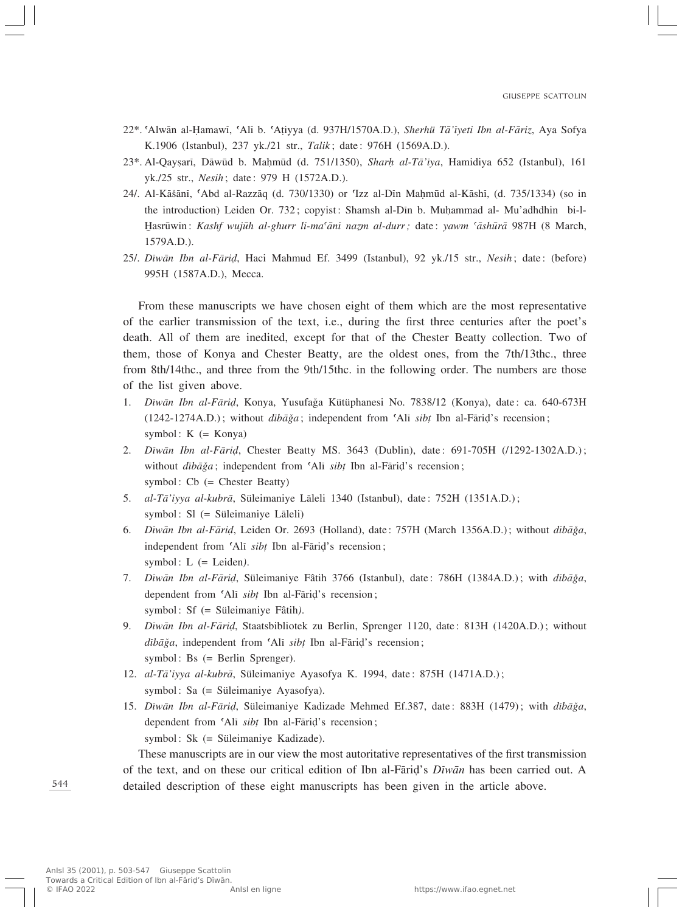22*. ʿAlwān al-Ḥamawī, ʿAlī b. ʿAṭiyya (d. 937H/1570A.D.), *Sherhü Tā'īyeti Ibn al-Fāriz*, Aya Sofya K.1906 (Istanbul), 237 yk./21 str., *Talik*; date: 976H (1569A.D.).

23*. Al-Qayṣarī, Dāwūd b. Maḥmūd (d. 751/1350), *Sharḥ al-Tā'īya*, Hamidiya 652 (Istanbul), 161 yk./25 str., *Nesih*; date: 979 H (1572A.D.).

24/. Al-Kāšānī, ʿAbd al-Razzāq (d. 730/1330) or ʿIzz al-Dīn Maḥmūd al-Kāshī, (d. 735/1334) (so in the introduction) Leiden Or. 732; copyist: Shamsh al-Dīn b. Muḥammad al- Mu'adhdhin bi-l-Ḫasrūwīn: *Kashf wujūh al-ghurr li-maʿānī naẓm al-durr;* date: *yawm ʿāshūrā* 987H (8 March, 1579A.D.).

25/. *Dīwān Ibn al-Fāriḍ*, Haci Mahmud Ef. 3499 (Istanbul), 92 yk./15 str., *Nesih*; date: (before) 995H (1587A.D.), Mecca.

From these manuscripts we have chosen eight of them which are the most representative of the earlier transmission of the text, i.e., during the first three centuries after the poet's death. All of them are inedited, except for that of the Chester Beatty collection. Two of them, those of Konya and Chester Beatty, are the oldest ones, from the 7th/13thc., three from 8th/14thc., and three from the 9th/15thc. in the following order. The numbers are those of the list given above.

1. *Dīwān Ibn al-Fāriḍ*, Konya, Yusufağa Kütüphanesi No. 7838/12 (Konya), date: ca. 640-673H (1242-1274A.D.); without *dībāğa*; independent from ʿAlī *sibṭ* Ibn al-Fāriḍ's recension;
   symbol: K (= Konya)
2. *Dīwān Ibn al-Fāriḍ*, Chester Beatty MS. 3643 (Dublin), date: 691-705H (/1292-1302A.D.); without *dībāğa*; independent from ʿAlī *sibṭ* Ibn al-Fāriḍ's recension;
   symbol: Cb (= Chester Beatty)
5. *al-Tā'iyya al-kubrā*, Süleimaniye Lāleli 1340 (Istanbul), date: 752H (1351A.D.);
   symbol: Sl (= Süleimaniye Lāleli)
6. *Dīwān Ibn al-Fāriḍ*, Leiden Or. 2693 (Holland), date: 757H (March 1356A.D.); without *dībāğa*, independent from ʿAlī *sibṭ* Ibn al-Fāriḍ's recension;
   symbol: L (= Leiden).
7. *Dīwān Ibn al-Fāriḍ*, Süleimaniye Fâtih 3766 (Istanbul), date: 786H (1384A.D.); with *dībāğa*, dependent from ʿAlī *sibṭ* Ibn al-Fāriḍ's recension;
   symbol: Sf (= Süleimaniye Fâtih).
9. *Dīwān Ibn al-Fāriḍ*, Staatsbibliotek zu Berlin, Sprenger 1120, date: 813H (1420A.D.); without *dībāğa*, independent from ʿAlī *sibṭ* Ibn al-Fāriḍ's recension;
   symbol: Bs (= Berlin Sprenger).
12. *al-Tā'iyya al-kubrā*, Süleimaniye Ayasofya K. 1994, date: 875H (1471A.D.);
   symbol: Sa (= Süleimaniye Ayasofya).
15. *Dīwān Ibn al-Fāriḍ*, Süleimaniye Kadizade Mehmed Ef.387, date: 883H (1479); with *dībāğa*, dependent from ʿAlī *sibṭ* Ibn al-Fāriḍ's recension;
   symbol: Sk (= Süleimaniye Kadizade).

These manuscripts are in our view the most autoritative representatives of the first transmission of the text, and on these our critical edition of Ibn al-Fāriḍ's *Dīwān* has been carried out. A detailed description of these eight manuscripts has been given in the article above.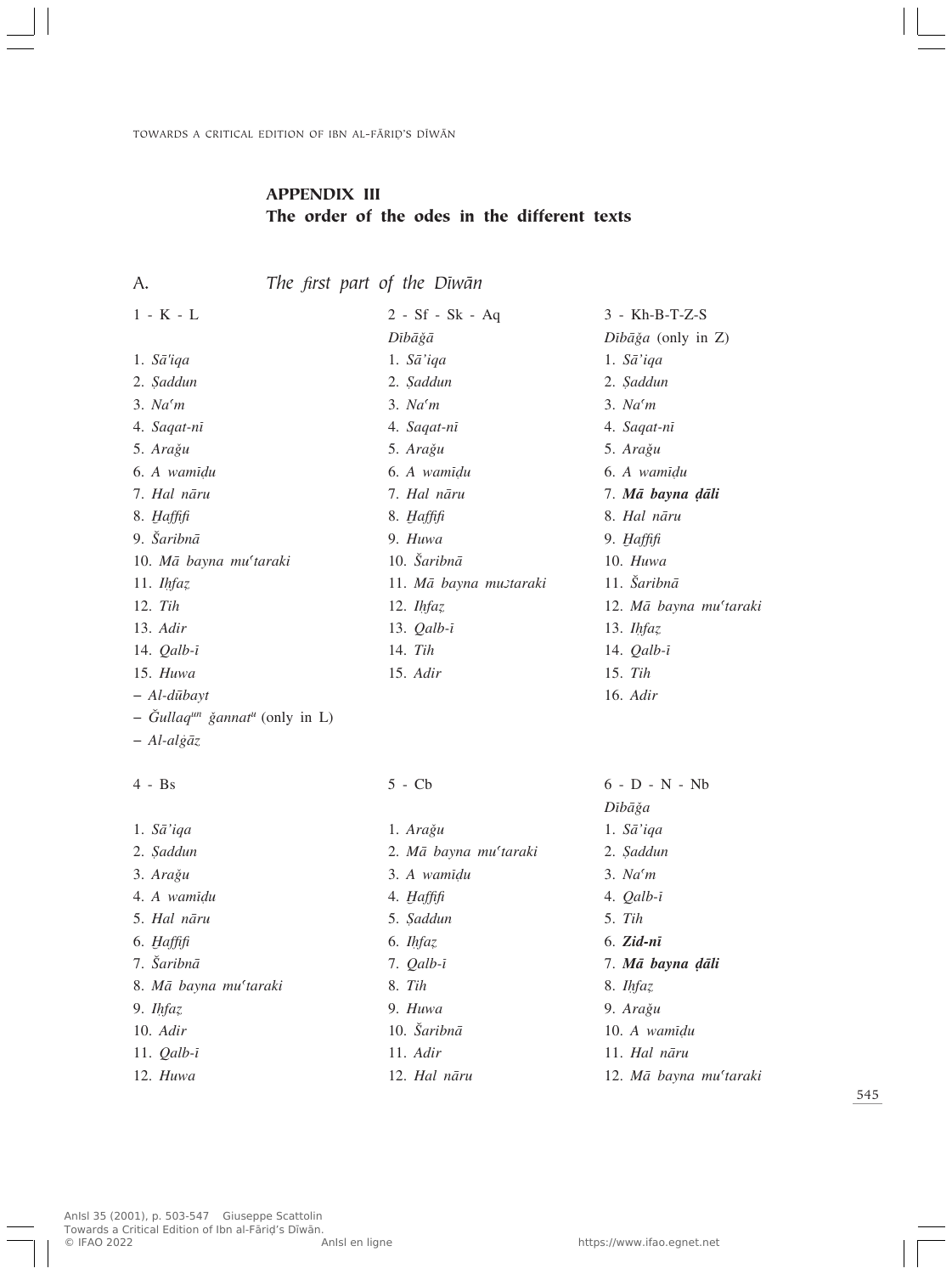## APPENDIX III
## The order of the odes in the different texts

### A. *The first part of the Dīwān*

**1 - K - L**

1. *Sā'iqa*
2. *Ṣaddun*
3. *Naʿm*
4. *Saqat-nī*
5. *Arağu*
6. *A wamīḍu*
7. *Hal nāru*
8. *H̱affifi*
9. *Šaribnā*
10. *Mā bayna muʿtaraki*
11. *Iḥfaẓ*
12. *Tih*
13. *Adir*
14. *Qalb-ī*
15. *Huwa*

– *Al-dūbayt*
– *Ğullaq*[un] *ğannat*[u] (only in L)
– *Al-alġāz*

**2 - Sf - Sk - Aq**

*Dībāğā*

1. *Sā'iqa*
2. *Ṣaddun*
3. *Naʿm*
4. *Saqat-nī*
5. *Arağu*
6. *A wamīḍu*
7. *Hal nāru*
8. *H̱affifi*
9. *Huwa*
10. *Šaribnā*
11. *Mā bayna muʾtaraki*
12. *Iḥfaẓ*
13. *Qalb-ī*
14. *Tih*
15. *Adir*

**3 - Kh-B-T-Z-S**

*Dībāğa* (only in Z)

1. *Sā'iqa*
2. *Ṣaddun*
3. *Naʿm*
4. *Saqat-nī*
5. *Arağu*
6. *A wamīḍu*
7. ***Mā bayna ḍāli***
8. *Hal nāru*
9. *H̱affifi*
10. *Huwa*
11. *Šaribnā*
12. *Mā bayna muʿtaraki*
13. *Iḥfaẓ*
14. *Qalb-ī*
15. *Tih*
16. *Adir*

**4 - Bs**

1. *Sā'iqa*
2. *Ṣaddun*
3. *Arağu*
4. *A wamīḍu*
5. *Hal nāru*
6. *H̱affifi*
7. *Šaribnā*
8. *Mā bayna muʿtaraki*
9. *Iḥfaẓ*
10. *Adir*
11. *Qalb-ī*
12. *Huwa*

**5 - Cb**

1. *Arağu*
2. *Mā bayna muʿtaraki*
3. *A wamīḍu*
4. *H̱affifi*
5. *Ṣaddun*
6. *Iḥfaẓ*
7. *Qalb-ī*
8. *Tih*
9. *Huwa*
10. *Šaribnā*
11. *Adir*
12. *Hal nāru*

**6 - D - N - Nb**

*Dībāğa*

1. *Sā'iqa*
2. *Ṣaddun*
3. *Naʿm*
4. *Qalb-ī*
5. *Tih*
6. ***Zid-nī***
7. ***Mā bayna ḍāli***
8. *Iḥfaẓ*
9. *Arağu*
10. *A wamīḍu*
11. *Hal nāru*
12. *Mā bayna muʿtaraki*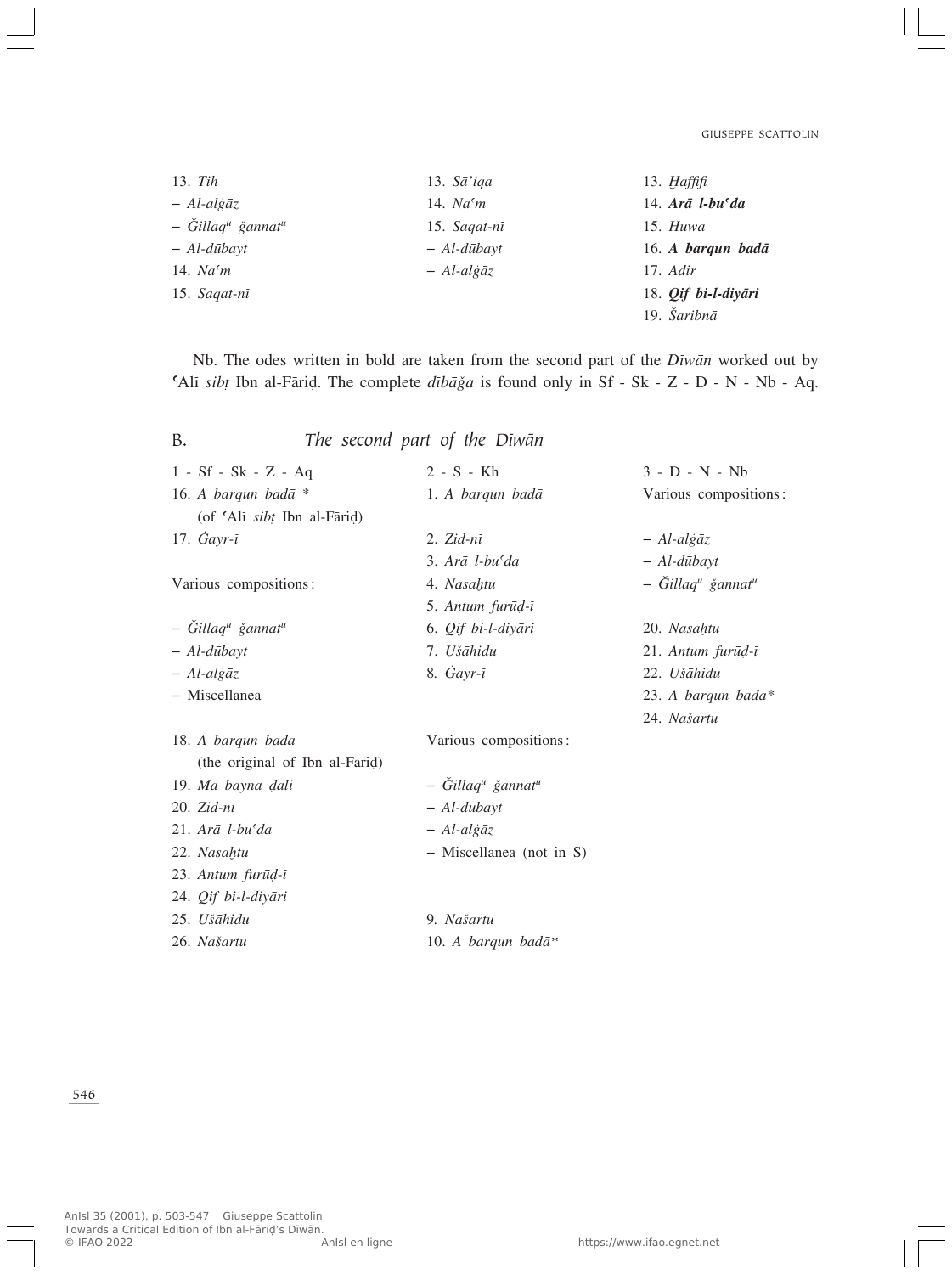| | | |
|---|---|---|
| 13. *Tih* | 13. *Sā'iqa* | 13. *Ḫaffifi* |
| – *Al-alġāz* | 14. *Naʿm* | 14. ***Arā l-buʿda*** |
| – *Ǧillaqᵘ ǧannatᵘ* | 15. *Saqat-nī* | 15. *Huwa* |
| – *Al-dūbayt* | – *Al-dūbayt* | 16. ***A barqun badā*** |
| 14. *Naʿm* | – *Al-alġāz* | 17. *Adir* |
| 15. *Saqat-nī* | | 18. ***Qif bi-l-diyāri*** |
| | | 19. *Šaribnā* |

Nb. The odes written in bold are taken from the second part of the *Dīwān* worked out by ʿAlī *sibṭ* Ibn al-Fāriḍ. The complete *dībāǧa* is found only in Sf - Sk - Z - D - N - Nb - Aq.

## B. *The second part of the Dīwān*

| 1 - Sf - Sk - Z - Aq | 2 - S - Kh | 3 - D - N - Nb |
|---|---|---|
| 16. *A barqun badā* * (of ʿAlī *sibṭ* Ibn al-Fāriḍ) | 1. *A barqun badā* | Various compositions: |
| 17. *Ġayr-ī* | 2. *Zid-nī* | – *Al-alġāz* |
| | 3. *Arā l-buʿda* | – *Al-dūbayt* |
| Various compositions: | 4. *Nasaḫtu* | – *Ǧillaqᵘ ǧannatᵘ* |
| | 5. *Antum furūḍ-ī* | |
| – *Ǧillaqᵘ ǧannatᵘ* | 6. *Qif bi-l-diyāri* | 20. *Nasaḫtu* |
| – *Al-dūbayt* | 7. *Ušāhidu* | 21. *Antum furūḍ-ī* |
| – *Al-alġāz* | 8. *Ġayr-ī* | 22. *Ušāhidu* |
| – Miscellanea | | 23. *A barqun badā** |
| | | 24. *Našartu* |
| 18. *A barqun badā* (the original of Ibn al-Fāriḍ) | Various compositions: | |
| 19. *Mā bayna ḍāli* | – *Ǧillaqᵘ ǧannatᵘ* | |
| 20. *Zid-nī* | – *Al-dūbayt* | |
| 21. *Arā l-buʿda* | – *Al-alġāz* | |
| 22. *Nasaḫtu* | – Miscellanea (not in S) | |
| 23. *Antum furūḍ-ī* | | |
| 24. *Qif bi-l-diyāri* | | |
| 25. *Ušāhidu* | 9. *Našartu* | |
| 26. *Našartu* | 10. *A barqun badā** | |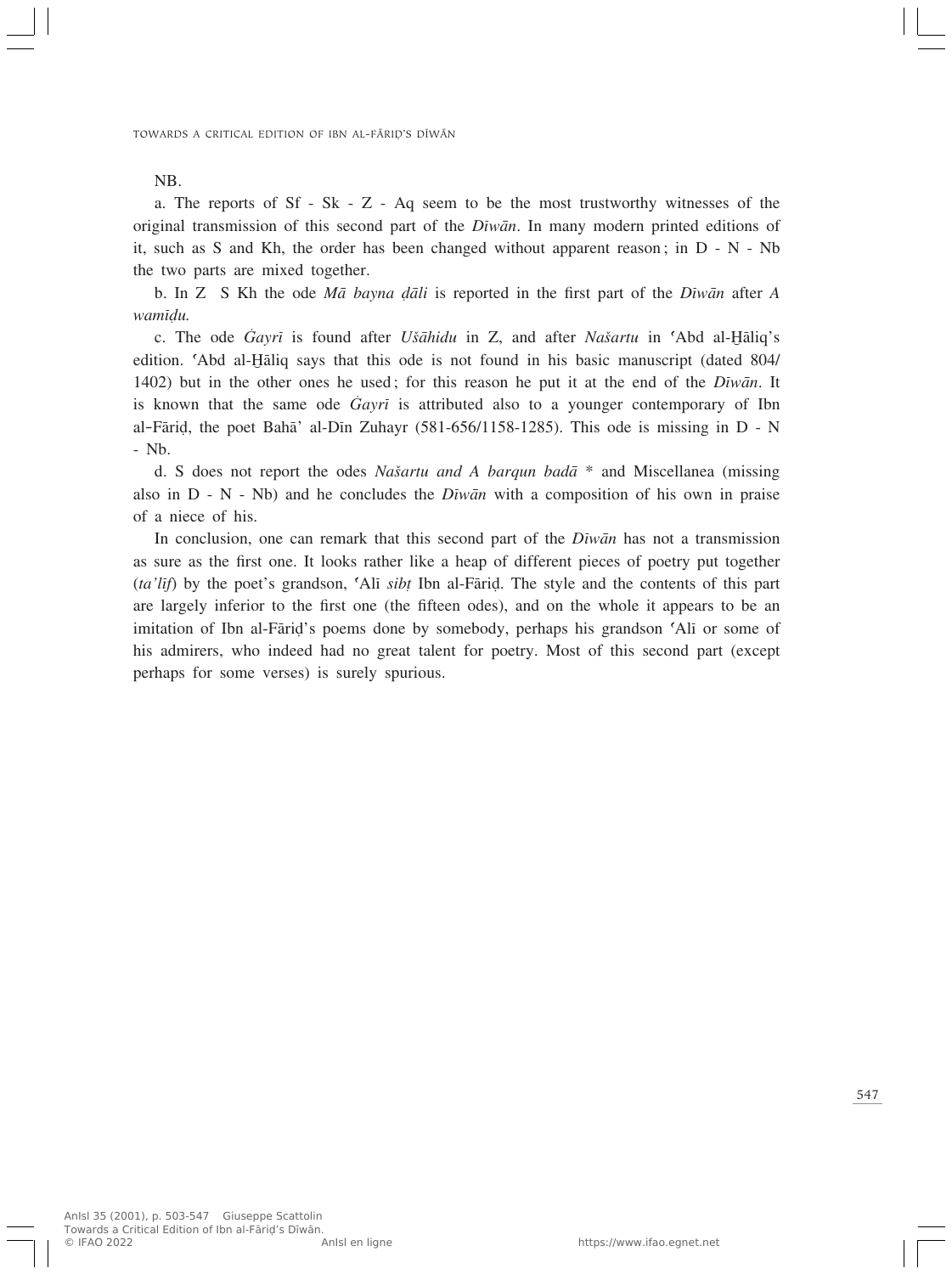NB.

a. The reports of Sf - Sk - Z - Aq seem to be the most trustworthy witnesses of the original transmission of this second part of the *Dīwān*. In many modern printed editions of it, such as S and Kh, the order has been changed without apparent reason; in D - N - Nb the two parts are mixed together.

b. In Z S Kh the ode *Mā bayna ḍāli* is reported in the first part of the *Dīwān* after *A wamīḍu.*

c. The ode *Ġayrī* is found after *Ušāhidu* in Z, and after *Našartu* in ʿAbd al-Ḫāliq's edition. ʿAbd al-Ḫāliq says that this ode is not found in his basic manuscript (dated 804/1402) but in the other ones he used; for this reason he put it at the end of the *Dīwān*. It is known that the same ode *Ġayrī* is attributed also to a younger contemporary of Ibn al-Fāriḍ, the poet Bahā' al-Dīn Zuhayr (581-656/1158-1285). This ode is missing in D - N - Nb.

d. S does not report the odes *Našartu and A barqun badā* * and Miscellanea (missing also in D - N - Nb) and he concludes the *Dīwān* with a composition of his own in praise of a niece of his.

In conclusion, one can remark that this second part of the *Dīwān* has not a transmission as sure as the first one. It looks rather like a heap of different pieces of poetry put together (*ta'līf*) by the poet's grandson, ʿAlī *sibṭ* Ibn al-Fāriḍ. The style and the contents of this part are largely inferior to the first one (the fifteen odes), and on the whole it appears to be an imitation of Ibn al-Fāriḍ's poems done by somebody, perhaps his grandson ʿAlī or some of his admirers, who indeed had no great talent for poetry. Most of this second part (except perhaps for some verses) is surely spurious.